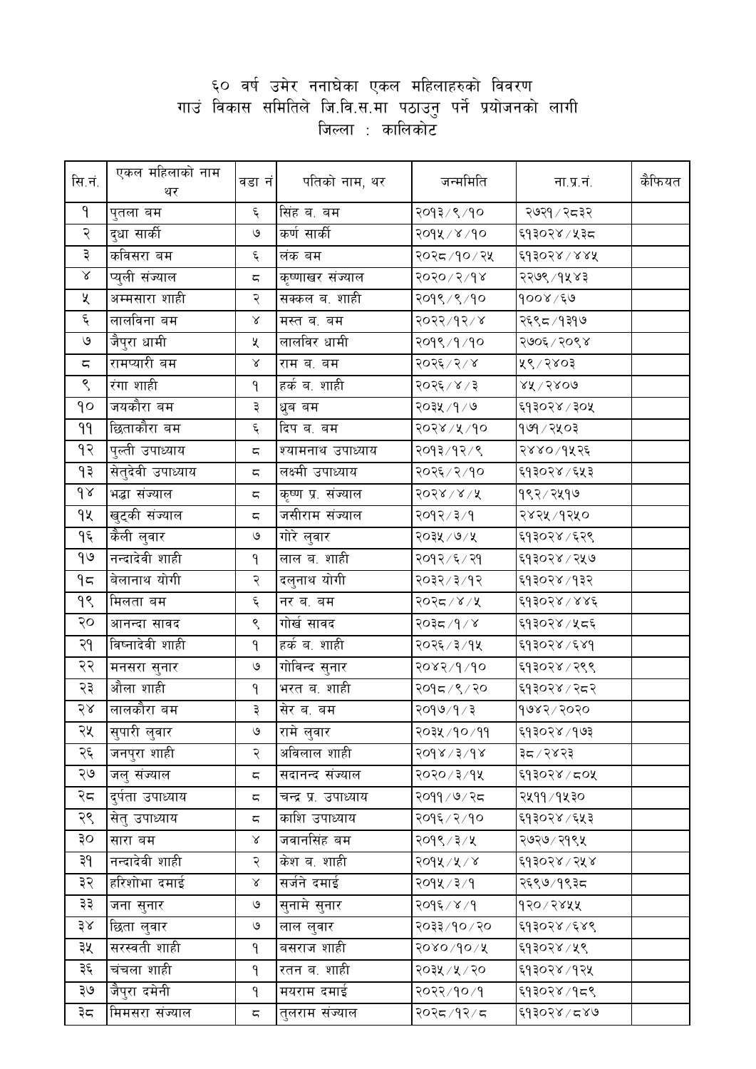# ६० वर्ष उमेर ननाघेका एकल महिलाहरुको विवरण
## गाउं विकास समितिले जि.वि.स.मा पठाउनु पर्ने प्रयोजनको लागी
### जिल्ला : कालिकोट

| सि.नं. | एकल महिलाको नाम थर | वडा नं | पतिको नाम, थर | जन्ममिति | ना.प्र.नं. | कैफियत |
|---|---|---|---|---|---|---|
| १ | पुतला बम | ६ | सिंह ब. बम | २०१३/९/१० | २७२१/२८३२ | |
| २ | दुधा सार्की | ७ | कर्ण सार्की | २०१५/४/१० | ६१३०२४/५३८ | |
| ३ | कविसरा बम | ६ | लंक बम | २०२८/१०/२५ | ६१३०२४/४४५ | |
| ४ | प्युली संज्याल | ८ | कृष्णाखर संज्याल | २०२०/२/१४ | २२७९/१५४३ | |
| ५ | अम्मसारा शाही | २ | सक्कल ब. शाही | २०१९/९/१० | १००४/६७ | |
| ६ | लालविना बम | ४ | मस्त ब. बम | २०२२/१२/४ | २६९८/१३१७ | |
| ७ | जैपुरा धामी | ५ | लालविर धामी | २०१९/१/१० | २७०६/२०९४ | |
| ८ | रामप्यारी बम | ४ | राम ब. बम | २०२६/२/४ | ५९/२४०३ | |
| ९ | रंगा शाही | १ | हर्क ब. शाही | २०२६/४/३ | ४५/२४०७ | |
| १० | जयकौरा बम | ३ | धुब बम | २०३५/१/७ | ६१३०२४/३०५ | |
| ११ | छिताकौरा बम | ६ | दिप ब. बम | २०२४/५/१० | १७१/२५०३ | |
| १२ | पुल्ती उपाध्याय | ८ | श्यामनाथ उपाध्याय | २०१३/१२/९ | २४४०/१५२६ | |
| १३ | सेतुदेवी उपाध्याय | ८ | लक्ष्मी उपाध्याय | २०२६/२/१० | ६१३०२४/६५३ | |
| १४ | भद्धा संज्याल | ८ | कृष्ण प्र. संज्याल | २०२४/४/५ | १९२/२५१७ | |
| १५ | खुट्की संज्याल | ८ | जसीराम संज्याल | २०१२/३/१ | २४२५/१२५० | |
| १६ | कैली लुवार | ७ | गोरे लुवार | २०३५/७/५ | ६१३०२४/६२९ | |
| १७ | नन्दादेवी शाही | १ | लाल ब. शाही | २०१२/६/२१ | ६१३०२४/२५७ | |
| १८ | बेलानाथ योगी | २ | दलुनाथ योगी | २०३२/३/१२ | ६१३०२४/१३२ | |
| १९ | मिलता बम | ६ | नर ब. बम | २०२८/४/५ | ६१३०२४/४४६ | |
| २० | आनन्दा सावद | ९ | गोर्ख सावद | २०३८/१/४ | ६१३०२४/५८६ | |
| २१ | विष्नादेवी शाही | १ | हर्क ब. शाही | २०२६/३/१५ | ६१३०२४/६४१ | |
| २२ | मनसरा सुनार | ७ | गोविन्द सुनार | २०४२/१/१० | ६१३०२४/२९९ | |
| २३ | औला शाही | १ | भरत ब. शाही | २०१८/९/२० | ६१३०२४/२८२ | |
| २४ | लालकौरा बम | ३ | सेर ब. बम | २०१७/१/३ | १७४२/२०२० | |
| २५ | सुपारी लुवार | ७ | रामे लुवार | २०३५/१०/११ | ६१३०२४/१७३ | |
| २६ | जनपुरा शाही | २ | अविलाल शाही | २०१४/३/१४ | ३८/२४२३ | |
| २७ | जलु संज्याल | ८ | सदानन्द संज्याल | २०२०/३/१५ | ६१३०२४/८०५ | |
| २८ | दुर्पता उपाध्याय | ८ | चन्द्र प्र. उपाध्याय | २०११/७/२८ | २५११/१५३० | |
| २९ | सेतु उपाध्याय | ८ | काशि उपाध्याय | २०१६/२/१० | ६१३०२४/६५३ | |
| ३० | सारा बम | ४ | जवानसिंह बम | २०१९/३/५ | २७२७/२१९५ | |
| ३१ | नन्दादेवी शाही | २ | केश ब. शाही | २०१५/५/४ | ६१३०२४/२५४ | |
| ३२ | हरिशोभा दमाई | ४ | सर्जने दमाई | २०१५/३/१ | २६९७/१९३८ | |
| ३३ | जना सुनार | ७ | सुनामे सुनार | २०१६/४/१ | १२०/२४५५ | |
| ३४ | छिता लुवार | ७ | लाल लुवार | २०३३/१०/२० | ६१३०२४/६४९ | |
| ३५ | सरस्वती शाही | १ | बसराज शाही | २०४०/१०/५ | ६१३०२४/५९ | |
| ३६ | चंचला शाही | १ | रतन ब. शाही | २०३५/५/२० | ६१३०२४/१२५ | |
| ३७ | जैपुरा दमेनी | १ | मयराम दमाई | २०२२/१०/१ | ६१३०२४/१८९ | |
| ३८ | मिमसरा संज्याल | ८ | तुलराम संज्याल | २०२८/१२/८ | ६१३०२४/८४७ | |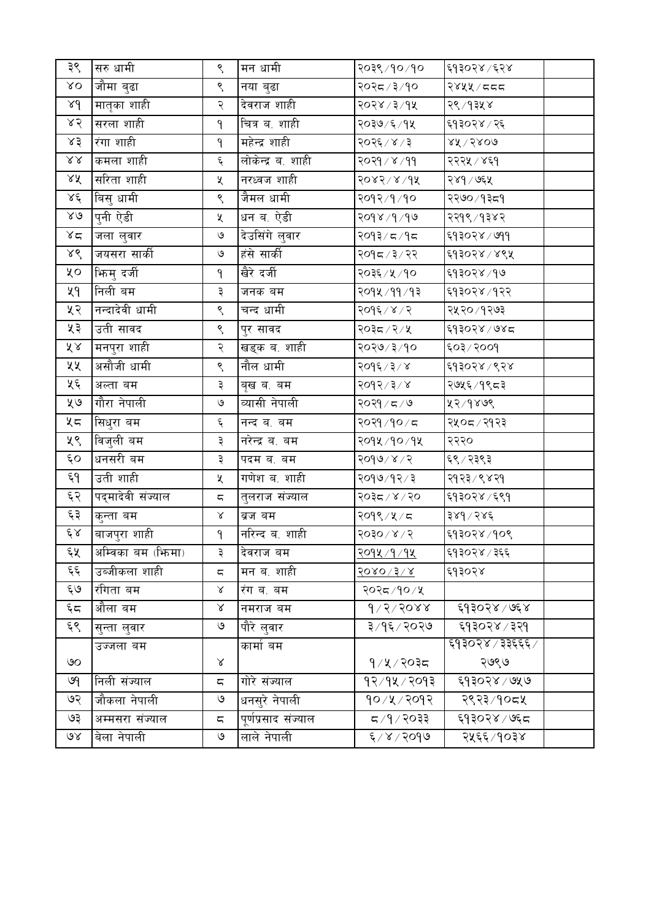| | | | | | | |
|---|---|---|---|---|---|---|
| ३९ | सरु धामी | ९ | मन धामी | २०३९/१०/१० | ६१३०२४/६२४ | |
| ४० | जौमा बुढा | ९ | नया बुढा | २०२८/३/१० | २४५५/८८८ | |
| ४१ | मातृका शाही | २ | देवराज शाही | २०२४/३/१५ | २९/१३५४ | |
| ४२ | सरला शाही | १ | चित्र ब. शाही | २०३७/६/१५ | ६१३०२४/२६ | |
| ४३ | रंगा शाही | १ | महेन्द्र शाही | २०२६/४/३ | ४५/२४०७ | |
| ४४ | कमला शाही | ६ | लोकेन्द्र ब. शाही | २०२१/४/११ | २२२५/४६१ | |
| ४५ | सरिता शाही | ५ | नरध्वज शाही | २०४२/४/१५ | २४१/७६५ | |
| ४६ | बिसु धामी | ९ | जैमल धामी | २०१२/१/१० | २२७०/१३८१ | |
| ४७ | पुनी ऐडी | ५ | धन ब. ऐडी | २०१४/१/१७ | २२१९/१३४२ | |
| ४८ | जला लुवार | ७ | देउसिंगे लुवार | २०१३/८/१८ | ६१३०२४/७११ | |
| ४९ | जयसरा सार्की | ७ | हंसे सार्की | २०१८/३/२२ | ६१३०२४/४९५ | |
| ५० | झिमु दर्जी | १ | खैरे दर्जी | २०३६/५/१० | ६१३०२४/१७ | |
| ५१ | निली बम | ३ | जनक बम | २०१५/११/१३ | ६१३०२४/१२२ | |
| ५२ | नन्दादेवी धामी | ९ | चन्द धामी | २०१६/४/२ | २५२०/१२७३ | |
| ५३ | उती सावद | ९ | पुर सावद | २०३८/२/५ | ६१३०२४/७४८ | |
| ५४ | मनपुरा शाही | २ | खड्क ब. शाही | २०२७/३/१० | ६०३/२००१ | |
| ५५ | असौजी धामी | ९ | नौल धामी | २०१६/३/४ | ६१३०२४/९२४ | |
| ५६ | अल्ता बम | ३ | बृख ब. बम | २०१२/३/४ | २७५६/१९८३ | |
| ५७ | गौरा नेपाली | ७ | ब्यासी नेपाली | २०२१/८/७ | ५२/१४७९ | |
| ५८ | सिधुरा बम | ६ | नन्द ब. बम | २०२१/१०/८ | २५०८/२१२३ | |
| ५९ | विजुली बम | ३ | नरेन्द्र ब. बम | २०१५/१०/१५ | २२२० | |
| ६० | धनसरी बम | ३ | पदम ब. बम | २०१७/४/२ | ६९/२३९३ | |
| ६१ | उती शाही | ५ | गणेश ब. शाही | २०१७/१२/३ | २१२३/९४२१ | |
| ६२ | पद्मादेवी संज्याल | ८ | तुलराज संज्याल | २०३८/४/२० | ६१३०२४/६९१ | |
| ६३ | कुन्ता बम | ४ | ब्रज बम | २०१९/५/८ | ३४१/२४६ | |
| ६४ | बाजपुरा शाही | १ | नरिन्द ब. शाही | २०३०/४/२ | ६१३०२४/१०९ | |
| ६५ | अम्बिका बम (झिमा) | ३ | देवराज बम | २०१५/१/१५ | ६१३०२४/३६६ | |
| ६६ | उब्जीकला शाही | ८ | मन ब. शाही | २०४०/३/४ | ६१३०२४ | |
| ६७ | रंगिता बम | ४ | रंग ब. बम | २०२८/१०/५ | | |
| ६८ | औला बम | ४ | नमराज बम | १/२/२०४४ | ६१३०२४/७६४ | |
| ६९ | सुन्ता लुवार | ७ | पौरे लुवार | ३/१६/२०२७ | ६१३०२४/३२१ | |
| ७० | उज्जला बम | ४ | कार्मा बम | १/५/२०३८ | ६१३०२४/३३६६६/२७९७ | |
| ७१ | निली संज्याल | ८ | गोरे संज्याल | १२/१५/२०१३ | ६१३०२४/७५७ | |
| ७२ | जौकला नेपाली | ७ | धनसुरे नेपाली | १०/५/२०१२ | २९२३/१०८५ | |
| ७३ | अम्मसरा संज्याल | ८ | पूर्णप्रसाद संज्याल | ८/१/२०३३ | ६१३०२४/७६८ | |
| ७४ | बेला नेपाली | ७ | लाले नेपाली | ६/४/२०१७ | २५६६/१०३४ | |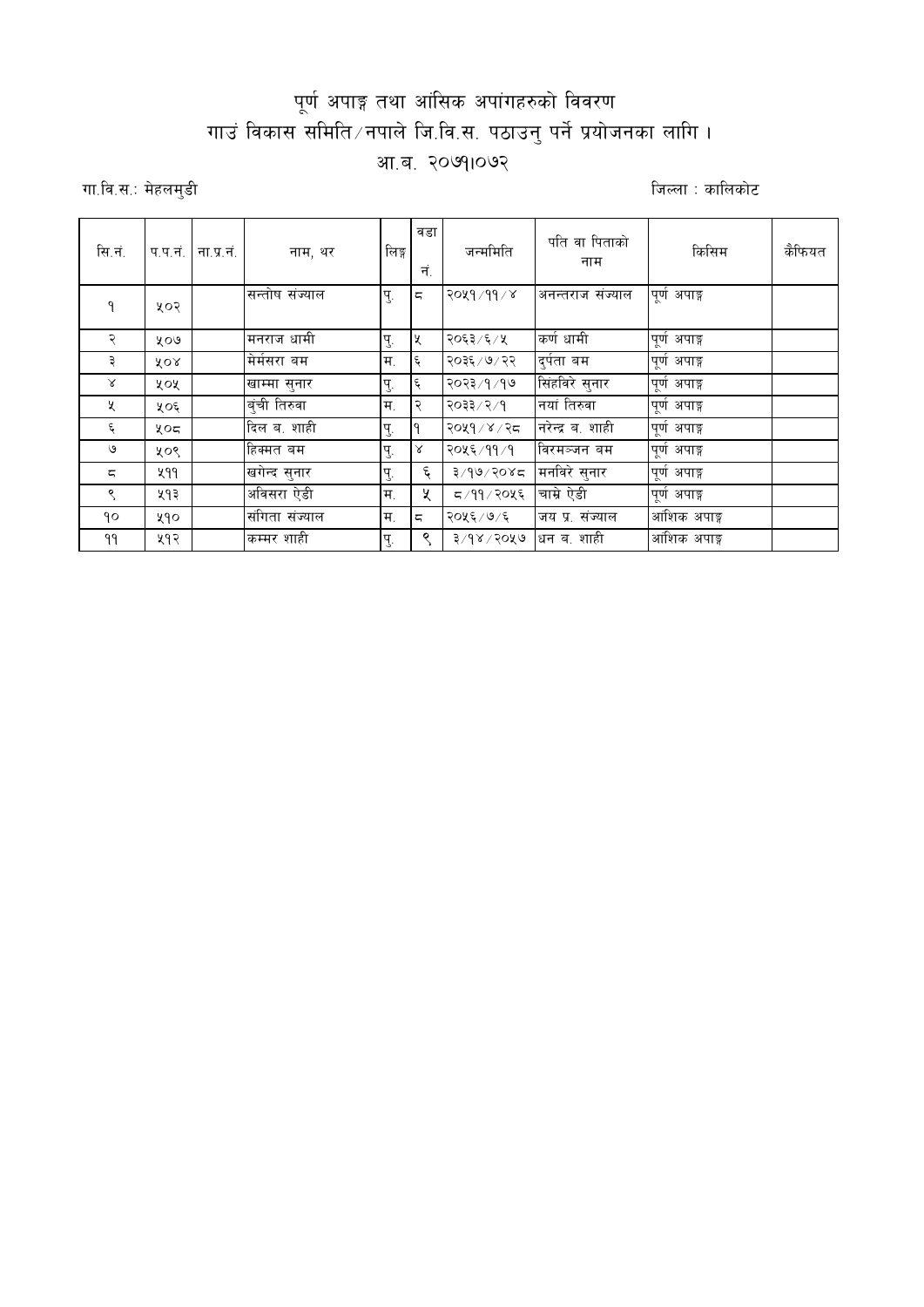# पूर्ण अपाङ्ग तथा आंसिक अपांगहरुको विवरण

## गाउं विकास समिति/नपाले जि.वि.स. पठाउनु पर्ने प्रयोजनका लागि ।

## आ.ब. २०७१।०७२

गा.वि.स.: मेहलमुडी

जिल्ला : कालिकोट

| सि.नं. | प.प.नं. | ना.प्र.नं. | नाम, थर | लिङ्ग | वडा नं. | जन्ममिति | पति वा पिताको नाम | किसिम | कैफियत |
|---|---|---|---|---|---|---|---|---|---|
| १ | ५०२ | | सन्तोष संज्याल | पु. | ८ | २०५१/११/४ | अनन्तराज संज्याल | पूर्ण अपाङ्ग | |
| २ | ५०७ | | मनराज धामी | पु. | ५ | २०६३/६/५ | कर्ण धामी | पूर्ण अपाङ्ग | |
| ३ | ५०४ | | मेर्मसरा बम | म. | ६ | २०३६/७/२२ | दुर्पता बम | पूर्ण अपाङ्ग | |
| ४ | ५०५ | | खाम्मा सुनार | पु. | ६ | २०२३/१/१७ | सिंहविरे सुनार | पूर्ण अपाङ्ग | |
| ५ | ५०६ | | बुंची तिरुवा | म. | २ | २०३३/२/१ | नयां तिरुवा | पूर्ण अपाङ्ग | |
| ६ | ५०८ | | दिल ब. शाही | पु. | १ | २०५१/४/२८ | नरेन्द्र ब. शाही | पूर्ण अपाङ्ग | |
| ७ | ५०९ | | हिक्मत बम | पु. | ४ | २०५६/११/१ | विरमञ्जन बम | पूर्ण अपाङ्ग | |
| ८ | ५११ | | खगेन्द सुनार | पु. | ६ | ३/१७/२०४८ | मनविरे सुनार | पूर्ण अपाङ्ग | |
| ९ | ५१३ | | अविसरा ऐडी | म. | ५ | ८/११/२०५६ | चाम्रे ऐडी | पूर्ण अपाङ्ग | |
| १० | ५१० | | संगिता संज्याल | म. | ८ | २०५६/७/६ | जय प्र. संज्याल | आंशिक अपाङ्ग | |
| ११ | ५१२ | | कम्मर शाही | पु. | ९ | ३/१४/२०५७ | धन ब. शाही | आंशिक अपाङ्ग | |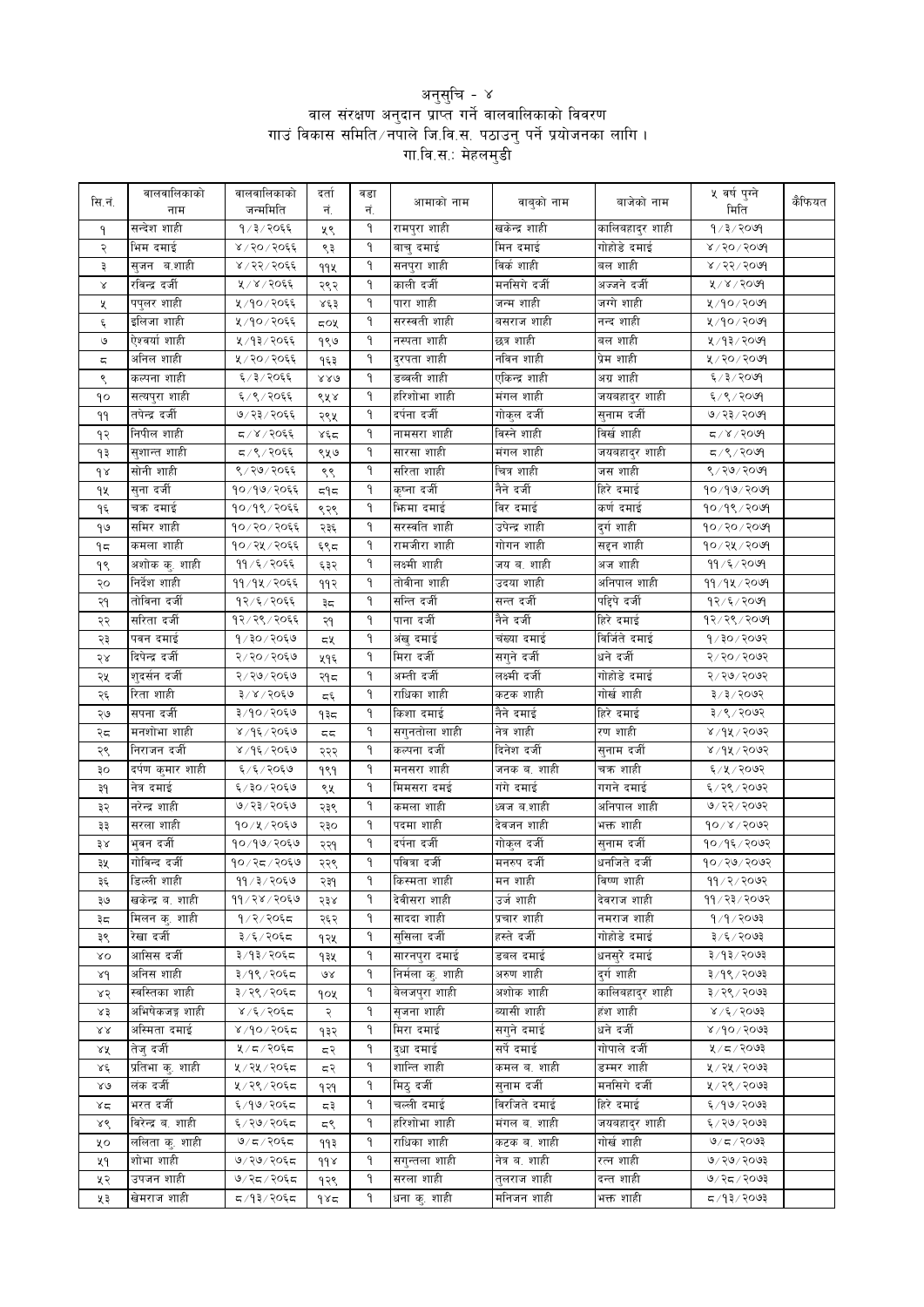# अनुसुचि - ४
## वाल संरक्षण अनुदान प्राप्त गर्ने वालवालिकाको विवरण
### गाउं विकास समिति/नपाले जि.वि.स. पठाउनु पर्ने प्रयोजनका लागि ।
### गा.वि.स.: मेहलमुडी

| सि.नं. | वालवालिकाको नाम | वालवालिकाको जन्ममिति | दर्ता नं. | वडा नं. | आमाको नाम | वाबुको नाम | बाजेको नाम | ५ वर्ष पुग्ने मिति | कैफियत |
|---|---|---|---|---|---|---|---|---|---|
| १ | सन्देश शाही | १/३/२०६६ | ५९ | १ | रामपुरा शाही | खकेन्द्र शाही | कालिवहादुर शाही | १/३/२०७१ | |
| २ | भिम दमाई | ४/२०/२०६६ | ९३ | १ | बाचु दमाई | मिन दमाई | गोहोडे दमाई | ४/२०/२०७१ | |
| ३ | सुजन ब.शाही | ४/२२/२०६६ | ११५ | १ | सनपुरा शाही | बिर्क शाही | बल शाही | ४/२२/२०७१ | |
| ४ | रविन्द्र दर्जी | ५/४/२०६६ | २९२ | १ | काली दर्जी | मनसिगे दर्जी | अज्जने दर्जी | ५/४/२०७१ | |
| ५ | पपुलर शाही | ५/१०/२०६६ | ४६३ | १ | पारा शाही | जन्म शाही | जग्गे शाही | ५/१०/२०७१ | |
| ६ | इलिजा शाही | ५/१०/२०६६ | ८०५ | १ | सरस्वती शाही | बसराज शाही | नन्द शाही | ५/१०/२०७१ | |
| ७ | ऐश्वर्या शाही | ५/१३/२०६६ | १९७ | १ | नस्पता शाही | छत्र शाही | बल शाही | ५/१३/२०७१ | |
| ८ | अनिल शाही | ५/२०/२०६६ | १६३ | १ | दुरपता शाही | नविन शाही | प्रेम शाही | ५/२०/२०७१ | |
| ९ | कल्पना शाही | ६/३/२०६६ | ४४७ | १ | डब्वली शाही | एकिन्द्र शाही | अग्र शाही | ६/३/२०७१ | |
| १० | सत्यपुरा शाही | ६/९/२०६६ | ९५४ | १ | हरिशोभा शाही | मंगल शाही | जयबहादुर शाही | ६/९/२०७१ | |
| ११ | तपेन्द्र दर्जी | ७/२३/२०६६ | २९५ | १ | दर्पना दर्जी | गोकुल दर्जी | सुनाम दर्जी | ७/२३/२०७१ | |
| १२ | निपील शाही | ८/४/२०६६ | ४६८ | १ | नामसरा शाही | बिस्ने शाही | विर्खे शाही | ८/४/२०७१ | |
| १३ | सुशान्त शाही | ८/९/२०६६ | ९५७ | १ | सारसा शाही | मंगल शाही | जयबहादुर शाही | ८/९/२०७१ | |
| १४ | सोनी शाही | ९/२७/२०६६ | ९९ | १ | सरिता शाही | चित्र शाही | जस शाही | ९/२७/२०७१ | |
| १५ | सुना दर्जी | १०/१७/२०६६ | ८१८ | १ | कृष्ना दर्जी | नैने दर्जी | हिरे दमाई | १०/१७/२०७१ | |
| १६ | चक्र दमाई | १०/१९/२०६६ | ९२९ | १ | भिमा दमाई | विर दमाई | कर्ण दमाई | १०/१९/२०७१ | |
| १७ | समिर शाही | १०/२०/२०६६ | २३६ | १ | सरस्वति शाही | उपेन्द्र शाही | दुर्ग शाही | १०/२०/२०७१ | |
| १८ | कमला शाही | १०/२५/२०६६ | ६९८ | १ | रामजीरा शाही | गोगन शाही | सहन शाही | १०/२५/२०७१ | |
| १९ | अशोक कु. शाही | ११/६/२०६६ | ६३२ | १ | लक्ष्मी शाही | जय ब. शाही | अज शाही | ११/६/२०७१ | |
| २० | निर्देश शाही | ११/१५/२०६६ | ११२ | १ | तोबीना शाही | उदया शाही | अनिपाल शाही | ११/१५/२०७१ | |
| २१ | तोबिना दर्जी | १२/६/२०६६ | ३८ | १ | सन्ति दर्जी | सन्त दर्जी | पट्टिपे दर्जी | १२/६/२०७१ | |
| २२ | सरिता दर्जी | १२/२९/२०६६ | २१ | १ | पाना दर्जी | नैने दर्जी | हिरे दमाई | १२/२९/२०७१ | |
| २३ | पवन दमाई | १/३०/२०६७ | ८५ | १ | अंखु दमाई | चख्या दमाई | बिर्जिते दमाई | १/३०/२०७२ | |
| २४ | दिपेन्द्र दर्जी | २/२०/२०६७ | ५१६ | १ | मिरा दर्जी | सगुने दर्जी | धने दर्जी | २/२०/२०७२ | |
| २५ | शुदर्सन दर्जी | २/२७/२०६७ | २१८ | १ | अम्ती दर्जी | लक्ष्मी दर्जी | गोहोडे दमाई | २/२७/२०७२ | |
| २६ | रिता शाही | ३/४/२०६७ | ८६ | १ | राधिका शाही | कटक शाही | गोर्ख शाही | ३/३/२०७२ | |
| २७ | सपना दर्जी | ३/१०/२०६७ | १३८ | १ | किशा दमाई | नैने दर्जी | हिरे दमाई | ३/९/२०७२ | |
| २८ | मनशोभा शाही | ४/१६/२०६७ | ८८ | १ | सगुनतोला शाही | नेत्र शाही | रण शाही | ४/१५/२०७२ | |
| २९ | निराजन दर्जी | ४/१६/२०६७ | २२२ | १ | कल्पना दर्जी | दिनेश दर्जी | सुनाम दर्जी | ४/१५/२०७२ | |
| ३० | दर्पण कुमार शाही | ६/६/२०६७ | १९१ | १ | मनसरा शाही | जनक ब. शाही | चक्र शाही | ६/५/२०७२ | |
| ३१ | नेत्र दमाई | ६/३०/२०६७ | ९५ | १ | मिमसरा दमई | गंगे दमाई | गगने दमाई | ६/२९/२०७२ | |
| ३२ | नरेन्द्र शाही | ७/२३/२०६७ | २३९ | १ | कमला शाही | ध्वज ब.शाही | अनिपाल शाही | ७/२२/२०७२ | |
| ३३ | सरला शाही | १०/५/२०६७ | २३० | १ | पदमा शाही | देवजन शाही | भक्त शाही | १०/४/२०७२ | |
| ३४ | भुवन दर्जी | १०/१७/२०६७ | २२१ | १ | दर्पना दर्जी | गोकुल दर्जी | सुनाम दर्जी | १०/१६/२०७२ | |
| ३५ | गोबिन्द दर्जी | १०/२८/२०६७ | २२९ | १ | पवित्रा दर्जी | मनरुप दर्जी | धनजिते दर्जी | १०/२७/२०७२ | |
| ३६ | डिल्ली शाही | ११/३/२०६७ | २३१ | १ | किस्मता शाही | मन शाही | विष्ण शाही | ११/२/२०७२ | |
| ३७ | खकेन्द्र ब. शाही | ११/२४/२०६७ | २३४ | १ | देवीसरा शाही | उर्ज शाही | देवराज शाही | ११/२३/२०७२ | |
| ३८ | मिलन कु. शाही | १/२/२०६८ | २६२ | १ | साददा शाही | प्रचार शाही | नमराज शाही | १/१/२०७३ | |
| ३९ | रेखा दर्जी | ३/६/२०६८ | १२५ | १ | सुसिला दर्जी | हस्ते दर्जी | गोहोडे दमाई | ३/६/२०७३ | |
| ४० | आसिस दर्जी | ३/१३/२०६८ | १३५ | १ | सारनपुरा दमाई | डबल दमाई | धनसुरे दमाई | ३/१३/२०७३ | |
| ४१ | अनिस शाही | ३/१९/२०६८ | ७४ | १ | निर्मला कु. शाही | अरुण शाही | दुर्ग शाही | ३/१९/२०७३ | |
| ४२ | स्वस्तिका शाही | ३/२९/२०६८ | १०५ | १ | बेलजपुरा शाही | अशोक शाही | कालिवहादुर शाही | ३/२९/२०७३ | |
| ४३ | अभिषेकजङ्ग शाही | ४/६/२०६८ | २ | १ | सृजना शाही | ब्यासी शाही | हंश शाही | ४/६/२०७३ | |
| ४४ | अस्मिता दमाई | ४/१०/२०६८ | १३२ | १ | मिरा दमाई | सगुने दमाई | धने दर्जी | ४/१०/२०७३ | |
| ४५ | तेजु दर्जी | ५/८/२०६८ | ८२ | १ | दुधा दमाई | सर्पे दमाई | गोपाले दर्जी | ५/८/२०७३ | |
| ४६ | प्रतिभा कु. शाही | ५/२५/२०६८ | ८२ | १ | शान्ति शाही | कमल ब. शाही | डम्मर शाही | ५/२५/२०७३ | |
| ४७ | लंक दर्जी | ५/२९/२०६८ | १२१ | १ | मिठु दर्जी | सुनाम दर्जी | मनसिगे दर्जी | ५/२९/२०७३ | |
| ४८ | भरत दर्जी | ६/१७/२०६८ | ८३ | १ | चल्ली दमाई | बिरजिते दमाई | हिरे दमाई | ६/१७/२०७३ | |
| ४९ | बिरेन्द्र ब. शाही | ६/२७/२०६८ | ८९ | १ | हरिशोभा शाही | मंगल ब. शाही | जयबहादुर शाही | ६/२७/२०७३ | |
| ५० | ललिता कु. शाही | ७/८/२०६८ | ११३ | १ | राधिका शाही | कटक ब. शाही | गोर्ख शाही | ७/८/२०७३ | |
| ५१ | शोभा शाही | ७/२७/२०६८ | ११४ | १ | सगुन्तला शाही | नेत्र ब. शाही | रत्न शाही | ७/२७/२०७३ | |
| ५२ | उपजन शाही | ७/२८/२०६८ | १२९ | १ | सरला शाही | तुलराज शाही | दन्त शाही | ७/२८/२०७३ | |
| ५३ | खेमराज शाही | ८/१३/२०६८ | १४८ | १ | धना कु. शाही | मनिजन शाही | भक्त शाही | ८/१३/२०७३ | |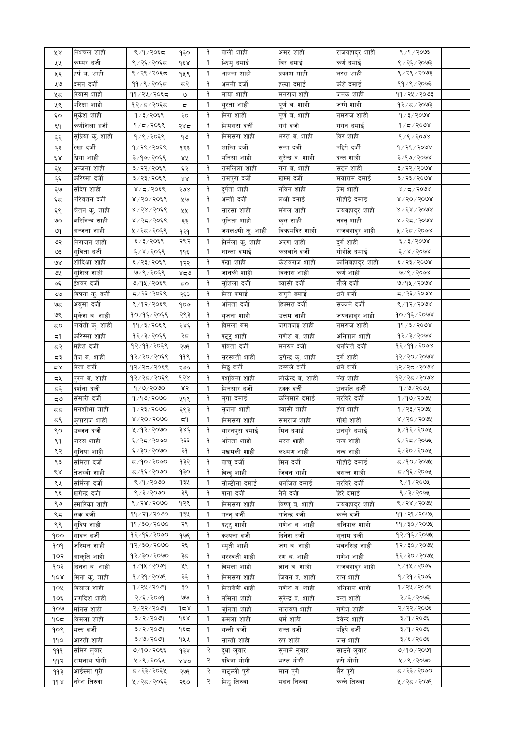| | | | | | | | | | |
|---|---|---|---|---|---|---|---|---|---|
| ५४ | निश्चल शाही | ९/१/२०६८ | १६० | १ | बाली शाही | अमर शाही | राजबहादुर शाही | ९/१/२०७३ | |
| ५५ | कम्मर दर्जी | ९/२६/२०६८ | १६४ | १ | भिम्नु दमाई | बिर दमाई | कर्ण दमाई | ९/२६/२०७३ | |
| ५६ | हर्ष ब. शाही | ९/२९/२०६८ | १५९ | १ | भावना शाही | प्रकाश शाही | भरत शाही | ९/२९/२०७३ | |
| ५७ | दमन दर्जी | ११/९/२०६८ | ८२ | १ | अमनी दर्जी | हल्या दमाई | कंशे दमाई | ११/९/२०७३ | |
| ५८ | रियास शाही | ११/२५/२०६८ | ७ | १ | माया शाही | मनराज शही | जनक शाही | ११/२५/२०७३ | |
| ५९ | परिक्षा शाही | १२/८/२०६८ | ८ | १ | सुरता शाही | पूर्ण ब. शाही | जग्गे शाही | १२/८/२०७३ | |
| ६० | मुकेश शाही | १/३/२०६९ | २० | १ | मिरा शाही | पूर्ण ब. शाही | नमराज शाही | १/३/२०७४ | |
| ६१ | कर्णशिला दर्जी | १/८/२०६९ | २४८ | १ | मिमसरा दर्जी | गंगे दर्जी | गगने दमाई | १/८/२०७४ | |
| ६२ | सुप्रिया कु. शाही | १/९/२०६९ | १७ | १ | मिमसरा शाही | भरत ब. शाही | बिर शाही | १/९/२०७४ | |
| ६३ | रेखा दर्जी | १/२९/२०६९ | १२३ | १ | शान्ति दर्जी | सन्त दर्जी | पट्टिपे दर्जी | १/२९/२०७४ | |
| ६४ | प्रिया शाही | ३/१७/२०६९ | ४५ | १ | मनिसा शाही | सुरेन्द्र ब. शाही | दन्त शाही | ३/१७/२०७४ | |
| ६५ | अन्जना शाही | ३/२२/२०६९ | ६२ | १ | रामलिला शाही | गंग ब. शाही | सद्दन शाही | ३/२२/२०७४ | |
| ६६ | करिष्मा दर्जी | ३/२३/२०६९ | ४४ | १ | रामपुरा दर्जी | खम्म दर्जी | मयाराम दमाई | ३/२३/२०७४ | |
| ६७ | संदिप शाही | ४/८/२०६९ | २७४ | १ | दुर्पता शाही | नविन शाही | प्रेम शाही | ४/८/२०७४ | |
| ६८ | परिवर्तन दर्जी | ४/२०/२०६९ | ५७ | १ | अम्ती दर्जी | लक्षी दमाई | गोहोडे दमाई | ४/२०/२०७४ | |
| ६९ | चेतन कु. शाही | ४/२४/२०६९ | ५५ | १ | सारसा शाही | मंगल शाही | जयबहादुर शाही | ४/२४/२०७४ | |
| ७० | अरिबिन्द शाही | ४/२८/२०६९ | ६३ | १ | सुनिता शाही | कुल शाही | तक्त् शाही | ४/२८/२०७४ | |
| ७१ | अन्जना शाही | ५/२८/२०६९ | १२१ | १ | जयलक्ष्मी कु. शाही | बिक्रमबिर शाही | राजबहादुर शाही | ५/२८/२०७४ | |
| ७२ | निराजन शाही | ६/३/२०६९ | २९२ | १ | निर्मला कु. शाही | अरुण शाही | दुर्ग शाही | ६/३/२०७४ | |
| ७३ | सुबिता दर्जी | ६/४/२०६९ | ११६ | १ | शान्ता दमाई | कलवाने दर्जी | गोहोडे दमाई | ६/४/२०७४ | |
| ७४ | शोदिक्षा शाही | ६/२३/२०६९ | १२२ | १ | पंखा शाही | केशवराज शाही | कालिबहादुर शाही | ६/२३/२०७४ | |
| ७५ | सुशिल शाही | ७/९/२०६९ | ४८७ | १ | जानकी शाही | बिकास शाही | कर्ण शाही | ७/९/२०७४ | |
| ७६ | ईश्वर दर्जी | ७/१५/२०६९ | ८० | १ | सुशिला दर्जी | ब्यासी दर्जी | नौले दर्जी | ७/१५/२०७४ | |
| ७७ | बिपना कु. दर्जी | ८/२३/२०६९ | २६३ | १ | मिरा दमाई | सगुने दमाई | धने दर्जी | ८/२३/२०७४ | |
| ७८ | अयुसा दर्जी | ९/१२/२०६९ | १०७ | १ | अनिता दर्जी | हिक्मत दर्जी | सज्जने दर्जी | ९/१२/२०७४ | |
| ७९ | मुकेश ब. शाही | १०/१६/२०६९ | २९३ | १ | सृजना शाही | उत्तम शाही | जयबहादुर शाही | १०/१६/२०७४ | |
| ८० | पार्वती कु. शाही | ११/३/२०६९ | २५६ | १ | बिमला बम | जगतजङ्ग शाही | नमराज शाही | ११/३/२०७४ | |
| ८१ | करिस्मा शाही | १२/३/२०६९ | २८ | १ | पट्टु शाही | गणेश ब. शाही | अनिपाल शाही | १२/३/२०७४ | |
| ८२ | महेश दर्जी | १२/११/२०६९ | २७१ | १ | पबिता दर्जी | मनरुप दर्जी | धनजिते दर्जी | १२/११/२०७४ | |
| ८३ | तेज ब. शाही | १२/२०/२०६९ | ११९ | १ | सरस्वती शाही | उपेन्द्र कु. शाही | दुर्ग शाही | १२/२०/२०७४ | |
| ८४ | रिता दर्जी | १२/२८/२०६९ | २७० | १ | मिट्ठ दर्जी | डब्बले दर्जी | धने दर्जी | १२/२८/२०७४ | |
| ८५ | पुरन ब. शाही | १२/२८/२०६९ | १२४ | १ | पशुबिना शाही | लोकेन्द्र ब. शाही | पंख शाही | १२/२८/२०७४ | |
| ८६ | दर्शना दर्जी | १/७/२०७० | ४२ | १ | मिनसार दर्जी | टक्क दर्जी | धनपति दर्जी | १/७/२०७५ | |
| ८७ | संसारी दर्जी | १/१७/२०७० | ५१९ | १ | मुगा दमाई | कलिमाने दमाई | नरबिरे दर्जी | १/१७/२०७५ | |
| ८८ | मनशोभा शाही | १/२३/२०७० | ६९३ | १ | सृजना शाही | ब्यासी शाही | हंश शाही | १/२३/२०७५ | |
| ८९ | कृपाराज शाही | ४/२०/२०७० | ८१ | १ | मिमसरा शाही | समराज शाही | गोर्ख शाही | ४/२०/२०७५ | |
| ९० | उज्जन दर्जी | ५/१२/२०७० | ३४६ | १ | सारनपुरा दमाई | मिन दमाई | धनसुरे दमाई | ५/१२/२०७५ | |
| ९१ | पारस शाही | ६/२८/२०७० | २३३ | १ | अनिता शाही | भरत शाही | नन्द शाही | ६/२८/२०७५ | |
| ९२ | सुनिया शाही | ६/३०/२०७० | ३१ | १ | मखमली शाही | लक्ष्मण शाही | नन्द शाही | ६/३०/२०७५ | |
| ९३ | समिता दर्जी | ८/१०/२०७० | १३२ | १ | बाचु दर्जी | मिन दर्जी | गोहोडे दमाई | ८/१०/२०७५ | |
| ९४ | तेजस्वी शाही | ८/१६/२०७० | १३० | १ | बिन्दु शाही | जिवन शाही | बसन्त शाही | ८/१६/२०७५ | |
| ९५ | समिला दर्जी | ९/१/२०७० | १३५ | १ | सोल्टीना दमाई | धनजित दमाई | नरबिरे दर्जी | ९/१/२०७५ | |
| ९६ | खगेन्द्र दर्जी | ९/३/२०७० | ३९ | १ | पाना दर्जी | नैने दर्जी | हिरे दमाई | ९/३/२०७५ | |
| ९७ | स्मारिका शाही | ९/२४/२०७० | १२९ | १ | मिमसरा शाही | बिष्णु ब. शाही | जयबहादुर शाही | ९/२४/२०७५ | |
| ९८ | लंक दर्जी | ११/२१/२०७० | १३५ | १ | मन्जु दर्जी | गजेन्द्र दर्जी | कन्ने दर्जी | ११/२१/२०७५ | |
| ९९ | सुदिप शाही | ११/३०/२०७० | २९ | १ | पट्टु शाही | गणेश ब. शाही | अनिपाल शाही | ११/३०/२०७५ | |
| १०० | सादन दर्जी | १२/१६/२०७० | १७९ | १ | कल्पना दर्जी | दिनेश दर्जी | सुनाम दर्जी | १२/१६/२०७५ | |
| १०१ | जस्मिन शाही | १२/३०/२०७० | २६ | १ | स्मृती शाही | जंग ब. शाही | भवनसिंह शाही | १२/३०/२०७५ | |
| १०२ | आकृति शाही | १२/३०/२०७० | ३८ | १ | सरस्वती शाही | रण ब. शाही | गणेश शाही | १२/३०/२०७५ | |
| १०३ | दिनेश ब. शाही | १/१५/२०७१ | ५१ | १ | बिमला शाही | ज्ञान ब. शाही | राजबहादुर शाही | १/१५/२०७६ | |
| १०४ | मिना कु. शाही | १/२१/२०७१ | ३६ | १ | मिमसरा शाही | जिवन ब. शाही | रत्न शाही | १/२१/२०७६ | |
| १०५ | बिसाल शाही | १/२५/२०७१ | ३० | १ | मिरादेवी शाही | गणेश ब. शाही | अनिपाल शाही | १/२५/२०७६ | |
| १०६ | जगदिश शाही | २/६/२०७१ | ७७ | १ | मसिना शाही | सुरेन्द्र ब. शाही | दन्त शाही | २/६/२०७६ | |
| १०७ | मनिस शाही | २/२२/२०७१ | १८४ | १ | जुनिता शाही | नारायण शाही | गणेश शाही | २/२२/२०७६ | |
| १०८ | बिमला शाही | ३/२/२०७१ | १६४ | १ | कमला शाही | धर्म शाही | देवेन्द्र शाही | ३/१/२०७६ | |
| १०९ | भक्त दर्जी | ३/२/२०७१ | १६८ | १ | सन्ती दर्जी | सन्त दर्जी | पट्टिपे दर्जी | ३/१/२०७६ | |
| ११० | आरती शाही | ३/७/२०७१ | १५५ | १ | सान्ती शाही | रुप शाही | जस शाही | ३/६/२०७६ | |
| १११ | समिर लुवार | ७/१०/२०६६ | १३४ | २ | दुधा लुवार | सुनामे लुवार | साउने लुवार | ७/१०/२०७१ | |
| ११२ | रामनाथ योगी | ५/९/२०६५ | ४४० | २ | पबिता योगी | भरत योगी | हरी योगी | ५/९/२०७० | |
| ११३ | आईस्मा पुरी | ८/२३/२०६५ | २७१ | २ | बाटुल्ली पुरी | मान पुरी | भैर पुरी | ८/२३/२०७० | |
| ११४ | नरेश तिरुवा | ५/२८/२०६६ | २६० | २ | मिठु तिरुवा | मदन तिरुवा | कन्ने तिरुवा | ५/२८/२०७१ | |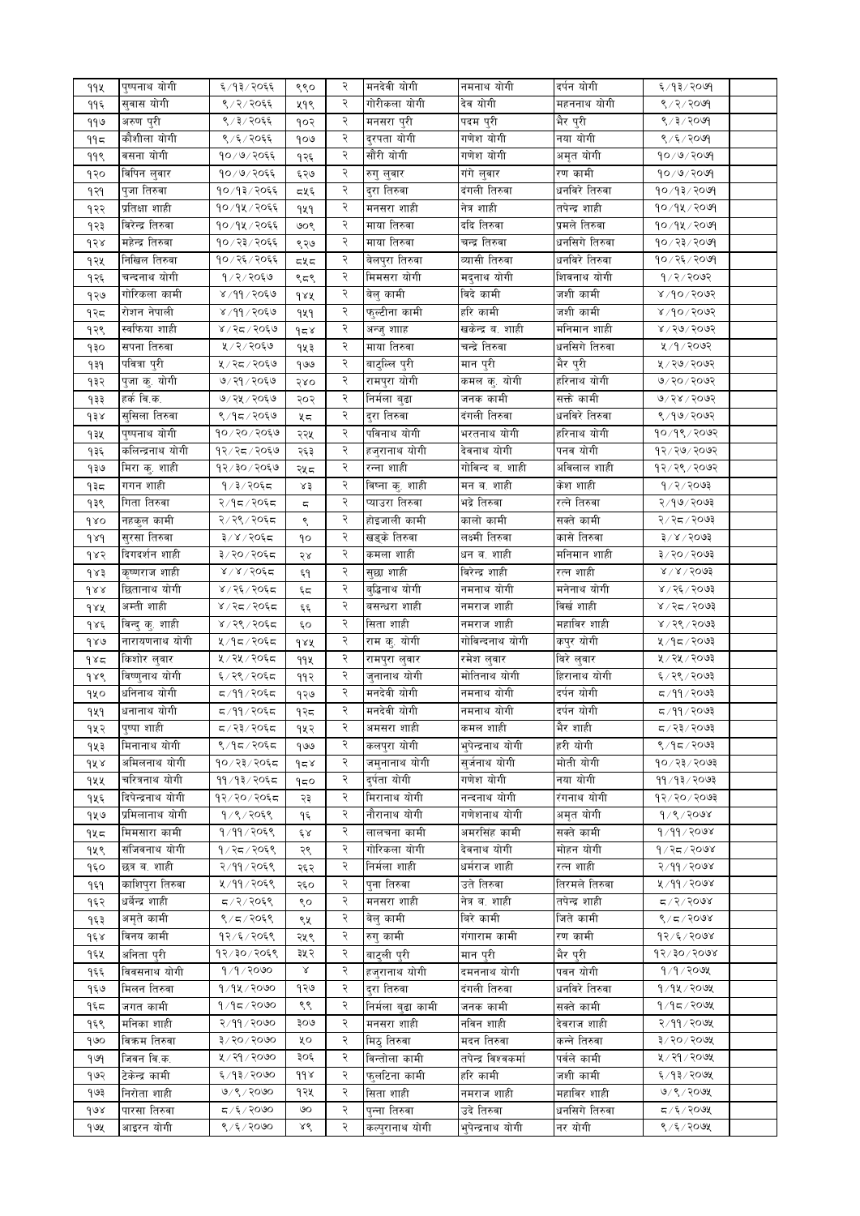| | | | | | | | | | |
|---|---|---|---|---|---|---|---|---|---|
| ११५ | पुष्पनाथ योगी | ६/१३/२०६६ | ९९० | २ | मनदेवी योगी | नमनाथ योगी | दर्पन योगी | ६/१३/२०७१ | |
| ११६ | सुवास योगी | ९/२/२०६६ | ५१९ | २ | गोरीकला योगी | देव योगी | महननाथ योगी | ९/२/२०७१ | |
| ११७ | अरुण पुरी | ९/३/२०६६ | १०२ | २ | मनसरा पुरी | पदम पुरी | भैर पुरी | ९/३/२०७१ | |
| ११८ | कौशीला योगी | ९/६/२०६६ | १०७ | २ | दुरपता योगी | गणेश योगी | नया योगी | ९/६/२०७१ | |
| ११९ | बसना योगी | १०/७/२०६६ | १२६ | २ | सौरी योगी | गणेश योगी | अमृत योगी | १०/७/२०७१ | |
| १२० | विपिन लुवार | १०/७/२०६६ | ६२७ | २ | रुगु लुवार | गंगे लुवार | रण कामी | १०/७/२०७१ | |
| १२१ | पुजा तिरुवा | १०/१३/२०६६ | ८५६ | २ | दुरा तिरुवा | दंगली तिरुवा | धनविरे तिरुवा | १०/१३/२०७१ | |
| १२२ | प्रतिक्षा शाही | १०/१५/२०६६ | १५१ | २ | मनसरा शाही | नेत्र शाही | तपेन्द्र शाही | १०/१५/२०७१ | |
| १२३ | विरेन्द्र तिरुवा | १०/१५/२०६६ | ७०९ | २ | माया तिरुवा | ददि तिरुवा | प्रमले तिरुवा | १०/१५/२०७१ | |
| १२४ | महेन्द्र तिरुवा | १०/२३/२०६६ | ९२७ | २ | माया तिरुवा | चन्द्र तिरुवा | धनसिगे तिरुवा | १०/२३/२०७१ | |
| १२५ | निखिल तिरुवा | १०/२६/२०६६ | ८५८ | २ | बेलपुरा तिरुवा | व्यासी तिरुवा | धनविरे तिरुवा | १०/२६/२०७१ | |
| १२६ | चन्दनाथ योगी | १/२/२०६७ | ९८९ | २ | मिमसरा योगी | मदुनाथ योगी | शिवनाथ योगी | १/२/२०७२ | |
| १२७ | गोरिकला कामी | ४/११/२०६७ | १४५ | २ | बेलु कामी | विदे कामी | जशी कामी | ४/१०/२०७२ | |
| १२८ | रोशन नेपाली | ४/११/२०६७ | १५१ | २ | फुल्दीना कामी | हरि कामी | जशी कामी | ४/१०/२०७२ | |
| १२९ | स्वफिया शाही | ४/२८/२०६७ | १८४ | २ | अन्जु शााह | खकेन्द्र ब. शाही | मनिमान शाही | ४/२७/२०७२ | |
| १३० | सपना तिरुवा | ५/२/२०६७ | १५३ | २ | माया तिरुवा | चन्द्रे तिरुवा | धनसिगे तिरुवा | ५/१/२०७२ | |
| १३१ | पवित्रा पुरी | ५/२८/२०६७ | १७७ | २ | बाटुल्लि पुरी | मान पुरी | भैर पुरी | ५/२७/२०७२ | |
| १३२ | पुजा कु. योगी | ७/२१/२०६७ | २४० | २ | रामपुरा योगी | कमल कु. योगी | हरिनाथ योगी | ७/२०/२०७२ | |
| १३३ | हर्क वि.क. | ७/२५/२०६७ | २०२ | २ | निर्मला बुढा | जनक कामी | सक्ते कामी | ७/२४/२०७२ | |
| १३४ | सुसिला तिरुवा | ९/१८/२०६७ | ५८ | २ | दुरा तिरुवा | दंगली तिरुवा | धनविरे तिरुवा | ९/१७/२०७२ | |
| १३५ | पुष्पनाथ योगी | १०/२०/२०६७ | २२५ | २ | पविनाथ योगी | भरतनाथ योगी | हरिनाथ योगी | १०/१९/२०७२ | |
| १३६ | कलिन्द्रनाथ योगी | १२/२८/२०६७ | २६३ | २ | हजुरानाथ योगी | देवनाथ योगी | पनव योगी | १२/२७/२०७२ | |
| १३७ | मिरा कु. शाही | १२/३०/२०६७ | २५८ | २ | रन्ना शाही | गोविन्द ब. शाही | अविलाल शाही | १२/२९/२०७२ | |
| १३८ | गगन शाही | १/३/२०६८ | ४३ | २ | विष्ना कु. शाही | मन ब. शाही | केश शाही | १/२/२०७३ | |
| १३९ | गिता तिरुवा | २/१८/२०६८ | ८ | २ | प्याउरा तिरुवा | भद्रे तिरुवा | रत्ने तिरुवा | २/१७/२०७३ | |
| १४० | नहकुल कामी | २/२९/२०६८ | ९ | २ | होइजाली कामी | कालो कामी | सक्ते कामी | २/२८/२०७३ | |
| १४१ | सुरसा तिरुवा | ३/४/२०६८ | १० | २ | खड्के तिरुवा | लक्ष्मी तिरुवा | कासे तिरुवा | ३/४/२०७३ | |
| १४२ | दिगदर्शन शाही | ३/२०/२०६८ | २४ | २ | कमला शाही | धन ब. शाही | मनिमान शाही | ३/२०/२०७३ | |
| १४३ | कृष्णराज शाही | ४/४/२०६८ | ६१ | २ | सुछा शाही | विरेन्द्र शाही | रत्न शाही | ४/४/२०७३ | |
| १४४ | छितानाथ योगी | ४/२६/२०६८ | ६८ | २ | बुद्धिनाथ योगी | नमनाथ योगी | मनेनाथ योगी | ४/२६/२०७३ | |
| १४५ | अम्ती शाही | ४/२८/२०६८ | ६६ | २ | बसन्धरा शाही | नमराज शाही | विर्ख शाही | ४/२८/२०७३ | |
| १४६ | बिन्दु कु. शाही | ४/२९/२०६८ | ६० | २ | सिता शाही | नमराज शाही | महाविर शाही | ४/२९/२०७३ | |
| १४७ | नारायणनाथ योगी | ५/१८/२०६८ | १४५ | २ | राम कु. योगी | गोविन्दनाथ योगी | कपुर योगी | ५/१८/२०७३ | |
| १४८ | किशोर लुवार | ५/२५/२०६८ | ११५ | २ | रामपुरा लुवार | रमेश लुवार | विरे लुवार | ५/२५/२०७३ | |
| १४९ | विष्णुनाथ योगी | ६/२९/२०६८ | ११२ | २ | जुनानाथ योगी | मोतिनाथ योगी | हिरानाथ योगी | ६/२९/२०७३ | |
| १५० | धनिनाथ योगी | ८/११/२०६८ | १२७ | २ | मनदेवी योगी | नमनाथ योगी | दर्पन योगी | ८/११/२०७३ | |
| १५१ | धनानाथ योगी | ८/११/२०६८ | १२८ | २ | मनदेवी योगी | नमनाथ योगी | दर्पन योगी | ८/११/२०७३ | |
| १५२ | पुष्पा शाही | ८/२३/२०६८ | १५२ | २ | अमसरा शाही | कमल शाही | भैर शाही | ८/२३/२०७३ | |
| १५३ | मिनानाथ योगी | ९/१८/२०६८ | १७७ | २ | कलपुरा योगी | भुपेन्द्रनाथ योगी | हरी योगी | ९/१८/२०७३ | |
| १५४ | अमिलनाथ योगी | १०/२३/२०६८ | १८४ | २ | जमुनानाथ योगी | सुर्जनाथ योगी | मोती योगी | १०/२३/२०७३ | |
| १५५ | चरित्रनाथ योगी | ११/१३/२०६८ | १८० | २ | दुर्पता योगी | गणेश योगी | नया योगी | ११/१३/२०७३ | |
| १५६ | दिपेन्द्रनाथ योगी | १२/२०/२०६८ | २३ | २ | मिरानाथ योगी | नन्दनाथ योगी | रंगनाथ योगी | १२/२०/२०७३ | |
| १५७ | प्रमिलानाथ योगी | १/९/२०६९ | १६ | २ | नौरानाथ योगी | गणेशनाथ योगी | अमृत योगी | १/९/२०७४ | |
| १५८ | मिमसारा कामी | १/११/२०६९ | ६४ | २ | लालचना कामी | अमरसिंह कामी | सक्ते कामी | १/११/२०७४ | |
| १५९ | संजिवनाथ योगी | १/२८/२०६९ | २९ | २ | गोरिकला योगी | देवनाथ योगी | मोहन योगी | १/२८/२०७४ | |
| १६० | छत्र ब. शाही | २/११/२०६९ | २६२ | २ | निर्मला शाही | धर्मराज शाही | रत्न शाही | २/११/२०७४ | |
| १६१ | काशिपुरा तिरुवा | ५/११/२०६९ | २६० | २ | पुना तिरुवा | उते तिरुवा | तिरमले तिरुवा | ५/११/२०७४ | |
| १६२ | धर्वेन्द्र शाही | ८/२/२०६९ | ९० | २ | मनसरा शाही | नेत्र ब. शाही | तपेन्द्र शाही | ८/२/२०७४ | |
| १६३ | अमृते कामी | ९/८/२०६९ | ९५ | २ | बेलु कामी | विरे कामी | जिते कामी | ९/८/२०७४ | |
| १६४ | विनय कामी | १२/६/२०६९ | २५९ | २ | रुगु कामी | गंगाराम कामी | रण कामी | १२/६/२०७४ | |
| १६५ | अनिता पुरी | १२/३०/२०६९ | ३५२ | २ | बाटुली पुरी | मान पुरी | भैर पुरी | १२/३०/२०७४ | |
| १६६ | विवसनाथ योगी | १/१/२०७० | ४ | २ | हजुरानाथ योगी | दमननाथ योगी | पवन योगी | १/१/२०७५ | |
| १६७ | मिलन तिरुवा | १/१५/२०७० | १२७ | २ | दुरा तिरुवा | दंगली तिरुवा | धनविरे तिरुवा | १/१५/२०७५ | |
| १६८ | जगत कामी | १/१८/२०७० | ९९ | २ | निर्मला बुढा कामी | जनक कामी | सक्ते कामी | १/१८/२०७५ | |
| १६९ | मनिका शाही | २/११/२०७० | ३०७ | २ | मनसरा शाही | नविन शाही | देवराज शाही | २/११/२०७५ | |
| १७० | विक्रम तिरुवा | ३/२०/२०७० | ५० | २ | मिठु तिरुवा | मदन तिरुवा | कन्ने तिरुवा | ३/२०/२०७५ | |
| १७१ | जिवन वि.क. | ५/२१/२०७० | ३०६ | २ | विन्तोला कामी | तपेन्द्र विश्वकर्मा | पर्वले कामी | ५/२१/२०७५ | |
| १७२ | टेकेन्द्र कामी | ६/१३/२०७० | ११४ | २ | फुलटिना कामी | हरि कामी | जशी कामी | ६/१३/२०७५ | |
| १७३ | निरोता शाही | ७/९/२०७० | १२५ | २ | सिता शाही | नमराज शाही | महाविर शाही | ७/९/२०७५ | |
| १७४ | पारसा तिरुवा | ८/६/२०७० | ७० | २ | पुन्ना तिरुवा | उदे तिरुवा | धनसिगे तिरुवा | ८/६/२०७५ | |
| १७५ | आइरन योगी | ९/६/२०७० | ४९ | २ | कल्पुरानाथ योगी | भुपेन्द्रनाथ योगी | नर योगी | ९/६/२०७५ | |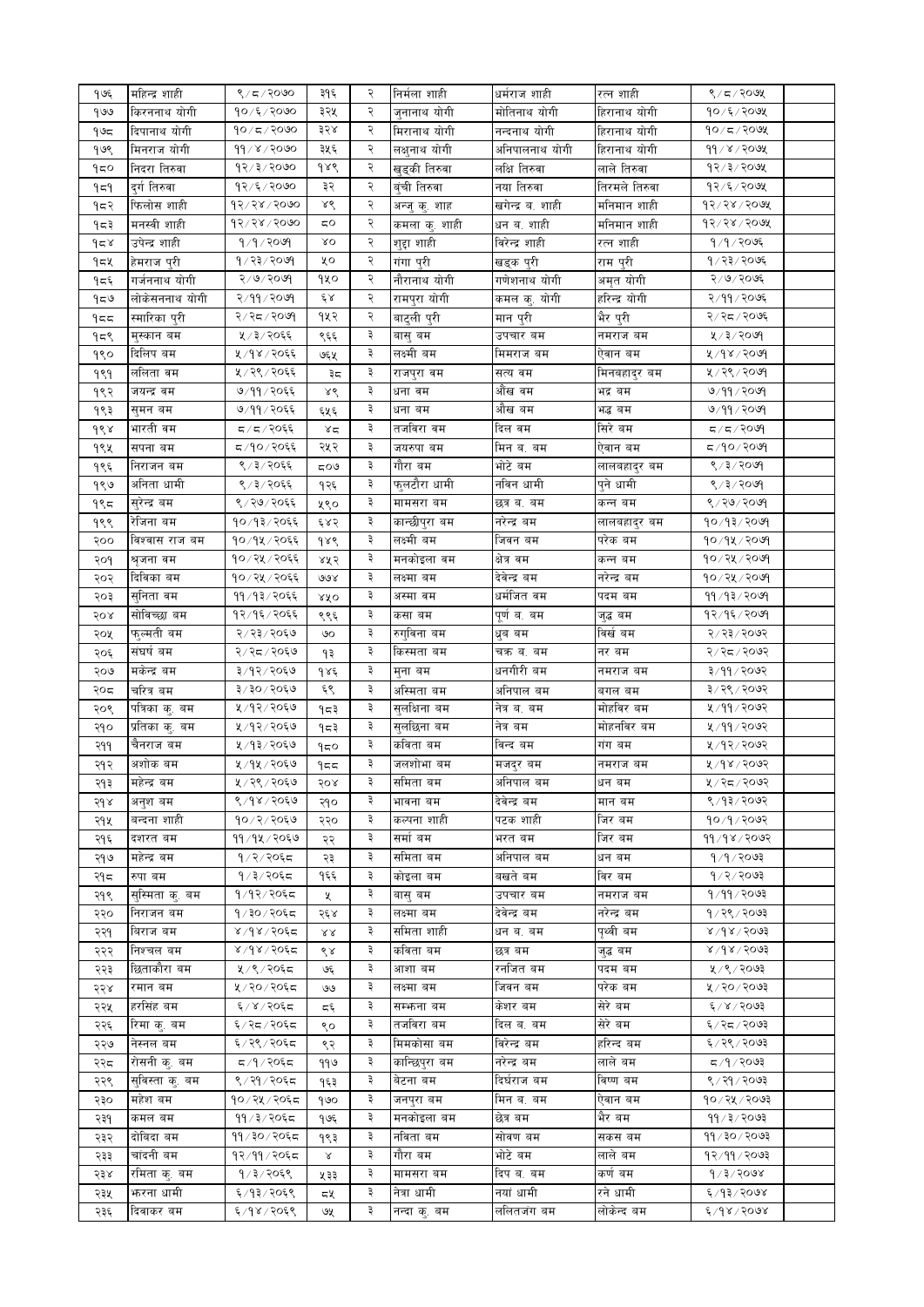| | | | | | | | |
|---|---|---|---|---|---|---|---|
| १७६ | महिन्द्र शाही | ९/८/२०७० | ३१६ | २ | निर्मला शाही | धर्मराज शाही | रत्न शाही | ९/८/२०७५ |
| १७७ | किरननाथ योगी | १०/६/२०७० | ३२५ | २ | जुनानाथ योगी | मोतिनाथ योगी | हिरानाथ योगी | १०/६/२०७५ |
| १७८ | दिपानाथ योगी | १०/८/२०७० | ३२४ | २ | मिरानाथ योगी | नन्दनाथ योगी | हिरानाथ योगी | १०/८/२०७५ |
| १७९ | मिनराज योगी | ११/४/२०७० | ३५६ | २ | लक्ष्नाथ योगी | अनिपालनाथ योगी | हिरानाथ योगी | ११/४/२०७५ |
| १८० | निदरा तिरुवा | १२/३/२०७० | १४९ | २ | खुड्की तिरुवा | लक्षि तिरुवा | लाले तिरुवा | १२/३/२०७५ |
| १८१ | दुर्ग तिरुवा | १२/६/२०७० | ३२ | २ | बुंची तिरुवा | नया तिरुवा | तिरमले तिरुवा | १२/६/२०७५ |
| १८२ | फिलोस शाही | १२/२४/२०७० | ४९ | २ | अन्जु कु. शाह | खगेन्द्र ब. शाही | मनिमान शाही | १२/२४/२०७५ |
| १८३ | मनस्वी शाही | १२/२४/२०७० | ८० | २ | कमला कु. शाही | धन ब. शाही | मनिमान शाही | १२/२४/२०७५ |
| १८४ | उपेन्द्र शाही | १/१/२०७१ | ४० | २ | शुट्टा शाही | बिरेन्द्र शाही | रत्न शाही | १/१/२०७६ |
| १८५ | हेमराज पुरी | १/२३/२०७१ | ५० | २ | गंगा पुरी | खड्क पुरी | राम पुरी | १/२३/२०७६ |
| १८६ | गर्जननाथ योगी | २/७/२०७१ | १५० | २ | नौरानाथ योगी | गणेशनाथ योगी | अमृत योगी | २/७/२०७६ |
| १८७ | लोकेसननाथ योगी | २/११/२०७१ | ६४ | २ | रामपुरा योगी | कमल कु. योगी | हरिन्द्र योगी | २/११/२०७६ |
| १८८ | स्मारिका पुरी | २/२८/२०७१ | १५२ | २ | बाटुली पुरी | मान पुरी | भैर पुरी | २/२८/२०७६ |
| १८९ | मुस्कान बम | ५/३/२०६६ | ९६६ | ३ | बासु बम | उपचार बम | नमराज बम | ५/३/२०७१ |
| १९० | दिलिप बम | ५/१४/२०६६ | ७६५ | ३ | लक्ष्मी बम | मिमराज बम | ऐवान बम | ५/१४/२०७१ |
| १९१ | ललिता बम | ५/२९/२०६६ | ३८ | ३ | राजपुरा बम | सत्य बम | मिनबहादुर बम | ५/२९/२०७१ |
| १९२ | जयन्द्र बम | ७/११/२०६६ | ४९ | ३ | धना बम | औंख बम | भद्र बम | ७/११/२०७१ |
| १९३ | सुमन बम | ७/११/२०६६ | ६५६ | ३ | धना बम | औंख बम | भद्र बम | ७/११/२०७१ |
| १९४ | भारती बम | ८/८/२०६६ | ४८ | ३ | तजबिरा बम | दिल बम | सिरे बम | ८/८/२०७१ |
| १९५ | सपना बम | ८/१०/२०६६ | २५२ | ३ | जयरुपा बम | मिन ब. बम | ऐवान बम | ८/१०/२०७१ |
| १९६ | निराजन बम | ९/३/२०६६ | ८०७ | ३ | गौरा बम | भोटे बम | लालबहादुर बम | ९/३/२०७१ |
| १९७ | अनिता धामी | ९/३/२०६६ | १२६ | ३ | फुलटौरा धामी | नविन धामी | पुने धामी | ९/३/२०७१ |
| १९८ | सुरेन्द्र बम | ९/२७/२०६६ | ५९० | ३ | मामसरा बम | छत्र ब. बम | कन्न बम | ९/२७/२०७१ |
| १९९ | रेजिना बम | १०/१३/२०६६ | ६४२ | ३ | कान्छीपुरा बम | नरेन्द्र बम | लालबहादुर बम | १०/१३/२०७१ |
| २०० | विश्वास राज बम | १०/१५/२०६६ | १४९ | ३ | लक्ष्मी बम | जिवन बम | परेक बम | १०/१५/२०७१ |
| २०१ | श्रृजना बम | १०/२५/२०६६ | ४५२ | ३ | मनकोइला बम | क्षेत्र बम | कन्न बम | १०/२५/२०७१ |
| २०२ | दिविका बम | १०/२५/२०६६ | ७७४ | ३ | लक्ष्मा बम | देवेन्द्र बम | नरेन्द्र बम | १०/२५/२०७१ |
| २०३ | सुनिता बम | ११/१३/२०६६ | ४५० | ३ | अस्मा बम | धर्मजित बम | पदम बम | ११/१३/२०७१ |
| २०४ | सोविच्छा बम | १२/१६/२०६६ | ९९६ | ३ | कसा बम | पूर्ण ब. बम | जुद्ध बम | १२/१६/२०७१ |
| २०५ | फुल्मती बम | २/२३/२०६७ | ७० | ३ | रुगुविना बम | ध्रुव बम | बिर्खे बम | २/२३/२०७२ |
| २०६ | संघर्ष बम | २/२८/२०६७ | १३ | ३ | किस्मता बम | चक्र ब. बम | नर बम | २/२८/२०७२ |
| २०७ | मकेन्द्र बम | ३/१२/२०६७ | १४६ | ३ | मुना बम | धनगीरी बम | नमराज बम | ३/११/२०७२ |
| २०८ | चरित्र बम | ३/३०/२०६७ | ६९ | ३ | अस्मिता बम | अनिपाल बम | बगल बम | ३/२९/२०७२ |
| २०९ | पत्रिका कु. बम | ५/१२/२०६७ | १८३ | ३ | सुलक्षिना बम | नेत्र ब. बम | मोहविर बम | ५/११/२०७२ |
| २१० | प्रतिका कु. बम | ५/१२/२०६७ | १८३ | ३ | सुलछिना बम | नेत्र बम | मोहनविर बम | ५/११/२०७२ |
| २११ | चैनराज बम | ५/१३/२०६७ | १८० | ३ | कविता बम | बिन्द बम | गंग बम | ५/१२/२०७२ |
| २१२ | अशोक बम | ५/१५/२०६७ | १८८ | ३ | जलशोभा बम | मजदुर बम | नमराज बम | ५/१४/२०७२ |
| २१३ | महेन्द्र बम | ५/२९/२०६७ | २०४ | ३ | समिता बम | अनिपाल बम | धन बम | ५/२८/२०७२ |
| २१४ | अनुश बम | ९/१४/२०६७ | २१० | ३ | भावना बम | देवेन्द्र बम | मान बम | ९/१३/२०७२ |
| २१५ | बन्दना शाही | १०/२/२०६७ | २२० | ३ | कल्पना शाही | पटक शाही | जिर बम | १०/१/२०७२ |
| २१६ | दशरत बम | ११/१५/२०६७ | २२ | ३ | सर्मा बम | भरत बम | जिर बम | ११/१४/२०७२ |
| २१७ | महेन्द्र बम | १/२/२०६८ | २३ | ३ | समिता बम | अनिपाल बम | धन बम | १/१/२०७३ |
| २१८ | रुपा बम | १/३/२०६८ | १६६ | ३ | कोइला बम | बखते बम | बिर बम | १/२/२०७३ |
| २१९ | सुस्मिता कु. बम | १/१२/२०६८ | ५ | ३ | बासु बम | उपचार बम | नमराज बम | १/११/२०७३ |
| २२० | निराजन बम | १/३०/२०६८ | २६४ | ३ | लक्ष्मा बम | देवेन्द्र बम | नरेन्द्र बम | १/२९/२०७३ |
| २२१ | बिराज बम | ४/१४/२०६८ | ४४ | ३ | समिता शाही | धन ब. बम | पृथ्वी बम | ४/१४/२०७३ |
| २२२ | निश्चल बम | ४/१४/२०६८ | ९४ | ३ | कविता बम | छत्र बम | जुद्ध बम | ४/१४/२०७३ |
| २२३ | छिताकौरा बम | ५/९/२०६८ | ७६ | ३ | आशा बम | रनजित बम | पदम बम | ५/९/२०७३ |
| २२४ | रमान बम | ५/२०/२०६८ | ७७ | ३ | लक्ष्मा बम | जिवन बम | परेक बम | ५/२०/२०७३ |
| २२५ | हरसिंह बम | ६/४/२०६८ | ८६ | ३ | सम्झना बम | केशर बम | सेरे बम | ६/४/२०७३ |
| २२६ | रिमा कु. बम | ६/२८/२०६८ | ९० | ३ | तजबिरा बम | दिल ब. बम | सेरे बम | ६/२८/२०७३ |
| २२७ | नेस्सल बम | ६/२९/२०६८ | ९२ | ३ | मिमकोसा बम | बिरेन्द्र बम | हरिन्द बम | ६/२९/२०७३ |
| २२८ | रोसनी कु. बम | ८/१/२०६८ | ११७ | ३ | कान्छिपुरा बम | नरेन्द्र बम | लाले बम | ८/१/२०७३ |
| २२९ | सुविस्ता कु. बम | ९/२१/२०६८ | १६३ | ३ | बेटना बम | दिर्घराज बम | विष्ण बम | ९/२१/२०७३ |
| २३० | महेश बम | १०/२५/२०६८ | १७० | ३ | जनपुरा बम | मिन ब. बम | ऐवान बम | १०/२५/२०७३ |
| २३१ | कमल बम | ११/३/२०६८ | १७६ | ३ | मनकोइला बम | छेत्र बम | भैर बम | ११/३/२०७३ |
| २३२ | दोबिदा बम | ११/३०/२०६८ | १९३ | ३ | नविता बम | सोवण बम | सकस बम | ११/३०/२०७३ |
| २३३ | चांदनी बम | १२/११/२०६८ | ४ | ३ | गौरा बम | भोटे बम | लाले बम | १२/११/२०७३ |
| २३४ | रमिता कु. बम | १/३/२०६९ | ५३३ | ३ | मामसरा बम | दिप ब. बम | कर्ण बम | १/३/२०७४ |
| २३५ | झरना धामी | ६/१३/२०६९ | ८५ | ३ | नेत्रा धामी | नयां धामी | रने धामी | ६/१३/२०७४ |
| २३६ | दिवाकर बम | ६/१४/२०६९ | ७५ | ३ | नन्दा कु. बम | ललितजंग बम | लोकेन्द बम | ६/१४/२०७४ |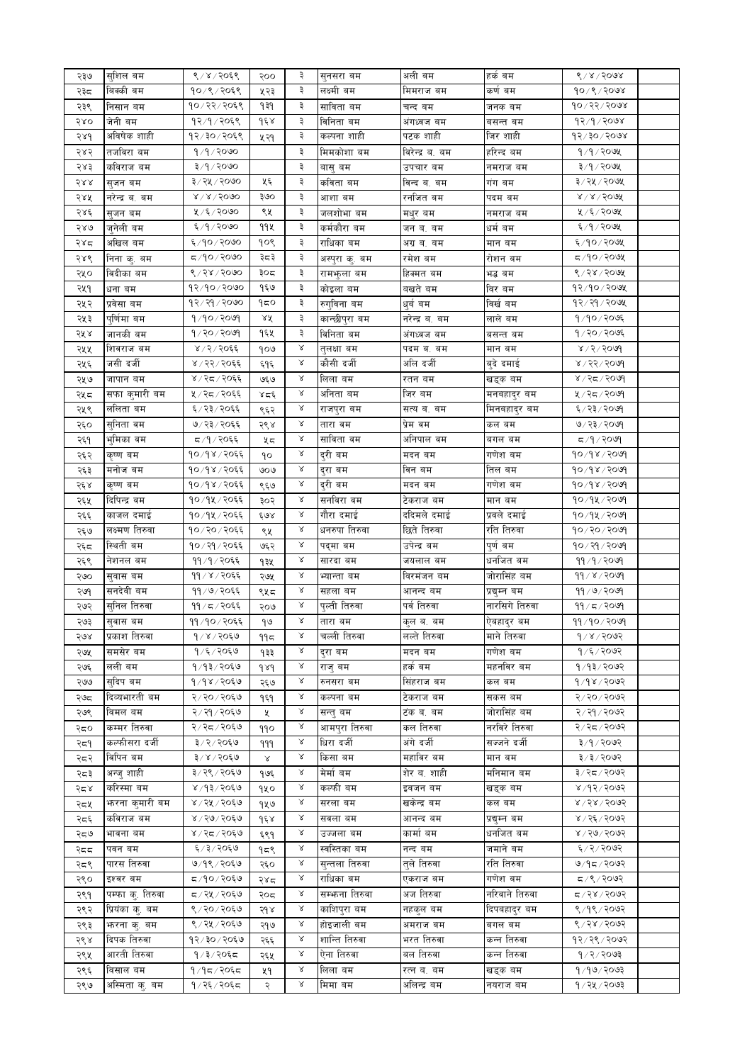| | | | | | | | | |
|---|---|---|---|---|---|---|---|---|
| २३७ | सुशिल बम | ९/४/२०६९ | २०० | ३ | सुनसरा बम | अली बम | हर्क बम | ९/४/२०७४ |
| २३८ | बिक्की बम | १०/९/२०६९ | ५२३ | ३ | लक्ष्मी बम | मिमराज बम | कर्ण बम | १०/९/२०७४ |
| २३९ | निसान बम | १०/२२/२०६९ | १३१ | ३ | साबिता बम | चन्द बम | जनक बम | १०/२२/२०७४ |
| २४० | जेनी बम | १२/१/२०६९ | १६४ | ३ | बिनिता बम | अंगध्वज बम | बसन्त बम | १२/१/२०७४ |
| २४१ | अबिषेक शाही | १२/३०/२०६९ | ५२१ | ३ | कल्पना शाही | पटक शाही | जिर शाही | १२/३०/२०७४ |
| २४२ | तजबिरा बम | १/१/२०७० | | ३ | मिमकोशा बम | बिरेन्द्र ब. बम | हरिन्द बम | १/१/२०७५ |
| २४३ | कबिराज बम | ३/१/२०७० | | ३ | बासु बम | उपचार बम | नमराज बम | ३/१/२०७५ |
| २४४ | सुजन बम | ३/२५/२०७० | ५६ | ३ | कबिता बम | बिन्द ब. बम | गंग बम | ३/२५/२०७५ |
| २४५ | नरेन्द्र ब. बम | ४/४/२०७० | ३७० | ३ | आशा बम | रनजित बम | पदम बम | ४/४/२०७५ |
| २४६ | सुजन बम | ५/६/२०७० | ९५ | ३ | जलशोभा बम | मधुर बम | नमराज बम | ५/६/२०७५ |
| २४७ | जुनेली बम | ६/१/२०७० | ११५ | ३ | कर्मकौरा बम | जन ब. बम | धर्म बम | ६/१/२०७५ |
| २४८ | अखिल बम | ६/१०/२०७० | १०९ | ३ | राधिका बम | अग्र ब. बम | मान बम | ६/१०/२०७५ |
| २४९ | निना कु. बम | ८/१०/२०७० | ३८३ | ३ | अस्पुरा कु. बम | रमेश बम | रोशन बम | ८/१०/२०७५ |
| २५० | बिदीका बम | ९/२४/२०७० | ३०८ | ३ | रामफुला बम | हिक्मत बम | भद्व बम | ९/२४/२०७५ |
| २५१ | धना बम | १२/१०/२०७० | १६७ | ३ | कोइला बम | बखते बम | बिर बम | १२/१०/२०७५ |
| २५२ | प्रवेसा बम | १२/२१/२०७० | १८० | ३ | रुगुबिना बम | धुर्ब बम | बिर्ख बम | १२/२१/२०७५ |
| २५३ | पुर्णिमा बम | १/१०/२०७१ | ४५ | ३ | कान्छीपुरा बम | नरेन्द्र ब. बम | लाले बम | १/१०/२०७६ |
| २५४ | जानकी बम | १/२०/२०७१ | १६५ | ३ | बिनिता बम | अंगध्वज बम | बसन्त बम | १/२०/२०७६ |
| २५५ | शिवराज बम | ४/२/२०६६ | १०७ | ४ | तुलक्षा बम | पदम ब. बम | मान बम | ४/२/२०७१ |
| २५६ | जसी दर्जी | ४/२२/२०६६ | ६१६ | ४ | कौसी दर्जी | अलि दर्जी | बुदे दमाई | ४/२२/२०७१ |
| २५७ | जापान बम | ४/२८/२०६६ | ७६७ | ४ | लिला बम | रतन बम | खड्क बम | ४/२८/२०७१ |
| २५८ | सफा कुमारी बम | ५/२८/२०६६ | ४८६ | ४ | अनिता बम | जिर बम | मनबहादुर बम | ५/२८/२०७१ |
| २५९ | ललिता बम | ६/२३/२०६६ | ९६२ | ४ | राजपुरा बम | सत्य ब. बम | मिनबहादुर बम | ६/२३/२०७१ |
| २६० | सुनिता बम | ७/२३/२०६६ | २९४ | ४ | तारा बम | प्रेम बम | कल बम | ७/२३/२०७१ |
| २६१ | भुमिका बम | ८/१/२०६६ | ५८ | ४ | साबिता बम | अनिपाल बम | बगल बम | ८/१/२०७१ |
| २६२ | कृष्ण बम | १०/१४/२०६६ | १० | ४ | दुरी बम | मदन बम | गणेश बम | १०/१४/२०७१ |
| २६३ | मनोज बम | १०/१४/२०६६ | ७०७ | ४ | दुरा बम | बिन बम | तिल बम | १०/१४/२०७१ |
| २६४ | कृष्ण बम | १०/१४/२०६६ | ९६७ | ४ | दुरी बम | मदन बम | गणेश बम | १०/१४/२०७१ |
| २६५ | दिपिन्द्र बम | १०/१५/२०६६ | ३०२ | ४ | सनबिरा बम | टेकराज बम | मान बम | १०/१५/२०७१ |
| २६६ | काजल दमाई | १०/१५/२०६६ | ६७४ | ४ | गौरा दमाई | ददिमले दमाई | प्रबले दमाई | १०/१५/२०७१ |
| २६७ | लक्ष्मण तिरुवा | १०/२०/२०६६ | ९५ | ४ | धनरुपा तिरुवा | छिते तिरुवा | रति तिरुवा | १०/२०/२०७१ |
| २६८ | स्थिती बम | १०/२१/२०६६ | ७६२ | ४ | पद्मा बम | उपेन्द्र बम | पुर्ण बम | १०/२१/२०७१ |
| २६९ | नेशनल बम | ११/१/२०६६ | १३५ | ४ | सारदा बम | जयलाल बम | धनजित बम | ११/१/२०७१ |
| २७० | सुवास बम | ११/४/२०६६ | २७५ | ४ | भ्यान्ता बम | बिरमंजन बम | जोरासिंह बम | ११/४/२०७१ |
| २७१ | सनदेवी बम | ११/७/२०६६ | ९५८ | ४ | सहला बम | आनन्द बम | प्रद्युम्न बम | ११/७/२०७१ |
| २७२ | सुनिल तिरुवा | ११/८/२०६६ | २०७ | ४ | पुल्ती तिरुवा | पर्व तिरुवा | नारसिगे तिरुवा | ११/८/२०७१ |
| २७३ | सुवास बम | ११/१०/२०६६ | १७ | ४ | तारा बम | कुल ब. बम | ऐबहादुर बम | ११/१०/२०७१ |
| २७४ | प्रकाश तिरुवा | १/४/२०६७ | ११८ | ४ | चल्ली तिरुवा | लल्ते तिरुवा | माने तिरुवा | १/४/२०७२ |
| २७५ | समसेर बम | १/६/२०६७ | १३३ | ४ | दुरा बम | मदन बम | गणेश बम | १/६/२०७२ |
| २७६ | लली बम | १/१३/२०६७ | १४१ | ४ | राजु बम | हर्क बम | महनबिर बम | १/१३/२०७२ |
| २७७ | सुदिप बम | १/१४/२०६७ | २६७ | ४ | रुनसरा बम | सिंहराज बम | कल बम | १/१४/२०७२ |
| २७८ | दिव्यभारती बम | २/२०/२०६७ | १६१ | ४ | कल्पना बम | टेकराज बम | सकस बम | २/२०/२०७२ |
| २७९ | बिमल बम | २/२१/२०६७ | ५ | ४ | सन्तु बम | टंक ब. बम | जोरासिंह बम | २/२१/२०७२ |
| २८० | कम्मर तिरुवा | २/२८/२०६७ | ११० | ४ | आमपुरा तिरुवा | कल तिरुवा | नरबिरे तिरुवा | २/२८/२०७२ |
| २८१ | कल्फीसरा दर्जी | ३/२/२०६७ | १११ | ४ | धिरा दर्जी | अगे दर्जी | सज्जने दर्जी | ३/१/२०७२ |
| २८२ | बिपिन बम | ३/४/२०६७ | ४ | ४ | किसा बम | महाबिर बम | मान बम | ३/३/२०७२ |
| २८३ | अन्जु शाही | ३/२९/२०६७ | १७६ | ४ | मेर्मा बम | शेर ब. शाही | मनिमान बम | ३/२८/२०७२ |
| २८४ | करिस्मा बम | ४/१३/२०६७ | १५० | ४ | कल्फी बम | इवजन बम | खड्क बम | ४/१२/२०७२ |
| २८५ | झरना कुमारी बम | ४/२५/२०६७ | १५७ | ४ | सरला बम | खकेन्द्र बम | कल बम | ४/२४/२०७२ |
| २८६ | कबिराज बम | ४/२७/२०६७ | १६४ | ४ | सबला बम | आनन्द बम | प्रद्युम्न बम | ४/२६/२०७२ |
| २८७ | भावना बम | ४/२८/२०६७ | ६९१ | ४ | उज्जला बम | कार्मा बम | धनजित बम | ४/२७/२०७२ |
| २८८ | पवन बम | ६/३/२०६७ | १८९ | ४ | स्वस्तिका बम | नन्द बम | जमाने बम | ६/२/२०७२ |
| २८९ | पारस तिरुवा | ७/१९/२०६७ | २६० | ४ | सुन्तला तिरुवा | तुले तिरुवा | रति तिरुवा | ७/१८/२०७२ |
| २९० | इश्वर बम | ८/१०/२०६७ | २४८ | ४ | राधिका बम | एकराज बम | गणेश बम | ८/९/२०७२ |
| २९१ | पम्फा कु. तिरुवा | ८/२५/२०६७ | २०८ | ४ | सम्झना तिरुवा | अज तिरुवा | नरिवाने तिरुवा | ८/२४/२०७२ |
| २९२ | प्रियंका कु. बम | ९/२०/२०६७ | २१४ | ४ | काशिपुरा बम | नहकुल बम | दिपबहादुर बम | ९/१९/२०७२ |
| २९३ | झरना कु. बम | ९/२५/२०६७ | २१७ | ४ | होइजाली बम | अमराज बम | बगल बम | ९/२४/२०७२ |
| २९४ | दिपक तिरुवा | १२/३०/२०६७ | २६६ | ४ | शान्ति तिरुवा | भरत तिरुवा | कन्न तिरुवा | १२/२९/२०७२ |
| २९५ | आरती तिरुवा | १/३/२०६८ | २६५ | ४ | ऐना तिरुवा | बल तिरुवा | कन्न तिरुवा | १/२/२०७३ |
| २९६ | बिसाल बम | १/१८/२०६८ | ५१ | ४ | लिला बम | रत्न ब. बम | खड्क बम | १/१७/२०७३ |
| २९७ | अस्मिता कु. बम | १/२६/२०६८ | २ | ४ | मिमा बम | अलिन्द्र बम | नयराज बम | १/२५/२०७३ |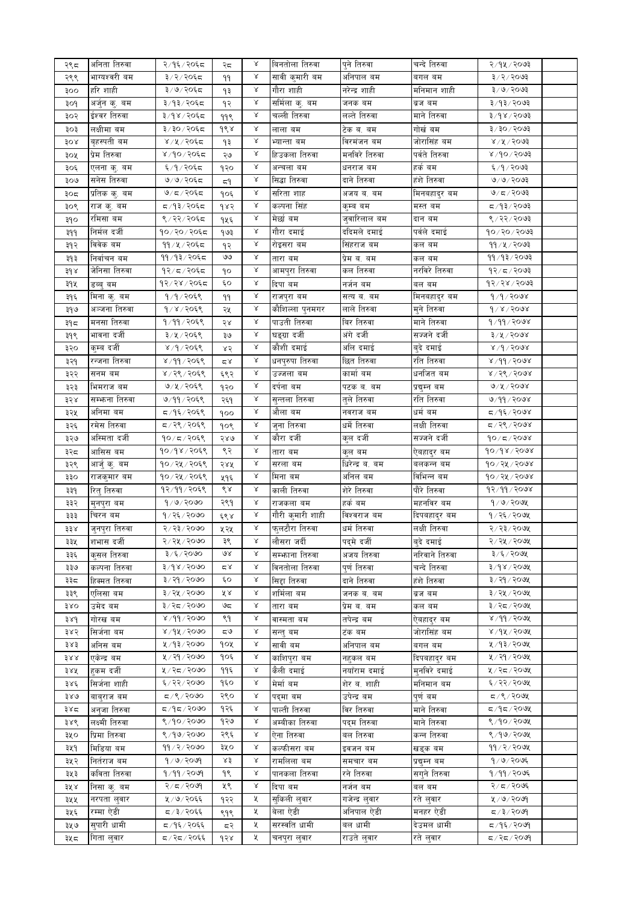| | | | | | | | | |
|---|---|---|---|---|---|---|---|---|
| २९८ | अनिता तिरुवा | २/१६/२०६८ | २८ | ४ | विनतोला तिरुवा | पुने तिरुवा | चन्दे तिरुवा | २/१५/२०७३ |
| २९९ | भाग्यश्वरी बम | ३/२/२०६८ | ११ | ४ | सावी कुमारी बम | अनिपाल बम | बगल बम | ३/२/२०७३ |
| ३०० | हरि शाही | ३/७/२०६८ | १३ | ४ | गौरा शाही | नरेन्द्र शाही | मनिमान शाही | ३/७/२०७३ |
| ३०१ | अर्जुन कु. बम | ३/१३/२०६८ | १२ | ४ | सर्मिला कु. बम | जनक बम | ब्रज बम | ३/१३/२०७३ |
| ३०२ | ईश्वर तिरुवा | ३/१४/२०६८ | ११९ | ४ | चल्ली तिरुवा | लल्ते तिरुवा | माने तिरुवा | ३/१४/२०७३ |
| ३०३ | लक्षीमा बम | ३/३०/२०६८ | १९४ | ४ | लाला बम | टेक ब. बम | गोर्ख बम | ३/३०/२०७३ |
| ३०४ | बृहस्पती बम | ४/५/२०६८ | १३ | ४ | भ्यान्ता बम | विरमंजन बम | जोरासिंह बम | ४/५/२०७३ |
| ३०५ | प्रेम तिरुवा | ४/१०/२०६८ | २७ | ४ | हिउकला तिरुवा | मनविरे तिरुवा | पर्वते तिरुवा | ४/१०/२०७३ |
| ३०६ | एलना कु. बम | ६/१/२०६८ | १२० | ४ | अन्चला बम | धनराज बम | हर्क बम | ६/१/२०७३ |
| ३०७ | सनेस तिरुवा | ७/७/२०६८ | ८१ | ४ | सिद्धा तिरुवा | दाने तिरुवा | हंशे तिरुवा | ७/७/२०७३ |
| ३०८ | प्रतिक कु. बम | ७/८/२०६८ | १०६ | ४ | सरिता शाह | अजय ब. बम | मिनबहादुर बम | ७/८/२०७३ |
| ३०९ | राज कु. बम | ८/१३/२०६८ | १४२ | ४ | कल्पना सिंह | कुम्ब बम | मस्त बम | ८/१३/२०७३ |
| ३१० | रमिसा बम | ९/२२/२०६८ | १५६ | ४ | मेछ्रो बम | जुवारिलाल बम | दान बम | ९/२२/२०७३ |
| ३११ | निर्मल दर्जी | १०/२०/२०६८ | १७३ | ४ | गौरा दमाई | ददिमले दमाई | पर्वले दमाई | १०/२०/२०७३ |
| ३१२ | विवेक बम | ११/५/२०६८ | १२ | ४ | रोइसरा बम | सिंहराज बम | कल बम | ११/५/२०७३ |
| ३१३ | निर्वाचन बम | ११/१३/२०६८ | ७७ | ४ | तारा बम | प्रेम ब. बम | कल बम | ११/१३/२०७३ |
| ३१४ | जेनिसा तिरुवा | १२/८/२०६८ | १० | ४ | आमपुरा तिरुवा | कल तिरुवा | नरविरे तिरुवा | १२/८/२०७३ |
| ३१५ | डब्बु बम | १२/२४/२०६८ | ६० | ४ | दिपा बम | नर्जन बम | बल बम | १२/२४/२०७३ |
| ३१६ | मिना कु. बम | १/१/२०६९ | ११ | ४ | राजपुरा बम | सत्य ब. बम | मिनबहादुर बम | १/१/२०७४ |
| ३१७ | अञ्जना तिरुवा | १/४/२०६९ | २५ | ४ | कौशिल्ला पुनमगर | लाले तिरुवा | मुने तिरुवा | १/४/२०७४ |
| ३१८ | मनसा तिरुवा | १/११/२०६९ | २४ | ४ | पाउती तिरुवा | विर तिरुवा | माने तिरुवा | १/११/२०७४ |
| ३१९ | भावना दर्जी | ३/५/२०६९ | ३७ | ४ | घड्गा दर्जी | अंगे दर्जी | सज्जने दर्जी | ३/५/२०७४ |
| ३२० | कुम्ब दर्जी | ४/१/२०६९ | ४२ | ४ | कौशी दमाई | अलि दमाई | बुदे दमाई | ४/१/२०७४ |
| ३२१ | रन्जना तिरुवा | ४/११/२०६९ | ८४ | ४ | धनपुरुपा तिरुवा | छित तिरुवा | रति तिरुवा | ४/११/२०७४ |
| ३२२ | सनम बम | ४/२९/२०६९ | ६९२ | ४ | उज्जला बम | कार्मा बम | धनजित बम | ४/२९/२०७४ |
| ३२३ | भिमराज बम | ७/५/२०६९ | १२० | ४ | दर्पना बम | पटक ब. बम | प्रद्युम्न बम | ७/५/२०७४ |
| ३२४ | सम्फना तिरुवा | ७/११/२०६९ | २६१ | ४ | सुन्तला तिरुवा | तुले तिरुवा | रति तिरुवा | ७/११/२०७४ |
| ३२५ | अनिमा बम | ८/१६/२०६९ | १०० | ४ | औला बम | नवराज बम | धर्म बम | ८/१६/२०७४ |
| ३२६ | रमेस तिरुवा | ८/२९/२०६९ | १०९ | ४ | जुना तिरुवा | धर्मे तिरुवा | लक्षी तिरुवा | ८/२९/२०७४ |
| ३२७ | अस्मिता दर्जी | १०/८/२०६९ | २४७ | ४ | कौरा दर्जी | कुल दर्जी | सज्जने दर्जी | १०/८/२०७४ |
| ३२८ | आसिस बम | १०/१४/२०६९ | ९२ | ४ | तारा बम | कुल बम | ऐबहादुर बम | १०/१४/२०७४ |
| ३२९ | आर्जु कु. बम | १०/२५/२०६९ | २४५ | ४ | सरला बम | धिरेन्द्र ब. बम | बलकन्न बम | १०/२५/२०७४ |
| ३३० | राजकुमार बम | १०/२५/२०६९ | ५५६ | ४ | मिना बम | अनिल बम | बिभिन्न बम | १०/२५/२०७४ |
| ३३१ | रितु तिरुवा | १२/११/२०६९ | ९४ | ४ | काली तिरुवा | शेरे तिरुवा | पौरे तिरुवा | १२/११/२०७४ |
| ३३२ | मुनपुरा बम | १/७/२०७० | २९१ | ४ | राजकला बम | हर्क बम | महनविर बम | १/७/२०७५ |
| ३३३ | चिरन बम | १/२६/२०७० | ६९४ | ४ | गौरी कुमारी शाही | विश्वराज बम | दिपबहादुर बम | १/२६/२०७५ |
| ३३४ | जुनपुरा तिरुवा | २/२३/२०७० | ५२५ | ४ | फुलटौरा तिरुवा | धर्म तिरुवा | लक्षी तिरुवा | २/२३/२०७५ |
| ३३५ | शभास दर्जी | २/२५/२०७० | ३९ | ४ | लौसरा जर्दी | पदमे दर्जी | बुदे दमाई | २/२५/२०७५ |
| ३३६ | कुसल तिरुवा | ३/६/२०७० | ७४ | ४ | सम्फाना तिरुवा | अजय तिरुवा | नरिवाने तिरुवा | ३/६/२०७५ |
| ३३७ | कल्पना तिरुवा | ३/१४/२०७० | ८४ | ४ | विनतोला तिरुवा | पूर्ण तिरुवा | चन्दे तिरुवा | ३/१४/२०७५ |
| ३३८ | हिक्मत तिरुवा | ३/२१/२०७० | ६० | ४ | सिद्दा तिरुवा | दाने तिरुवा | हंशे तिरुवा | ३/२१/२०७५ |
| ३३९ | एलिसा बम | ३/२५/२०७० | ५४ | ४ | शर्मिला बम | जनक ब. बम | ब्रज बम | ३/२५/२०७५ |
| ३४० | उमेद बम | ३/२८/२०७० | ७८ | ४ | तारा बम | प्रेम ब. बम | कल बम | ३/२८/२०७५ |
| ३४१ | गोरख बम | ४/११/२०७० | ९१ | ४ | बास्मता बम | तपेन्द्र बम | ऐबहादुर बम | ४/११/२०७५ |
| ३४२ | सिर्जना बम | ४/१५/२०७० | ८७ | ४ | सन्तु बम | टंक बम | जोरासिंह बम | ४/१५/२०७५ |
| ३४३ | अनिस बम | ५/१३/२०७० | १०५ | ४ | सावी बम | अनिपाल बम | बगल बम | ५/१३/२०७५ |
| ३४४ | एकेन्द्र बम | ५/२१/२०७० | १०६ | ४ | काशिपुरा बम | नहकल बम | दिपबहादुर बम | ५/२१/२०७५ |
| ३४५ | हुकम दर्जी | ५/२८/२०७० | ११६ | ४ | कैली दमाई | नयाँराम दमाई | मुनविरे दमाई | ५/२८/२०७५ |
| ३४६ | सिर्जना शाही | ६/२२/२०७० | १६० | ४ | मेर्मा बम | शेर ब. शाही | मनिमान बम | ६/२२/२०७५ |
| ३४७ | बाबुराज बम | ८/९/२०७० | २९० | ४ | पद्मा बम | उपेन्द्र बम | पुर्ण बम | ८/९/२०७५ |
| ३४८ | अनुजा तिरुवा | ८/१८/२०७० | १२६ | ४ | पाल्ती तिरुवा | विर तिरुवा | माने तिरुवा | ८/१८/२०७५ |
| ३४९ | लक्ष्मी तिरुवा | ९/१०/२०७० | १२७ | ४ | अम्बीका तिरुवा | पद्म तिरुवा | माने तिरुवा | ९/१०/२०७५ |
| ३५० | प्रिमा तिरुवा | ९/१७/२०७० | २९६ | ४ | ऐना तिरुवा | बल तिरुवा | कन्न तिरुवा | ९/१७/२०७५ |
| ३५१ | मिडिया बम | ११/२/२०७० | ३५० | ४ | कल्फीसरा बम | इवजन बम | खड्क बम | ११/२/२०७५ |
| ३५२ | निर्तराज बम | १/७/२०७१ | ४३ | ४ | रामलिला बम | समचार बम | प्रद्युम्न बम | १/७/२०७६ |
| ३५३ | कविता तिरुवा | १/११/२०७१ | १९ | ४ | पानकला तिरुवा | रने तिरुवा | सगुने तिरुवा | १/११/२०७६ |
| ३५४ | निसा कु. बम | २/८/२०७१ | ५९ | ४ | दिपा बम | नर्जन बम | बल बम | २/८/२०७६ |
| ३५५ | नरपता लुवार | ५/७/२०६६ | १२२ | ५ | सुकिली लुवार | गजेन्द्र लुवार | रते लुवार | ५/७/२०७१ |
| ३५६ | रम्मा ऐडी | ८/३/२०६६ | ९१९ | ५ | बेला ऐडी | अनिपाल ऐडी | मनहर ऐडी | ८/३/२०७१ |
| ३५७ | सुपारी धामी | ८/१६/२०६६ | ८२ | ५ | सरस्वति धामी | बल धामी | देउमल धामी | ८/१६/२०७१ |
| ३५८ | गिता लुवार | ८/२८/२०६६ | १२४ | ५ | चनपुरा लुवार | राउते लुवार | रते लुवार | ८/२८/२०७१ |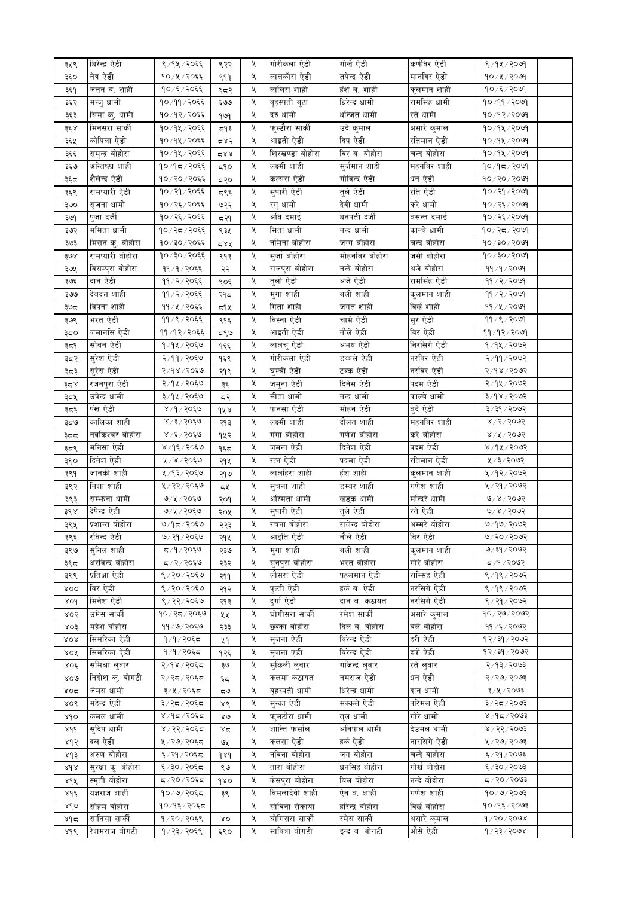| ३५९ | धिरेन्द्र ऐडी | ९/१५/२०६६ | ९२२ | ५ | गोरीकला ऐडी | गोर्खे ऐडी | कर्णबिर ऐडी | ९/१५/२०७१ | |
|---|---|---|---|---|---|---|---|---|---|
| ३६० | नेत्र ऐडी | १०/५/२०६६ | ९११ | ५ | लालकौरा ऐडी | तपेन्द्र ऐडी | मानबिर ऐडी | १०/५/२०७१ | |
| ३६१ | जतन ब. शाही | १०/६/२०६६ | ९८२ | ५ | लालिरा शाही | हंश ब. शाही | कुलमान शाही | १०/६/२०७१ | |
| ३६२ | मन्जु धामी | १०/११/२०६६ | ६७७ | ५ | बृहस्पती बुढा | धिरेन्द्र धामी | रामसिंह धामी | १०/११/२०७१ | |
| ३६३ | सिमा कु. धामी | १०/१२/२०६६ | १७१ | ५ | दरु धामी | धन्जित धामी | रते धामी | १०/१२/२०७१ | |
| ३६४ | मिनसरा सार्की | १०/१५/२०६६ | ८१३ | ५ | फुल्टौरा सार्की | उदे कुमाल | असारे कुमाल | १०/१५/२०७१ | |
| ३६५ | कोपिला ऐडी | १०/१५/२०६६ | ८४२ | ५ | आइती ऐडी | दिप ऐडी | रतिमान ऐडी | १०/१५/२०७१ | |
| ३६६ | समुन्द्र बोहोरा | १०/१५/२०६६ | ८४४ | ५ | शिरखण्डा बोहोरा | बिर ब. बोहोरा | चन्द बोहोरा | १०/१५/२०७१ | |
| ३६७ | अन्तिष्ठा शाही | १०/१८/२०६६ | ८१० | ५ | लक्ष्मी शाही | सुर्जमान शाही | महनबिर शाही | १०/१८/२०७१ | |
| ३६८ | शैलेन्द्र ऐडी | १०/२०/२०६६ | ८२० | ५ | कल्सरा ऐडी | गोबिन्द ऐडी | धन ऐडी | १०/२०/२०७१ | |
| ३६९ | रामप्यारी ऐडी | १०/२१/२०६६ | ८९६ | ५ | सुपारी ऐडी | तुले ऐडी | रति ऐडी | १०/२१/२०७१ | |
| ३७० | सृजना धामी | १०/२६/२०६६ | ७२२ | ५ | रगु धामी | देवी धामी | करे धामी | १०/२६/२०७१ | |
| ३७१ | पुजा दर्जी | १०/२६/२०६६ | ८२१ | ५ | अवि दमाई | धनपती दर्जी | बसन्त दमाई | १०/२६/२०७१ | |
| ३७२ | ममिता धामी | १०/२८/२०६६ | ९३५ | ५ | सिता धामी | नन्द धामी | कान्चे धामी | १०/२८/२०७१ | |
| ३७३ | मिसन कु. बोहोरा | १०/३०/२०६६ | ८४५ | ५ | नमिना बोहोरा | जग्ग बोहोरा | चन्द बोहोरा | १०/३०/२०७१ | |
| ३७४ | रामप्यारी बोहोरा | १०/३०/२०६६ | ९१३ | ५ | सुर्जा बोहोरा | मोहनबिर बोहोरा | जसी बोहोरा | १०/३०/२०७१ | |
| ३७५ | बिसम्पुरा बोहोरा | ११/१/२०६६ | २२ | ५ | राजपुरा बोहोरा | नन्दे बोहोरा | अजे बोहोरा | ११/१/२०७१ | |
| ३७६ | दान ऐडी | ११/२/२०६६ | ९०६ | ५ | तुली ऐडी | अजे ऐडी | रामसिंह ऐडी | ११/२/२०७१ | |
| ३७७ | देवदत्त शाही | ११/२/२०६६ | २१८ | ५ | मुगा शाही | बली शाही | कुलमान शाही | ११/२/२०७१ | |
| ३७८ | बिपना शाही | ११/५/२०६६ | ८१५ | ५ | गिता शाही | जगत शाही | बिर्खे शाही | ११/५/२०७१ | |
| ३७९ | भरत ऐडी | ११/९/२०६६ | ९१६ | ५ | बिस्ना ऐडी | चाम्रे ऐडी | सुर ऐडी | ११/९/२०७१ | |
| ३८० | जमानसिं ऐडी | ११/१२/२०६६ | ८९७ | ५ | आइती ऐडी | नौले ऐडी | बिर ऐडी | ११/१२/२०७१ | |
| ३८१ | सोबन ऐडी | १/१५/२०६७ | १६६ | ५ | लालचु ऐडी | अभय ऐडी | निरसिगे ऐडी | १/१५/२०७२ | |
| ३८२ | सुरेश ऐडी | २/११/२०६७ | १६९ | ५ | गोरीकला ऐडी | डब्बले ऐडी | नरबिर ऐडी | २/११/२०७२ | |
| ३८३ | सुरेस ऐडी | २/१४/२०६७ | २१९ | ५ | घुम्की ऐडी | टक्क ऐडी | नरबिर ऐडी | २/१४/२०७२ | |
| ३८४ | रजनपुरा ऐडी | २/१५/२०६७ | ३६ | ५ | जमुना ऐडी | दिनेस ऐडी | पदम ऐडी | २/१५/२०७२ | |
| ३८५ | उपेन्द्र धामी | ३/१५/२०६७ | ८२ | ५ | सीता धामी | नन्द धामी | काल्चे धामी | ३/१४/२०७२ | |
| ३८६ | पंख ऐडी | ४/१/२०६७ | १५४ | ५ | पानसा ऐडी | मोहन ऐडी | बुदे ऐडी | ३/३१/२०७२ | |
| ३८७ | कालिका शाही | ४/३/२०६७ | २१३ | ५ | लक्ष्मी शाही | दौलत शाही | महनबिर शाही | ४/२/२०७२ | |
| ३८८ | नवकिश्वर बोहोरा | ४/६/२०६७ | १५२ | ५ | गंगा बोहोरा | गणेश बोहोरा | करे बोहोरा | ४/५/२०७२ | |
| ३८९ | मनिसा ऐडी | ४/१६/२०६७ | १६८ | ५ | जमना ऐडी | दिनेश ऐडी | पदम ऐडी | ४/१५/२०७२ | |
| ३९० | दिनेश ऐडी | ५/४/२०६७ | २१५ | ५ | रत्न ऐडी | पदमा ऐडी | रतिमान ऐडी | ५/३/२०७२ | |
| ३९१ | जानकी शाही | ५/१३/२०६७ | २१७ | ५ | लालहिरा शाही | हंश शाही | कुलमान शाही | ५/१२/२०७२ | |
| ३९२ | निशा शाही | ५/२२/२०६७ | ८५ | ५ | सुचना शाही | डम्बर शाही | गणेश शाही | ५/२१/२०७२ | |
| ३९३ | सम्फना धामी | ७/५/२०६७ | २०१ | ५ | अस्मिता धामी | खड्क धामी | मन्दिरे धामी | ७/४/२०७२ | |
| ३९४ | देपेन्द्र ऐडी | ७/५/२०६७ | २०५ | ५ | सुपारी ऐडी | तुले ऐडी | रते ऐडी | ७/४/२०७२ | |
| ३९५ | प्रशान्त बोहोरा | ७/१८/२०६७ | २२३ | ५ | रचना बोहोरा | राजेन्द्र बोहोरा | अम्मरे बोहोरा | ७/१७/२०७२ | |
| ३९६ | रबिन्द ऐडी | ७/२१/२०६७ | २१५ | ५ | आइति ऐडी | नौले ऐडी | बिर ऐडी | ७/२०/२०७२ | |
| ३९७ | सुनिल शाही | ८/१/२०६७ | २३७ | ५ | मुगा शाही | बली शाही | कुलमान शाही | ७/३१/२०७२ | |
| ३९८ | अरबिन्द बोहोरा | ८/२/२०६७ | २३२ | ५ | सुनपुरा बोहोरा | भरत बोहोरा | गोरे बोहोरा | ८/१/२०७२ | |
| ३९९ | प्रतिक्षा ऐडी | ९/२०/२०६७ | २११ | ५ | लौसरा ऐडी | पहलमान ऐडी | राम्सिंह ऐडी | ९/१९/२०७२ | |
| ४०० | बिर ऐडी | ९/२०/२०६७ | २१२ | ५ | पुल्ती ऐडी | हर्क ब. ऐडी | नरसिंगे ऐडी | ९/१९/२०७२ | |
| ४०१ | मिनेश ऐडी | ९/२२/२०६७ | २१३ | ५ | दुर्गा ऐडी | दान ब. कठायत | नरसिंगे ऐडी | ९/२१/२०७२ | |
| ४०२ | उमेस सार्की | १०/२८/२०६७ | ५५ | ५ | घोगीसरा सार्की | रमेश सार्की | असारे कुमाल | १०/२७/२०७२ | |
| ४०३ | महेश बोहोरा | ११/७/२०६७ | २३३ | ५ | छक्का बोहोरा | दिल ब. बोहोरा | बले बोहोरा | ११/६/२०७२ | |
| ४०४ | सिमरिका ऐडी | १/१/२०६८ | ५१ | ५ | सृजना ऐडी | बिरेन्द्र ऐडी | हरी ऐडी | १२/३१/२०७२ | |
| ४०५ | सिमरिका ऐडी | १/१/२०६८ | १२६ | ५ | सृजना एडी | बिरेन्द्र ऐडी | हर्के ऐडी | १२/३१/२०७२ | |
| ४०६ | समिक्षा लुवार | २/१४/२०६८ | ३७ | ५ | सुकिली लुवार | गजिन्द लुवार | रते लुवार | २/१३/२०७३ | |
| ४०७ | निदोश कु. बोगटी | २/२८/२०६८ | ६८ | ५ | कलमा कठायत | नमराज ऐडी | धन ऐडी | २/२७/२०७३ | |
| ४०८ | जेमस धामी | ३/५/२०६८ | ८७ | ५ | बृहस्पती धामी | धिरेन्द्र धामी | दान धामी | ३/५/२०७३ | |
| ४०९ | महेन्द्र ऐडी | ३/२८/२०६८ | ४९ | ५ | सुन्का ऐडी | सक्कले ऐडी | परिमल ऐडी | ३/२८/२०७३ | |
| ४१० | कमल धामी | ४/१८/२०६८ | ४७ | ५ | फुलटौरा धामी | तुल धामी | गोरे धामी | ४/१८/२०७३ | |
| ४११ | सुदिप धामी | ४/२२/२०६८ | ४८ | ५ | शान्ति फर्साल | अनिपाल धामी | देउमल धामी | ४/२२/२०७३ | |
| ४१२ | दल ऐडी | ५/२७/२०६८ | ७५ | ५ | कलसा ऐडी | हर्क ऐडी | नारसिंगे ऐडी | ५/२७/२०७३ | |
| ४१३ | अरुण बोहोरा | ६/२१/२०६८ | १४१ | ५ | नबिना बोहोरा | जग बोहोरा | चन्दे बोहोरा | ६/२१/२०७३ | |
| ४१४ | सुरक्षा कु. बोहोरा | ६/३०/२०६८ | ९७ | ५ | तारा बोहोरा | धनसिंह बोहोरा | गोर्ख बोहोरा | ६/३०/२०७३ | |
| ४१५ | स्मृती बोहोरा | ८/२०/२०६८ | १४० | ५ | केसपुरा बोहोरा | बिल बोहोरा | नन्दे बोहोरा | ८/२०/२०७३ | |
| ४१६ | यज्ञराज शाही | १०/७/२०६८ | ३९ | ५ | बिमलादेवी शाही | ऐन ब. शाही | गणेश शाही | १०/७/२०७३ | |
| ४१७ | सोहम बोहोरा | १०/१६/२०६८ | | ५ | सोबिना रोकाया | हरिन्द्र बोहोरा | बिर्ख बोहोरा | १०/१६/२०७३ | |
| ४१८ | सानिसा सार्की | १/२०/२०६९ | ४० | ५ | घोगिसरा सार्की | रमेस सार्की | असारे कुमाल | १/२०/२०७४ | |
| ४१९ | रेशमराज बोगटी | १/२३/२०६९ | ६९० | ५ | साबित्रा बोगटी | इन्द्र ब. बोगटी | औसे ऐडी | १/२३/२०७४ | |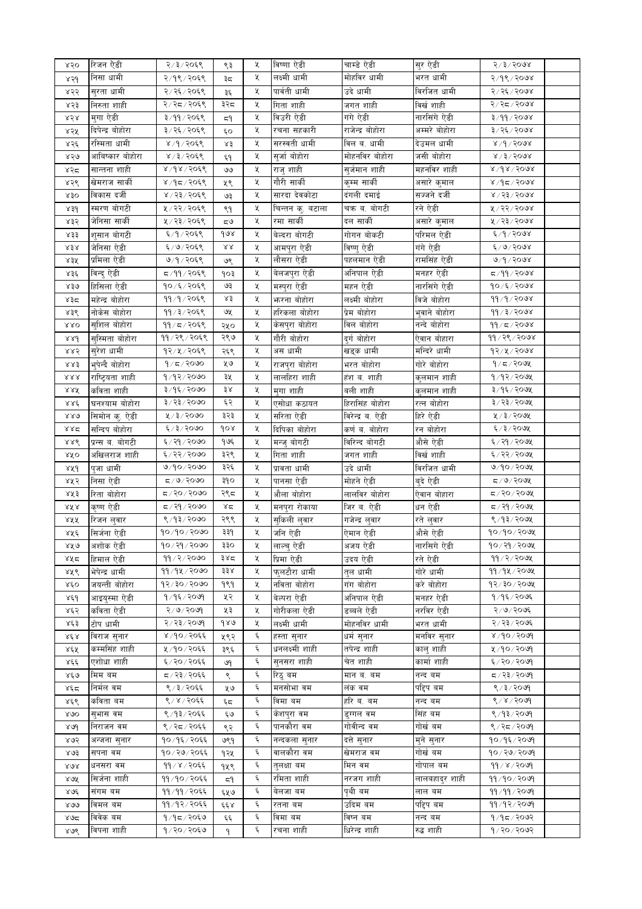| ४२० | रिजन ऐडी | २/३/२०६९ | ९३ | ५ | विष्णा ऐडी | चाम्डे ऐडी | सुर ऐडी | २/३/२०७४ | |
|---|---|---|---|---|---|---|---|---|---|
| ४२१ | निसा धामी | २/१९/२०६९ | ३८ | ५ | लक्ष्मी धामी | मोहविर धामी | भरत धामी | २/१९/२०७४ | |
| ४२२ | सुरता धामी | २/२६/२०६९ | ३६ | ५ | पार्वती धामी | उदे धामी | विरजित धामी | २/२६/२०७४ | |
| ४२३ | निरुता शाही | २/२८/२०६९ | ३२८ | ५ | गिता शाही | जगत शाही | विर्ख शाही | २/२८/२०७४ | |
| ४२४ | मुगा ऐडी | ३/११/२०६९ | ८१ | ५ | विउरी ऐडी | गंगे ऐडी | नारसिंगे ऐडी | ३/११/२०७४ | |
| ४२५ | दिपेन्द्र बोहोरा | ३/२६/२०६९ | ६० | ५ | रचना सहकारी | राजेन्द्र बोहोरा | अम्मरे बोहोरा | ३/२६/२०७४ | |
| ४२६ | रस्मिता धामी | ४/१/२०६९ | ४३ | ५ | सरस्वती धामी | विल ब. धामी | देउमल धामी | ४/१/२०७४ | |
| ४२७ | आविष्कार बोहोरा | ४/३/२०६९ | ६१ | ५ | सुर्जा बोहोरा | मोहनविर बोहोरा | जसी बोहोरा | ४/३/२०७४ | |
| ४२८ | सान्तना शाही | ४/१४/२०६९ | ७७ | ५ | राजु शाही | सुर्जमान शाही | महनविर शाही | ४/१४/२०७४ | |
| ४२९ | खेमराज सार्की | ४/१८/२०६९ | ५९ | ५ | गौरी सार्की | कुम्म सार्की | असारे कुमाल | ४/१८/२०७४ | |
| ४३० | विकास दर्जी | ४/२३/२०६९ | ७३ | ५ | सारदा देवकोटा | दगली दमाई | सज्जने दर्जी | ४/२३/२०७४ | |
| ४३१ | स्मरण बोगटी | ५/२२/२०६९ | ९१ | ५ | चिन्तन कु. बटाला | चक्र ब. बोगटी | रने ऐडी | ५/२२/२०७४ | |
| ४३२ | जेनिसा सार्की | ५/२३/२०६९ | ८७ | ५ | रमा सार्की | दल सार्की | असारे कुमाल | ५/२३/२०७४ | |
| ४३३ | शुसान बोगटी | ६/१/२०६९ | १५४ | ५ | बेन्दरा बोगटी | गोगन बोकटी | परिमल ऐडी | ६/१/२०७४ | |
| ४३४ | जेनिसा ऐडी | ६/७/२०६९ | ४४ | ५ | आमपुरा ऐडी | विष्णु ऐडी | गंगे ऐडी | ६/७/२०७४ | |
| ४३५ | प्रमिला ऐडी | ७/१/२०६९ | ७९ | ५ | लौसरा ऐडी | पहलमान ऐडी | रामसिंह ऐडी | ७/१/२०७४ | |
| ४३६ | बिन्दु ऐडी | ८/११/२०६९ | १०३ | ५ | बेलजपुरा ऐडी | अनिपाल ऐडी | मनहर ऐडी | ८/११/२०७४ | |
| ४३७ | हिसिला ऐडी | १०/६/२०६९ | ७३ | ५ | मस्पुरा ऐडी | महन ऐडी | नारहरिगे ऐडी | १०/६/२०७४ | |
| ४३८ | महेन्द्र बोहोरा | ११/१/२०६९ | ४३ | ५ | झरना बोहोरा | लक्ष्मी बोहोरा | बिजे बोहोरा | ११/१/२०७४ | |
| ४३९ | नोकेस बोहोरा | ११/३/२०६९ | ७५ | ५ | हरिकला बोहोरा | प्रेम बोहोरा | भुवाने बोहोरा | ११/३/२०७४ | |
| ४४० | सुशिल बोहोरा | ११/८/२०६९ | २५० | ५ | केसपुरा बोहोरा | विल बोहोरा | नन्दे बोहोरा | ११/८/२०७४ | |
| ४४१ | सुस्मिता बोहोरा | ११/२९/२०६९ | २९७ | ५ | गौरी बोहोरा | दुर्ग बोहोरा | ऐवान बोहारा | ११/२९/२०७४ | |
| ४४२ | सुरेश धामी | १२/५/२०६९ | २६९ | ५ | अस धामी | खड्क धामी | मन्दिरे धामी | १२/५/२०७४ | |
| ४४३ | भुपेन्दै बोहोरा | १/८/२०७० | ५७ | ५ | राजपुरा बोहोरा | भरत बोहोरा | गोरे बोहोरा | १/८/२०७५ | |
| ४४४ | राष्ट्रियता शाही | १/१२/२०७० | ३५ | ५ | लालहिरा शाही | हंश ब. शाही | कुलमान शाही | १/१२/२०७५ | |
| ४४५ | कविता शाही | ३/१६/२०७० | ३४ | ५ | मुगा शाही | बली शाही | कुलमान शाही | ३/१६/२०७५ | |
| ४४६ | घनश्याम बोहोरा | ३/२३/२०७० | ६२ | ५ | एसोधा कठायत | हिरासिंह बोहोरा | रत्न बोहोरा | ३/२३/२०७५ | |
| ४४७ | सिमोन कु. ऐडी | ५/३/२०७० | ३२३ | ५ | सरिता ऐडी | विरेन्द्र ब. ऐडी | हिरे ऐडी | ५/३/२०७५ | |
| ४४८ | सन्दिप बोहोरा | ६/३/२०७० | १०४ | ५ | दिपिका बोहोरा | कर्ण ब. बोहोरा | रन बोहोरा | ६/३/२०७५ | |
| ४४९ | प्रन्स ब. बोगटी | ६/२१/२०७० | १७८ | ५ | मन्जु बोगटी | बिरेन्द बोगटी | औसे ऐडी | ६/२१/२०७५ | |
| ४५० | अखिलराज शाही | ६/२२/२०७० | ३२९ | ५ | गिता शाही | जगत शाही | विर्ख शाही | ६/२२/२०७५ | |
| ४५१ | पुजा धामी | ७/१०/२०७० | ३२६ | ५ | प्रावता धामी | उदे धामी | विरजित धामी | ७/१०/२०७५ | |
| ४५२ | निसा ऐडी | ८/७/२०७० | ३१० | ५ | पानसा ऐडी | मोहने ऐडी | बुदे ऐडी | ८/७/२०७५ | |
| ४५३ | रिता बोहोरा | ८/२०/२०७० | २९८ | ५ | औला बोहोरा | लालविर बोहोरा | ऐवान बोहारा | ८/२०/२०७५ | |
| ४५४ | कृष्ण ऐडी | ८/२१/२०७० | ४८ | ५ | मनपुरा रोकाया | जिर ब. ऐडी | धन ऐडी | ८/२१/२०७५ | |
| ४५५ | रिजन लुवार | ९/१३/२०७० | २९९ | ५ | सुकिली लुवार | गजेन्द्र लुवार | रते लुवार | ९/१३/२०७५ | |
| ४५६ | सिर्जना ऐडी | १०/१०/२०७० | ३३१ | ५ | जनि ऐडी | ऐमान ऐडी | औसे ऐडी | १०/१०/२०७५ | |
| ४५७ | अशोक ऐडी | १०/२१/२०७० | ३३० | ५ | लाल्चु ऐडी | अजय ऐडी | नारसिगे ऐडी | १०/२१/२०७५ | |
| ४५८ | हिमाल ऐडी | ११/२/२०७० | ३४८ | ५ | प्रिमा ऐडी | उदय ऐडी | रते ऐडी | ११/२/२०७५ | |
| ४५९ | भेपेन्द्र धामी | ११/१५/२०७० | ३३४ | ५ | फुलटौरा धामी | तुल धामी | गोरे धामी | ११/१५/२०७५ | |
| ४६० | जयन्ती बोहोरा | १२/३०/२०७० | १९१ | ५ | नविता बोहोरा | गंग बोहोरा | करे बोहोरा | १२/३०/२०७५ | |
| ४६१ | आइयुस्मा ऐडी | १/१६/२०७१ | ५२ | ५ | बेल्परा ऐडी | अनिपाल ऐडी | मनहर ऐडी | १/१६/२०७६ | |
| ४६२ | कविता ऐडी | २/७/२०७१ | ५३ | ५ | गोरीकला ऐडी | डब्बले ऐडी | नरविर ऐडी | २/७/२०७६ | |
| ४६३ | टोप धामी | २/२३/२०७१ | १४७ | ५ | लक्ष्मी धामी | मोहनविर धामी | भरत धामी | २/२३/२०७६ | |
| ४६४ | विराज सुनार | ४/१०/२०६६ | ५९२ | ६ | हस्ता सुनार | धर्म सुनार | मनविर सुनार | ४/१०/२०७१ | |
| ४६५ | कम्मसिंह शाही | ५/१०/२०६६ | ३९६ | ६ | धनलक्ष्मी शाही | तपेन्द्र शाही | कालु शाही | ५/१०/२०७१ | |
| ४६६ | एशोधा शाही | ६/२०/२०६६ | ७१ | ६ | सुनसरा शाही | चेत शाही | कार्मा शाही | ६/२०/२०७१ | |
| ४६७ | मिम बम | ८/२३/२०६६ | ९ | ६ | रिठु बम | मान ब. बम | नन्द बम | ८/२३/२०७१ | |
| ४६८ | निर्मल बम | ९/३/२०६६ | ५७ | ६ | मनसोभा बम | लंक बम | पद्दिप बम | ९/३/२०७१ | |
| ४६९ | कविता बम | ९/४/२०६६ | ६८ | ६ | विमा बम | हरि ब. बम | नन्द बम | ९/४/२०७१ | |
| ४७० | सुभास बम | ९/१३/२०६६ | ६७ | ६ | केशपुरा बम | डुग्गल बम | सिंह बम | ९/१३/२०७१ | |
| ४७१ | निराजन बम | ९/२८/२०६६ | ९२ | ६ | पानकौरा बम | गोवीन्द बम | गोर्ख बम | ९/२८/२०७१ | |
| ४७२ | अन्जना सुनार | १०/१६/२०६६ | ७९१ | ६ | नन्दकला सुनार | दत्ते सुनार | मुने सुनार | १०/१६/२०७१ | |
| ४७३ | सपना बम | १०/२७/२०६६ | १२५ | ६ | बालकौरा बम | खेमराज बम | गोर्ख बम | १०/२७/२०७१ | |
| ४७४ | धनसरा बम | ११/४/२०६६ | १५९ | ६ | तुलक्षा बम | मिन बम | गोपाल बम | ११/४/२०७१ | |
| ४७५ | सिर्जना शाही | ११/१०/२०६६ | ८१ | ६ | रमिता शाही | नरजग शाही | लालबहादुर शाही | ११/१०/२०७१ | |
| ४७६ | संगम बम | ११/११/२०६६ | ६५७ | ६ | बेलजा बम | पृथी बम | लाल बम | ११/११/२०७१ | |
| ४७७ | विमल बम | ११/१२/२०६६ | ६६४ | ६ | रतना बम | उदिम बम | पद्दिप बम | ११/१२/२०७१ | |
| ४७८ | विवेक बम | १/१८/२०६७ | ६६ | ६ | विमा बम | विष्न बम | नन्द बम | १/१८/२०७२ | |
| ४७९ | विपना शाही | १/२०/२०६७ | १ | ६ | रचना शाही | धिरेन्द्र शाही | रुद्र शाही | १/२०/२०७२ | |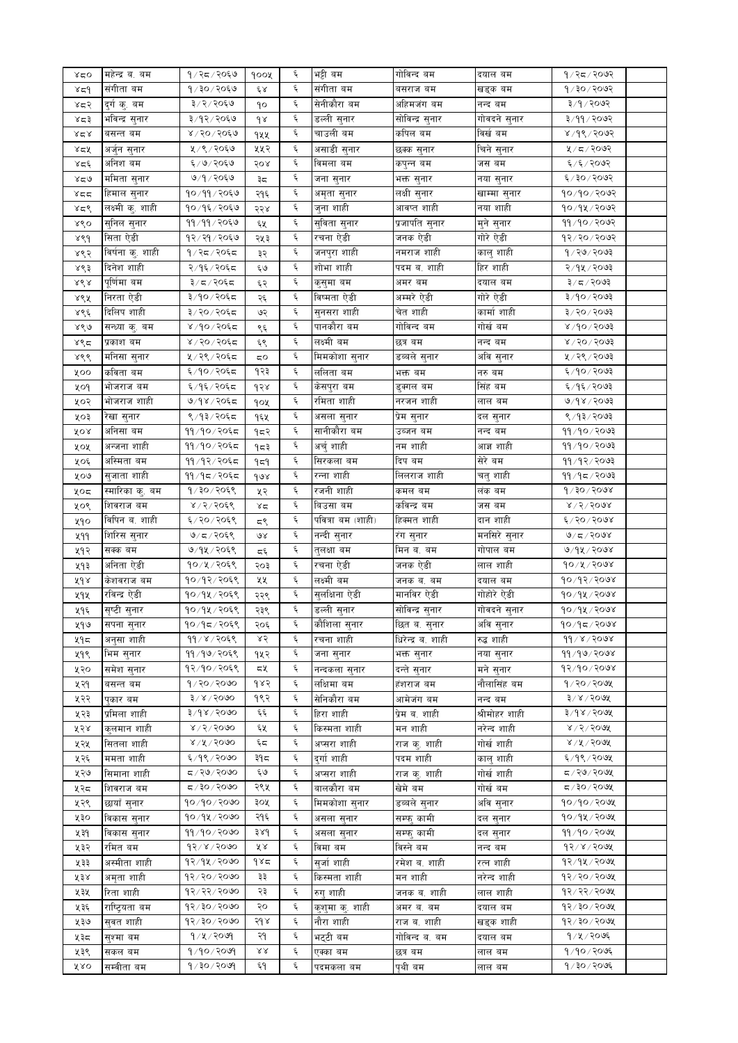| ४८० | महेन्द्र ब. बम | १/२८/२०६७ | १००५ | ६ | भट्टी बम | गोविन्द बम | दयाल बम | १/२८/२०७२ | |
|---|---|---|---|---|---|---|---|---|---|
| ४८१ | संगीता बम | १/३०/२०६७ | ६४ | ६ | संगीता बम | बसराज बम | खड्क बम | १/३०/२०७२ | |
| ४८२ | दुर्गा कु. बम | ३/२/२०६७ | १० | ६ | सेनीकौरा बम | अहिमजंग बम | नन्द बम | ३/१/२०७२ | |
| ४८३ | भविन्द्र सुनार | ३/१२/२०६७ | १४ | ६ | डल्ली सुनार | सोविन्द्र सुनार | गोवदने सुनार | ३/११/२०७२ | |
| ४८४ | बसन्त बम | ४/२०/२०६७ | १५५ | ६ | चाउली बम | कपिल बम | विर्ख बम | ४/१९/२०७२ | |
| ४८५ | अर्जुन सुनार | ५/९/२०६७ | ५५२ | ६ | असाडी सुनार | छक्क सुनार | चिने सुनार | ५/८/२०७२ | |
| ४८६ | अनिश बम | ६/७/२०६७ | २०४ | ६ | विमला बम | कपुन्न बम | जस बम | ६/६/२०७२ | |
| ४८७ | ममिता सुनार | ७/१/२०६७ | ३८ | ६ | जना सुनार | भक्त सुनार | नया सुनार | ६/३०/२०७२ | |
| ४८८ | हिमाल सुनार | १०/११/२०६७ | २१६ | ६ | अमृता सुनार | लक्षी सुनार | खाम्मा सुनार | १०/१०/२०७२ | |
| ४८९ | लक्ष्मी कु. शाही | १०/१६/२०६७ | २२४ | ६ | जुना शाही | आवप्त शाही | नया शाही | १०/१५/२०७२ | |
| ४९० | सुनिल सुनार | ११/११/२०६७ | ६५ | ६ | सुविता सुनार | प्रजापति सुनार | मुने सुनार | ११/१०/२०७२ | |
| ४९१ | सिता ऐडी | १२/२१/२०६७ | २५३ | ६ | रचना ऐडी | जनक ऐडी | गोरे ऐडी | १२/२०/२०७२ | |
| ४९२ | विर्षना कु. शाही | १/२८/२०६८ | ३२ | ६ | जनपुरा शाही | नमराज शाही | कालु शाही | १/२७/२०७३ | |
| ४९३ | दिनेश शाही | २/१६/२०६८ | ६७ | ६ | शोभा शाही | पदम ब. शाही | हिर शाही | २/१५/२०७३ | |
| ४९४ | पूर्णिमा बम | ३/८/२०६८ | ६२ | ६ | कुसुमा बम | अमर बम | दयाल बम | ३/८/२०७३ | |
| ४९५ | निरता ऐडी | ३/१०/२०६८ | २६ | ६ | विष्मता ऐडी | अम्मरे ऐडी | गोरे ऐडी | ३/१०/२०७३ | |
| ४९६ | दिलिप शाही | ३/२०/२०६८ | ७२ | ६ | सुनसरा शाही | चेत शाही | कार्मा शाही | ३/२०/२०७३ | |
| ४९७ | सन्ध्या कु. बम | ४/१०/२०६८ | ९६ | ६ | पानकौरा बम | गोविन्द बम | गोर्ख बम | ४/१०/२०७३ | |
| ४९८ | प्रकाश बम | ४/२०/२०६८ | ६९ | ६ | लक्ष्मी बम | छत्र बम | नन्द बम | ४/२०/२०७३ | |
| ४९९ | मनिसा सुनार | ५/२९/२०६८ | ८० | ६ | मिमकोशा सुनार | डम्बले सुनार | अवि सुनार | ५/२९/२०७३ | |
| ५०० | कविता बम | ६/१०/२०६८ | १२३ | ६ | ललिता बम | भक्त बम | नरु बम | ६/१०/२०७३ | |
| ५०१ | भोजराज बम | ६/१६/२०६८ | १२४ | ६ | केसपुरा बम | डुक्माल बम | सिंह बम | ६/१६/२०७३ | |
| ५०२ | भोजराज शाही | ७/१४/२०६८ | १०५ | ६ | रमिता शाही | नरजन शाही | लाल बम | ७/१४/२०७३ | |
| ५०३ | रेखा सुनार | ९/१३/२०६८ | १६५ | ६ | असला सुनार | प्रेम सुनार | दल सुनार | ९/१३/२०७३ | |
| ५०४ | अनिसा बम | ११/१०/२०६८ | १८२ | ६ | सानीकौरा बम | उब्जन बम | नन्द बम | ११/१०/२०७३ | |
| ५०५ | अन्जना शाही | ११/१०/२०६८ | १८३ | ६ | अर्चु शाही | नम शाही | आज्ञ शाही | ११/१०/२०७३ | |
| ५०६ | अस्मिता बम | ११/१२/२०६८ | १८१ | ६ | सिरकला बम | दिप बम | सेरे बम | ११/१२/२०७३ | |
| ५०७ | सुजाता शाही | ११/१८/२०६८ | १७४ | ६ | रन्ना शाही | लिलराज शाही | चतु शाही | ११/१८/२०७३ | |
| ५०८ | स्मारिका कु. बम | १/३०/२०६९ | ५२ | ६ | रजनी शाही | कमल बम | लंक बम | १/३०/२०७४ | |
| ५०९ | शिवराज बम | ४/२/२०६९ | ४८ | ६ | विउसा बम | कविन्द्र बम | जस बम | ४/२/२०७४ | |
| ५१० | विपिन ब. शाही | ६/२०/२०६९ | ८९ | ६ | पवित्रा बम (शाही) | हिक्मत शाही | दान शाही | ६/२०/२०७४ | |
| ५११ | शिरिस सुनार | ७/८/२०६९ | ७४ | ६ | नन्दी सुनार | रंग सुनार | मनसिरे सुनार | ७/८/२०७४ | |
| ५१२ | सक्क बम | ७/१५/२०६९ | ८६ | ६ | तुलक्षा बम | मिन ब. बम | गोपाल बम | ७/१५/२०७४ | |
| ५१३ | अनिता ऐडी | १०/५/२०६९ | २०३ | ६ | रचना ऐडी | जनक ऐडी | लाल शाही | १०/५/२०७४ | |
| ५१४ | केशवराज बम | १०/१२/२०६९ | ५५ | ६ | लक्ष्मी बम | जनक ब. बम | दयाल बम | १०/१२/२०७४ | |
| ५१५ | रविन्द्र ऐडी | १०/१५/२०६९ | २२९ | ६ | सुलक्षिना ऐडी | मानविर ऐडी | गोहोरे ऐडी | १०/१५/२०७४ | |
| ५१६ | सृष्टी सुनार | १०/१५/२०६९ | २३९ | ६ | डल्ली सुनार | सोविन्द्र सुनार | गोवदने सुनार | १०/१५/२०७४ | |
| ५१७ | सपना सुनार | १०/१८/२०६९ | २०६ | ६ | कौशिला सुनार | छित ब. सुनार | अवि सुनार | १०/१८/२०७४ | |
| ५१८ | अनुसा शाही | ११/४/२०६९ | ४२ | ६ | रचना शाही | धिरेन्द्र ब. शाही | रुद्ध शाही | ११/४/२०७४ | |
| ५१९ | भिम सुनार | ११/१७/२०६९ | १५२ | ६ | जना सुनार | भक्त सुनार | नया सुनार | ११/१७/२०७४ | |
| ५२० | समेश सुनार | १२/१०/२०६९ | ८५ | ६ | नन्दकला सुनार | दन्ते सुनार | मने सुनार | १२/१०/२०७४ | |
| ५२१ | बसन्त बम | १/२०/२०७० | १४२ | ६ | लक्षिमा बम | हंशराज बम | नौलासिंह बम | १/२०/२०७५ | |
| ५२२ | पुकार बम | ३/४/२०७० | १९२ | ६ | सेनिकौरा बम | आमेजंग बम | नन्द बम | ३/४/२०७५ | |
| ५२३ | प्रमिला शाही | ३/१४/२०७० | ६६ | ६ | हिरा शाही | प्रेम ब. शाही | श्रीमोहर शाही | ३/१४/२०७५ | |
| ५२४ | कुलमान शाही | ४/२/२०७० | ६५ | ६ | किस्मता शाही | मन शाही | नरेन्द शाही | ४/२/२०७५ | |
| ५२५ | सितला शाही | ४/५/२०७० | ६८ | ६ | अप्सरा शाही | राज कु. शाही | गोर्ख शाही | ४/५/२०७५ | |
| ५२६ | ममता शाही | ६/१९/२०७० | ३१८ | ६ | दुर्गा शाही | पदम शाही | कालु शाही | ६/१९/२०७५ | |
| ५२७ | सिमाना शाही | ८/२७/२०७० | ६७ | ६ | अप्सरा शाही | राज कु. शाही | गोर्ख शाही | ८/२७/२०७५ | |
| ५२८ | शिवराज बम | ८/३०/२०७० | २९५ | ६ | बालकौरा बम | खेमे बम | गोर्ख बम | ८/३०/२०७५ | |
| ५२९ | छार्या सुनार | १०/१०/२०७० | ३०५ | ६ | मिमकोशा सुनार | डम्बले सुनार | अवि सुनार | १०/१०/२०७५ | |
| ५३० | विकास सुनार | १०/१५/२०७० | २१६ | ६ | असला सुनार | सम्फु कामी | दल सुनार | १०/१५/२०७५ | |
| ५३१ | विकास सुनार | ११/१०/२०७० | ३४१ | ६ | असला सुनार | सम्फु कामी | दल सुनार | ११/१०/२०७५ | |
| ५३२ | रमित बम | १२/४/२०७० | ५४ | ६ | विमा बम | विस्ने बम | नन्द बम | १२/४/२०७५ | |
| ५३३ | अस्मीता शाही | १२/१५/२०७० | १४८ | ६ | सुर्जा शाही | रमेश ब. शाही | रत्न शाही | १२/१५/२०७५ | |
| ५३४ | अमृता शाही | १२/२०/२०७० | ३३ | ६ | किस्मता शाही | मन शाही | नरेन्द शाही | १२/२०/२०७५ | |
| ५३५ | रिता शाही | १२/२२/२०७० | २३ | ६ | रुगु शाही | जनक ब. शाही | लाल शाही | १२/२२/२०७५ | |
| ५३६ | राष्ट्रियता बम | १२/३०/२०७० | २० | ६ | कुशुमा कु. शाही | अमर ब. बम | दयाल बम | १२/३०/२०७५ | |
| ५३७ | सुवत शाही | १२/३०/२०७० | २१४ | ६ | नौरा शाही | राज ब. शाही | खड्क शाही | १२/३०/२०७५ | |
| ५३८ | सुश्मा बम | १/५/२०७१ | २१ | ६ | भट्टी बम | गोविन्द ब. बम | दयाल बम | १/५/२०७६ | |
| ५३९ | सकल बम | १/१०/२०७१ | ४४ | ६ | एक्का बम | छत्र बम | लाल बम | १/१०/२०७६ | |
| ५४० | सम्बीता बम | १/३०/२०७१ | ६१ | ६ | पदमकला बम | पृथी बम | लाल बम | १/३०/२०७६ | |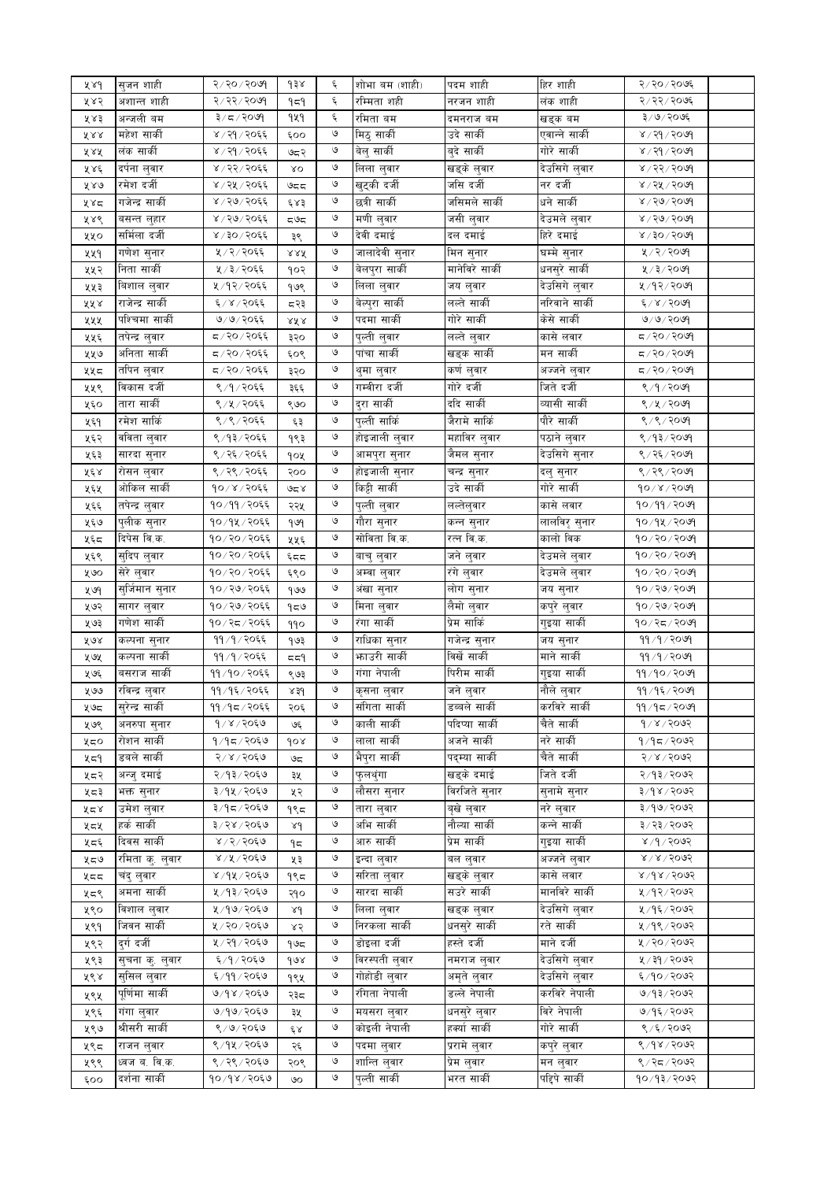| | | | | | | | | |
|---|---|---|---|---|---|---|---|---|
| ५४१ | सुजन शाही | २/२०/२०७१ | १३४ | ६ | शोभा बम (शाही) | पदम शाही | हिर शाही | २/२०/२०७६ |
| ५४२ | अशान्त शाही | २/२२/२०७१ | १८१ | ६ | रम्मिता शही | नरजन शाही | लंक शाही | २/२२/२०७६ |
| ५४३ | अन्जली बम | ३/८/२०७१ | १५१ | ६ | रमिता बम | दमनराज बम | खड्क बम | ३/७/२०७६ |
| ५४४ | महेश सार्की | ४/२१/२०६६ | ६०० | ७ | मिठु सार्की | उदे सार्की | एबान्ने सार्की | ४/२१/२०७१ |
| ५४५ | लंक सार्की | ४/२१/२०६६ | ७८२ | ७ | बेलु सार्की | बुदे सार्की | गोरे सार्की | ४/२१/२०७१ |
| ५४६ | दर्पना लुवार | ४/२२/२०६६ | ४० | ७ | लिला लुवार | खड्के लुवार | देउसिगे लुवार | ४/२२/२०७१ |
| ५४७ | रमेश दर्जी | ४/२५/२०६६ | ७८८ | ७ | खुद्की दर्जी | जसि दर्जी | नर दर्जी | ४/२५/२०७१ |
| ५४८ | गजेन्द्र सार्की | ४/२७/२०६६ | ६४३ | ७ | छत्री सार्की | जसिमले सार्की | धने सार्की | ४/२७/२०७१ |
| ५४९ | बसन्त लुहार | ४/२७/२०६६ | ८७८ | ७ | मणी लुवार | जसी लुवार | देउमले लुवार | ४/२७/२०७१ |
| ५५० | समिला दर्जी | ४/३०/२०६६ | ३९ | ७ | देवी दमाई | दल दमाई | हिरे दमाई | ४/३०/२०७१ |
| ५५१ | गणेश सुनार | ५/२/२०६६ | ४४५ | ७ | जालादेवी सुनार | मिन सुनार | घम्मे सुनार | ५/२/२०७१ |
| ५५२ | निता सार्की | ५/३/२०६६ | १०२ | ७ | बेलपुरा सार्की | मानेविरे सार्की | धनसुरे सार्की | ५/३/२०७१ |
| ५५३ | बिशाल लुवार | ५/१२/२०६६ | १७९ | ७ | लिला लुवार | जय लुवार | देउसिगे लुवार | ५/१२/२०७१ |
| ५५४ | राजेन्द्र सार्की | ६/४/२०६६ | ८२३ | ७ | बेल्पुरा सार्की | लल्ते सार्की | नरिवाने सार्की | ६/४/२०७१ |
| ५५५ | पश्चिमा सार्की | ७/७/२०६६ | ४५४ | ७ | पदमा सार्की | गोरे सार्की | केसे सार्की | ७/७/२०७१ |
| ५५६ | तपेन्द्र लुवार | ८/२०/२०६६ | ३२० | ७ | पुल्ती लुवार | लल्ते लुवार | कासे लवार | ८/२०/२०७१ |
| ५५७ | अनिता सार्की | ८/२०/२०६६ | ६०९ | ७ | पाचा सार्की | खड्क सार्की | मन सार्की | ८/२०/२०७१ |
| ५५८ | तपिन लुवार | ८/२०/२०६६ | ३२० | ७ | थुमा लुवार | कर्ण लुवार | अज्जने लुवार | ८/२०/२०७१ |
| ५५९ | बिकास दर्जी | ९/१/२०६६ | ३६६ | ७ | गम्बीरा दर्जी | गोरे दर्जी | जिते दर्जी | ९/१/२०७१ |
| ५६० | तारा सार्की | ९/५/२०६६ | ९७० | ७ | दुरा सार्की | ददि सार्की | ब्यासी सार्की | ९/५/२०७१ |
| ५६१ | रमेश सार्कि | ९/९/२०६६ | ६३ | ७ | पुल्ती सार्कि | जैरामे सार्कि | पौरे सार्की | ९/९/२०७१ |
| ५६२ | बविता लुवार | ९/१३/२०६६ | १९३ | ७ | होइजाली लुवार | महाविर लुवार | पठाने लुवार | ९/१३/२०७१ |
| ५६३ | सारदा सुनार | ९/२६/२०६६ | १०५ | ७ | आमपुरा सुनार | जैमल सुनार | देउसिगे सुनार | ९/२६/२०७१ |
| ५६४ | रोसन लुवार | ९/२९/२०६६ | २०० | ७ | होइजाली सुनार | चन्द्र सुनार | दलु सुनार | ९/२९/२०७१ |
| ५६५ | ओकिल सार्की | १०/४/२०६६ | ७८४ | ७ | किट्टी सार्की | उदे सार्की | गोरे सार्की | १०/४/२०७१ |
| ५६६ | तपेन्द्र लुवार | १०/११/२०६६ | २२५ | ७ | पुल्ती लुवार | लल्तेलुवार | कासे लवार | १०/११/२०७१ |
| ५६७ | पुलीक सुनार | १०/१५/२०६६ | १७१ | ७ | गौरा सुनार | कन्न सुनार | लालविर् सुनार | १०/१५/२०७१ |
| ५६८ | दिपेस बि.क. | १०/२०/२०६६ | ५५६ | ७ | सोविता बि.क. | रत्न बि.क. | कालो बिक | १०/२०/२०७१ |
| ५६९ | सुदिप लुवार | १०/२०/२०६६ | ६८८ | ७ | बाचु लुवार | जने लुवार | देउमले लुवार | १०/२०/२०७१ |
| ५७० | सेरे लुवार | १०/२०/२०६६ | ६९० | ७ | अम्बा लुवार | रंगे लुवार | देउमले लुवार | १०/२०/२०७१ |
| ५७१ | सुर्जिमान सुनार | १०/२७/२०६६ | १७७ | ७ | अंखा सुनार | लोग सुनार | जय सुनार | १०/२७/२०७१ |
| ५७२ | सागर लुवार | १०/२७/२०६६ | १८७ | ७ | मिना लुवार | लैमो लुवार | कपुरे लुवार | १०/२७/२०७१ |
| ५७३ | गणेश सार्की | १०/२८/२०६६ | ११० | ७ | रंगा सार्की | प्रेम सार्कि | गुइया सार्की | १०/२८/२०७१ |
| ५७४ | कल्पना सुनार | ११/१/२०६६ | १७३ | ७ | राधिका सुनार | गजेन्द्र सुनार | जय सुनार | ११/१/२०७१ |
| ५७५ | कल्पना सार्की | ११/१/२०६६ | ८८१ | ७ | भाउरी सार्की | बिर्खे सार्की | माने सार्की | ११/१/२०७१ |
| ५७६ | बसराज सार्की | ११/१०/२०६६ | ९७३ | ७ | गंगा नेपाली | पिरीम सार्की | गुइया सार्की | ११/१०/२०७१ |
| ५७७ | रविन्द्र लुवार | ११/१६/२०६६ | ४३१ | ७ | कृसना लुवार | जने लुवार | नौले लुवार | ११/१६/२०७१ |
| ५७८ | सुरेन्द्र सार्की | ११/१८/२०६६ | २०६ | ७ | संगिता सार्की | डब्बले सार्की | करविरे सार्की | ११/१८/२०७१ |
| ५७९ | अनरुपा सुनार | १/४/२०६७ | ७६ | ७ | काली सार्की | पदिप्या सार्की | चैते सार्की | १/४/२०७२ |
| ५८० | रोशन सार्की | १/१८/२०६७ | १०४ | ७ | लाला सार्की | अजने सार्की | नरे सार्की | १/१८/२०७२ |
| ५८१ | डबले सार्की | २/४/२०६७ | ७८ | ७ | भैपुरा सार्की | पदम्या सार्की | चैते सार्की | २/४/२०७२ |
| ५८२ | अन्जु दमाई | २/१३/२०६७ | ३५ | ७ | फुलथुंगा | खड्के दमाई | जिते दर्जी | २/१३/२०७२ |
| ५८३ | भक्त सुनार | ३/१५/२०६७ | ५२ | ७ | लौसरा सुनार | विरजिते सुनार | सुनामे सुनार | ३/१४/२०७२ |
| ५८४ | उमेश लुवार | ३/१८/२०६७ | ११८ | ७ | तारा लुवार | बुखे लुवार | नरे लुवार | ३/१७/२०७२ |
| ५८५ | हर्क सार्की | ३/२४/२०६७ | ४१ | ७ | अभि सार्की | नौल्या सार्की | कन्ने सार्की | ३/२३/२०७२ |
| ५८६ | दिवस सार्की | ४/२/२०६७ | १८ | ७ | आरु सार्की | प्रेम सार्की | गुइया सार्की | ४/१/२०७२ |
| ५८७ | रमिता कु. लुवार | ४/५/२०६७ | ५३ | ७ | इन्दा लुवार | बल लुवार | अज्जने लुवार | ४/४/२०७२ |
| ५८८ | चंदु लुवार | ४/१५/२०६७ | ११८ | ७ | सरिता लुवार | खड्के लुवार | कासे लवार | ४/१४/२०७२ |
| ५८९ | अमना सार्की | ५/१३/२०६७ | २१० | ७ | सारदा सार्की | सउरे सार्की | मानविरे सार्की | ५/१२/२०७२ |
| ५९० | बिशाल लुवार | ५/१७/२०६७ | ८९ | ७ | लिला लुवार | खड्क लुवार | देउसिगे लुवार | ५/१६/२०७२ |
| ५९१ | जिवन सार्की | ५/२०/२०६७ | ४२ | ७ | निरकला सार्की | धनसुरे सार्की | रते सार्की | ५/१९/२०७२ |
| ५९२ | दुर्ग दर्जी | ५/२१/२०६७ | १७८ | ७ | डोइला दर्जी | हस्ते दर्जी | माने दर्जी | ५/२०/२०७२ |
| ५९३ | सुचना कु. लुवार | ६/१/२०६७ | १७४ | ७ | विरस्पती लुवार | नमराज लुवार | देउसिगे लुवार | ५/३१/२०७२ |
| ५९४ | सुसिल लुवार | ६/११/२०६७ | १९५ | ७ | गोहोडी लुवार | अमृते लुवार | देउसिगे लुवार | ६/१०/२०७२ |
| ५९५ | पूर्णिमा सार्की | ७/१४/२०६७ | २३८ | ७ | रंगिता नेपाली | डल्ले नेपाली | करविरे नेपाली | ७/१३/२०७२ |
| ५९६ | गंगा लुवार | ७/१७/२०६७ | ३५ | ७ | मयसरा लुवार | धनसुरे लुवार | बिरे नेपाली | ७/१६/२०७२ |
| ५९७ | श्रीसरी सार्की | ९/७/२०६७ | ६४ | ७ | कोइली नेपाली | हर्क्या सार्की | गोरे सार्की | ९/६/२०७२ |
| ५९८ | राजन लुवार | ९/१५/२०६७ | २६ | ७ | पदमा लुवार | प्रामे लुवार | कपुरे लुवार | ९/१४/२०७२ |
| ५९९ | ध्वज ब. बि.क. | ९/२९/२०६७ | २०९ | ७ | शान्ति लुवार | प्रेम लुवार | मन लुवार | ९/२८/२०७२ |
| ६०० | दर्शना सार्की | १०/१४/२०६७ | ७० | ७ | पुल्ती सार्की | भरत सार्की | पद्दिपे सार्की | १०/१३/२०७२ |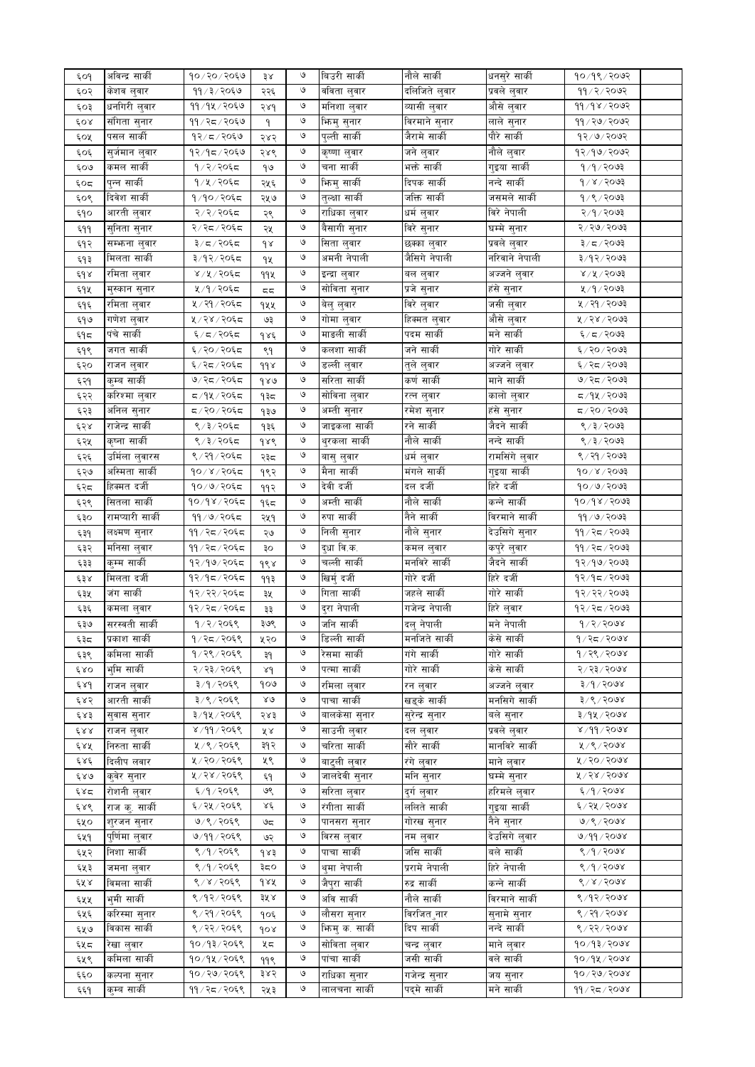| | | | | | | | | | |
|---|---|---|---|---|---|---|---|---|---|
| ६०१ | अविन्द्र सार्की | १०/२०/२०६७ | ३४ | ७ | विउरी सार्की | नौले सार्की | धनसुरे सार्की | १०/१९/२०७२ | |
| ६०२ | केशव लुवार | ११/३/२०६७ | २२६ | ७ | बविता लुवार | दलिजिते लुवार | प्रवले लुवार | ११/२/२०७२ | |
| ६०३ | धनगिरी लुवार | ११/१५/२०६७ | २४१ | ७ | मनिशा लुवार | ब्यासी लुवार | औसे लुवार | ११/१४/२०७२ | |
| ६०४ | संगिता सुनार | ११/२८/२०६७ | १ | ७ | भिमु सुनार | विरमाने सुनार | लाले सुनार | ११/२७/२०७२ | |
| ६०५ | पसल सार्की | १२/८/२०६७ | २४२ | ७ | पुल्ती सार्की | जैरामे सार्की | गौरे सार्की | १२/७/२०७२ | |
| ६०६ | सुर्जमान लुवार | १२/१८/२०६७ | २४९ | ७ | कृष्णा लुवार | जने लुवार | नौले लुवार | १२/१७/२०७२ | |
| ६०७ | कमल सार्की | १/२/२०६८ | १७ | ७ | चना सार्की | भक्त सार्की | गुइया सार्की | १/१/२०७३ | |
| ६०८ | पुन्न सार्की | १/५/२०६८ | २५६ | ७ | भिमु सार्की | दिपक सार्की | नन्दे सार्की | १/४/२०७३ | |
| ६०९ | दिवेश सार्की | १/१०/२०६८ | २५७ | ७ | तुल्सा सार्की | जक्ति सार्की | जसमले सार्की | १/९/२०७३ | |
| ६१० | आरती लुवार | २/२/२०६८ | २९ | ७ | राधिका लुवार | धर्म लुवार | बिरे नेपाली | २/१/२०७३ | |
| ६११ | सुनिता सुनार | २/२८/२०६८ | २५ | ७ | बैसागी सुनार | बिरे सुनार | घम्मे सुनार | २/२७/२०७३ | |
| ६१२ | सम्फना लुवार | ३/८/२०६८ | १४ | ७ | सिता लुवार | छक्का लुवार | प्रवले लुवार | ३/८/२०७३ | |
| ६१३ | मिलता सार्की | ३/१२/२०६८ | १५ | ७ | अमनी नेपाली | जैसिगे नेपाली | नरिवाने नेपाली | ३/१२/२०७३ | |
| ६१४ | रमिता लुवार | ४/५/२०६८ | ११५ | ७ | इन्द्रा लुवार | बल लुवार | अज्जने लुवार | ४/५/२०७३ | |
| ६१५ | मुस्कान सुनार | ५/१/२०६८ | ८८ | ७ | सोविता सुनार | प्रजे सुनार | हंसे सुनार | ५/१/२०७३ | |
| ६१६ | रमिता लुवार | ५/२१/२०६८ | १५५ | ७ | बेलु लुवार | बिरे लुवार | जसी लुवार | ५/२१/२०७३ | |
| ६१७ | गणेश लुवार | ५/२४/२०६८ | ७३ | ७ | गोमा लुवार | हिक्मत लुवार | औसे लुवार | ५/२४/२०७३ | |
| ६१८ | पंचे सार्की | ६/८/२०६८ | १४६ | ७ | माउली सार्की | पदम सार्की | मने सार्की | ६/८/२०७३ | |
| ६१९ | जगत सार्की | ६/२०/२०६८ | ९१ | ७ | कलशा सार्की | जने सार्की | गोरे सार्की | ६/२०/२०७३ | |
| ६२० | राजन लुवार | ६/२८/२०६८ | ११४ | ७ | डल्ली लुवार | तुले लुवार | अज्जने लुवार | ६/२८/२०७३ | |
| ६२१ | कुम्ब सार्की | ७/२८/२०६८ | १४७ | ७ | सरिता सार्की | कर्ण सार्की | माने सार्की | ७/२८/२०७३ | |
| ६२२ | करिश्मा लुवार | ८/१५/२०६८ | १३८ | ७ | सोविना लुवार | रत्न लुवार | कालो लुवार | ८/१५/२०७३ | |
| ६२३ | अनिल सुनार | ८/२०/२०६८ | १३७ | ७ | अम्ती सुनार | रमेश सुनार | हंसे सुनार | ८/२०/२०७३ | |
| ६२४ | राजेन्द्र सार्की | ९/३/२०६८ | १३६ | ७ | जाइकला सार्की | रने सार्की | जैदने सार्की | ९/३/२०७३ | |
| ६२५ | कृप्ना सार्की | ९/३/२०६८ | १४९ | ७ | थुरकला सार्की | नौले सार्की | नन्दे सार्की | ९/३/२०७३ | |
| ६२६ | उर्मिला लुवारस | ९/२१/२०६८ | २३८ | ७ | बासु लुवार | धर्म लुवार | रामसिंगे लुवार | ९/२१/२०७३ | |
| ६२७ | अस्मिता सार्की | १०/४/२०६८ | १९२ | ७ | मैना सार्की | मंगले सार्की | गुइया सार्की | १०/४/२०७३ | |
| ६२८ | हिक्मत दर्जी | १०/७/२०६८ | ११२ | ७ | देवी दर्जी | दल दर्जी | हिरे दर्जी | १०/७/२०७३ | |
| ६२९ | सितला सार्की | १०/१४/२०६८ | १६८ | ७ | अम्ती सार्की | नौले सार्की | कन्ने सार्की | १०/१४/२०७३ | |
| ६३० | रामप्यारी सार्की | ११/७/२०६८ | २५१ | ७ | रुपा सार्की | नैने सार्की | विरमाने सार्की | ११/७/२०७३ | |
| ६३१ | लक्ष्मण सुनार | ११/२८/२०६८ | २७ | ७ | निली सुनार | नौले सुनार | देउसिगे सुनार | ११/२८/२०७३ | |
| ६३२ | मनिसा लुवार | ११/२८/२०६८ | ३० | ७ | दुधा वि.क. | कमल लुवार | कपुरे लुवार | ११/२८/२०७३ | |
| ६३३ | कुम्म सार्की | १२/१७/२०६८ | १९४ | ७ | चल्ली सार्की | मनविरे सार्की | जैदने सार्की | १२/१७/२०७३ | |
| ६३४ | मिलता दर्जी | १२/१८/२०६८ | ११३ | ७ | खिर्मु दर्जी | गोरे दर्जी | हिरे दर्जी | १२/१८/२०७३ | |
| ६३५ | जंग सार्की | १२/२२/२०६८ | ३५ | ७ | गिता सार्की | जहले सार्की | गोरे सार्की | १२/२२/२०७३ | |
| ६३६ | कमला लुवार | १२/२८/२०६८ | ३३ | ७ | दुरा नेपाली | गजेन्द्र नेपाली | हिरे लुवार | १२/२८/२०७३ | |
| ६३७ | सरस्वती सार्की | १/२/२०६९ | ३७९ | ७ | जनि सार्की | दलु नेपाली | मने नेपाली | १/२/२०७४ | |
| ६३८ | प्रकाश सार्की | १/२८/२०६९ | ५२० | ७ | डिल्ली सार्की | मनजिते सार्की | केसे सार्की | १/२८/२०७४ | |
| ६३९ | कमिला सार्की | १/२९/२०६९ | ३१ | ७ | रेसमा सार्की | गगे सार्की | गोरे सार्की | १/२९/२०७४ | |
| ६४० | भुमि सार्की | २/२३/२०६९ | ४१ | ७ | पत्मा सार्की | गोरे सार्की | केसे सार्की | २/२३/२०७४ | |
| ६४१ | राजन लुवार | ३/१/२०६९ | १०७ | ७ | रमिला लुवार | रन लुवार | अज्जने लुवार | ३/१/२०७४ | |
| ६४२ | आरती सार्की | ३/९/२०६९ | ४७ | ७ | पाचा सार्की | खड्के सार्की | मनसिगे सार्की | ३/९/२०७४ | |
| ६४३ | सुवास सुनार | ३/१५/२०६९ | २४३ | ७ | बालकेसा सुनार | सुरेन्द्र सुनार | बले सुनार | ३/१५/२०७४ | |
| ६४४ | राजन लुवार | ४/११/२०६९ | ५४ | ७ | साउनी लुवार | दल लुवार | प्रवले लुवार | ४/११/२०७४ | |
| ६४५ | निरुता सार्की | ५/९/२०६९ | ३१२ | ७ | चरिता सार्की | सौरे सार्की | मानविरे सार्की | ५/९/२०७४ | |
| ६४६ | दिलीप लवार | ५/२०/२०६९ | ५९ | ७ | बाटुली लुवार | रंगे लुवार | माने लुवार | ५/२०/२०७४ | |
| ६४७ | कुवेर सुनार | ५/२४/२०६९ | ६१ | ७ | जालदेवी सुनार | मनि सुनार | घम्मे सुनार | ५/२४/२०७४ | |
| ६४८ | रोशनी लुवार | ६/१/२०६९ | ७९ | ७ | सरिता लुवार | दुर्ग लुवार | हरिमले लुवार | ६/१/२०७४ | |
| ६४९ | राज कु. सार्की | ६/२५/२०६९ | ४६ | ७ | रंगीता सार्की | ललिते साकी | गुइया सार्की | ६/२५/२०७४ | |
| ६५० | शुरजन सुनार | ७/९/२०६९ | ७८ | ७ | पानसरा सुनार | गोरख सुनार | नैने सुनार | ७/९/२०७४ | |
| ६५१ | पुर्णिमा लुवार | ७/११/२०६९ | ७२ | ७ | विरस लुवार | नम लुवार | देउसिगे लुवार | ७/११/२०७४ | |
| ६५२ | निशा सार्की | ९/१/२०६९ | १४३ | ७ | पाचा सार्की | जसि सार्की | बले सार्की | ९/१/२०७४ | |
| ६५३ | जमना लुवार | ९/१/२०६९ | ३८० | ७ | थुमा नेपाली | प्रामे नेपाली | हिरे नेपाली | ९/१/२०७४ | |
| ६५४ | बिमला सार्की | ९/४/२०६९ | १४५ | ७ | जैपुरा सार्की | रुद्र सार्की | कन्ने सार्की | ९/४/२०७४ | |
| ६५५ | भुमी सार्की | ९/१२/२०६९ | ३५४ | ७ | अवि सार्की | नौले सार्की | विरमाने सार्की | ९/१२/२०७४ | |
| ६५६ | करिस्मा सुनार | ९/२१/२०६९ | १०६ | ७ | लौसरा सुनार | विरजित नार | सुनामे सुनार | ९/२१/२०७४ | |
| ६५७ | विकास सार्की | ९/२२/२०६९ | १०४ | ७ | भिमु क. सार्की | दिप सार्की | नन्दे सार्की | ९/२२/२०७४ | |
| ६५८ | रेखा लुवार | १०/१३/२०६९ | ५८ | ७ | सोविता लुवार | चन्द्र लुवार | माने लुवार | १०/१३/२०७४ | |
| ६५९ | कमिला सार्की | १०/१५/२०६९ | ११९ | ७ | पाचा सार्की | जसी सार्की | बले सार्की | १०/१५/२०७४ | |
| ६६० | कल्पना सुनार | १०/२७/२०६९ | ३४२ | ७ | राधिका सुनार | गजेन्द्र सुनार | जय सुनार | १०/२७/२०७४ | |
| ६६१ | कुम्ब सार्की | ११/२८/२०६९ | २५३ | ७ | लालचना सार्की | पदमे सार्की | मने सार्की | ११/२८/२०७४ | |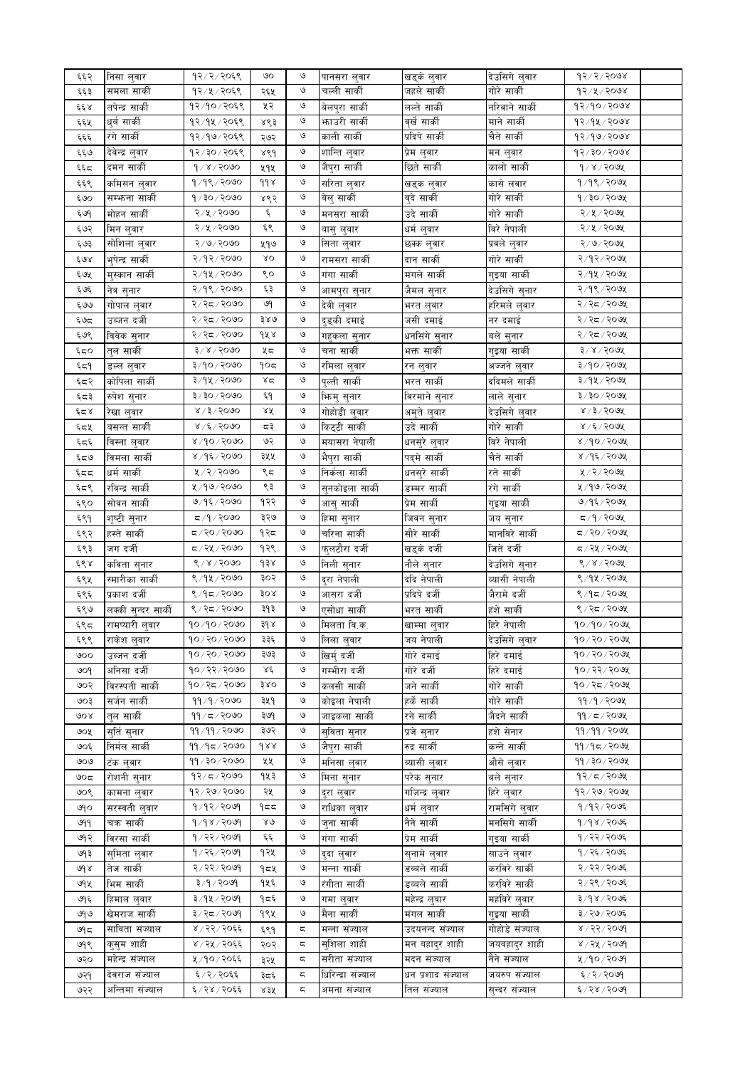| ६६२ | निसा लुवार | १२/२/२०६९ | ७० | ७ | पानसरा लुवार | खड्के लुवार | देउसिगे लुवार | १२/२/२०७४ | |
|---|---|---|---|---|---|---|---|---|---|
| ६६३ | समला सार्की | १२/५/२०६९ | २६५ | ७ | चल्ली सार्की | जहले सार्की | गोरे सार्की | १२/५/२०७४ | |
| ६६४ | तपेन्द्र सार्की | १२/१०/२०६९ | ५२ | ७ | बेलपुरा सार्की | लल्ते सार्की | नरिवाने सार्की | १२/१०/२०७४ | |
| ६६५ | धुर्व सार्की | १२/१५/२०६९ | ४९३ | ७ | भाउरी सार्की | बुर्खे सार्की | माने सार्की | १२/१५/२०७४ | |
| ६६६ | रंगे सार्की | १२/१७/२०६९ | २७२ | ७ | काली सार्की | प्रदिपे सार्की | चैते सार्की | १२/१७/२०७४ | |
| ६६७ | देवेन्द्र लुवार | १२/३०/२०६९ | ४९१ | ७ | शान्ति लुवार | प्रेम लुवार | मन लुवार | १२/३०/२०७४ | |
| ६६८ | दमन सार्की | १/४/२०७० | ५१५ | ७ | जैपुरा सार्की | छिते सार्की | कालो सार्की | १/४/२०७५ | |
| ६६९ | कमिसन लुवार | १/१९/२०७० | ११४ | ७ | सरिता लुवार | खड्क लुवार | कासे लवार | १/१९/२०७५ | |
| ६७० | सम्भना सार्की | १/३०/२०७० | ४९२ | ७ | बेलु सार्की | बुदे सार्की | गोरे सार्की | १/३०/२०७५ | |
| ६७१ | मोहन सार्की | २/५/२०७० | ६ | ७ | मनसरा सार्की | उदे सार्की | गोरे सार्की | २/५/२०७५ | |
| ६७२ | मिन लुवार | २/५/२०७० | ६९ | ७ | बासु लुवार | धर्म लुवार | विरे नेपाली | २/५/२०७५ | |
| ६७३ | सोशिला लुवार | २/७/२०७० | ५१७ | ७ | सिता लुवार | छक्क लुवार | प्रवले लुवार | २/७/२०७५ | |
| ६७४ | भुपेन्द्र सार्की | २/१२/२०७० | ४० | ७ | रामसरा सार्की | दान सार्की | गोरे सार्की | २/१२/२०७५ | |
| ६७५ | मुस्कान सार्की | २/१५/२०७० | ९० | ७ | गंगा सार्की | मंगले सार्की | गुइया सार्की | २/१५/२०७५ | |
| ६७६ | नेत्र सुनार | २/१९/२०७० | ६३ | ७ | आमपुरा सुनार | जैमल सुनार | देउसिगे सुनार | २/१९/२०७५ | |
| ६७७ | गोपाल लुवार | २/२८/२०७० | ७१ | ७ | देवी लुवार | भरत लुवार | हरिमले लुवार | २/२८/२०७५ | |
| ६७८ | उज्जन दर्जी | २/२८/२०७० | ३४७ | ७ | दुइकी दमाई | जसी दमाई | नर दमाई | २/२८/२०७५ | |
| ६७९ | विवेक सुनार | २/२८/२०७० | १५४ | ७ | गहकला सुनार | धनसिंगे सुनार | बले सुनार | २/२८/२०७५ | |
| ६८० | तुल सार्की | ३/४/२०७० | ५८ | ७ | चना सार्की | भक्त सार्की | गुइया सार्की | ३/४/२०७५ | |
| ६८१ | डल्ल लुवार | ३/१०/२०७० | १०८ | ७ | रमिला लुवार | रन लुवार | अज्जने लुवार | ३/१०/२०७५ | |
| ६८२ | कोपिला सार्की | ३/१५/२०७० | ४८ | ७ | पुल्ती सार्की | भरत सार्की | ददिमले सार्की | ३/१५/२०७५ | |
| ६८३ | रुपेश सुनार | ३/३०/२०७० | ६१ | ७ | भिमु सुनार | विरमाने सुनार | लाले सुनार | ३/३०/२०७५ | |
| ६८४ | रेखा लुवार | ४/३/२०७० | ४५ | ७ | गोहोडी लुवार | अमृते लुवार | देउसिगे लुवार | ४/३/२०७५ | |
| ६८५ | बसन्त सार्की | ४/६/२०७० | ८३ | ७ | किट्टी सार्की | उदे सार्की | गोरे सार्की | ४/६/२०७५ | |
| ६८६ | विस्ना लुवार | ४/१०/२०७० | ७२ | ७ | मयासरा नेपाली | धनसुरे लुवार | विरे नेपाली | ४/१०/२०७५ | |
| ६८७ | विमला सार्की | ४/१६/२०७० | ३५५ | ७ | भैपुरा सार्की | पद्मे सार्की | चैते सार्की | ४/१६/२०७५ | |
| ६८८ | धर्म सार्की | ५/२/२०७० | ९८ | ७ | निर्कला सार्की | धनसुरे सार्की | रते सार्की | ५/२/२०७५ | |
| ६८९ | रविन्द्र सार्की | ५/१७/२०७० | ९३ | ७ | सुनकोइला सार्की | डम्मर सार्की | रंगे सार्की | ५/१७/२०७५ | |
| ६९० | सोवन सार्की | ७/१६/२०७० | १२२ | ७ | आसु सार्की | प्रेम सार्की | गुइया सार्की | ७/१६/२०७५ | |
| ६९१ | शृष्टी सुनार | ८/१/२०७० | ३२७ | ७ | हिमा सुनार | जिवन सुनार | जय सुनार | ८/१/२०७५ | |
| ६९२ | हस्ते सार्की | ८/२०/२०७० | १२८ | ७ | चरिना सार्की | सौरे सार्की | मानविरे सार्की | ८/२०/२०७५ | |
| ६९३ | जग दर्जी | ८/२५/२०७० | १२९ | ७ | फुलटौरा दर्जी | खड्के दर्जी | जिते दर्जी | ८/२५/२०७५ | |
| ६९४ | कविता सुनार | ९/४/२०७० | १३४ | ७ | निली सुनार | नौले सुनार | देउसिगे सुनार | ९/४/२०७५ | |
| ६९५ | स्मारीका सार्की | ९/१५/२०७० | ३०२ | ७ | दुरा नेपाली | ददि नेपाली | ब्यासी नेपाली | ९/१५/२०७५ | |
| ६९६ | प्रकाश दर्जी | ९/१८/२०७० | ३०४ | ७ | आसरा दर्जी | प्रदिपे दर्जी | जैरामे दर्जी | ९/१८/२०७५ | |
| ६९७ | लक्की सुन्दर सार्की | ९/२८/२०७० | ३१३ | ७ | एसोधा सार्की | भरत सार्की | हंशे सार्की | ९/२८/२०७५ | |
| ६९८ | रामप्यारी लुवार | १०/१०/२०७० | ३१४ | ७ | मिलता वि.क. | खाम्मा लुवार | हिरे नेपाली | १०/१०/२०७५ | |
| ६९९ | राकेश लुवार | १०/२०/२०७० | ३३६ | ७ | लिला लुवार | जय नेपाली | देउसिगे लुवार | १०/२०/२०७५ | |
| ७०० | उज्जन दर्जी | १०/२०/२०७० | ३७३ | ७ | खिर्मु दर्जी | गोरे दमाई | हिरे दमाई | १०/२०/२०७५ | |
| ७०१ | अनिसा दर्जी | १०/२२/२०७० | ४६ | ७ | गम्भीरा दर्जी | गोरे दर्जी | हिरे दमाई | १०/२२/२०७५ | |
| ७०२ | विरस्पती सार्की | १०/२८/२०७० | ३४० | ७ | कलसी सार्की | जने सार्की | गोरे सार्की | १०/२८/२०७५ | |
| ७०३ | सर्जन सार्की | ११/१/२०७० | ३५१ | ७ | कोइला नेपाली | हर्के सार्की | गोरे सार्की | ११/१/२०७५ | |
| ७०४ | तुल सार्की | ११/८/२०७० | ३७१ | ७ | जाइकला सार्की | रने सार्की | जैदने सार्की | ११/८/२०७५ | |
| ७०५ | सुर्ति सुनार | ११/११/२०७० | ३७२ | ७ | सुविता सुनार | प्रजे सुनार | हंशे सेनार | ११/११/२०७५ | |
| ७०६ | निर्मल सार्की | ११/१८/२०७० | १४४ | ७ | जैपुरा सार्की | रुद्र सार्की | कन्ने सार्की | ११/१८/२०७५ | |
| ७०७ | टंक लुवार | ११/३०/२०७० | ५५ | ७ | मनिसा लुवार | ब्यासी लुवार | औसे लुवार | ११/३०/२०७५ | |
| ७०८ | रोशनी सुनार | १२/८/२०७० | १५३ | ७ | मिना सुनार | परेक सुनार | बले सुनार | १२/८/२०७५ | |
| ७०९ | कामना लुवार | १२/२७/२०७० | २५ | ७ | दुरा लुवार | गजिन्द्र लुवार | हिरे लुवार | १२/२७/२०७५ | |
| ७१० | सरस्वती लुवार | १/१२/२०७१ | १८८ | ७ | राधिका लुवार | धर्म लुवार | रामसिंगे लुवार | १/१२/२०७६ | |
| ७११ | चक्र सार्की | १/१४/२०७१ | ४७ | ७ | जुना सार्की | नैने सार्की | मनसिगे सार्की | १/१४/२०७६ | |
| ७१२ | विरसा सार्की | १/२२/२०७१ | ६६ | ७ | गंगा सार्की | प्रेम सार्की | गुइया सार्की | १/२२/२०७६ | |
| ७१३ | सुमिता लुवार | १/२६/२०७१ | १२५ | ७ | दुदा लुवार | सुनामे लुवार | साउने लुवार | १/२६/२०७६ | |
| ७१४ | तेज सार्की | २/२२/२०७१ | १८५ | ७ | मन्ना सार्की | डब्बले सार्की | करविरे सार्की | २/२२/२०७६ | |
| ७१५ | भिम सार्की | ३/१/२०७१ | १५६ | ७ | रंगीता सार्की | डब्बले सार्की | करविरे सार्की | २/२९/२०७६ | |
| ७१६ | हिमाल लुवार | ३/१५/२०७१ | १८६ | ७ | गमा लुवार | महेन्द्र लुवार | महविरे लुवार | ३/१४/२०७६ | |
| ७१७ | खेमराज सार्की | ३/२८/२०७१ | १९५ | ७ | मैना सार्की | मंगल सार्की | गुइया सार्की | ३/२७/२०७६ | |
| ७१८ | साविता संज्याल | ४/२२/२०६६ | ६९१ | ८ | मन्ना संज्याल | उदयनन्द संज्याल | गोहोडे संज्याल | ४/२२/२०७१ | |
| ७१९ | कुसुम शाही | ४/२५/२०६६ | २०२ | ८ | सुशिला शाही | मन बहादुर शाही | जयबहादुर शाही | ४/२५/२०७१ | |
| ७२० | महेन्द्र संज्याल | ५/१०/२०६६ | ३२५ | ८ | सरीता संज्याल | मदन संज्याल | नैने संज्याल | ५/१०/२०७१ | |
| ७२१ | देवराज संज्याल | ६/२/२०६६ | ३८६ | ८ | धिरिन्द्रा संज्याल | धन प्रशाद संज्याल | जयरुप संज्याल | ६/२/२०७१ | |
| ७२२ | अन्तिमा संज्याल | ६/२४/२०६६ | ४३५ | ८ | अमना संज्याल | तिल संज्याल | सुन्दर संज्याल | ६/२४/२०७१ | |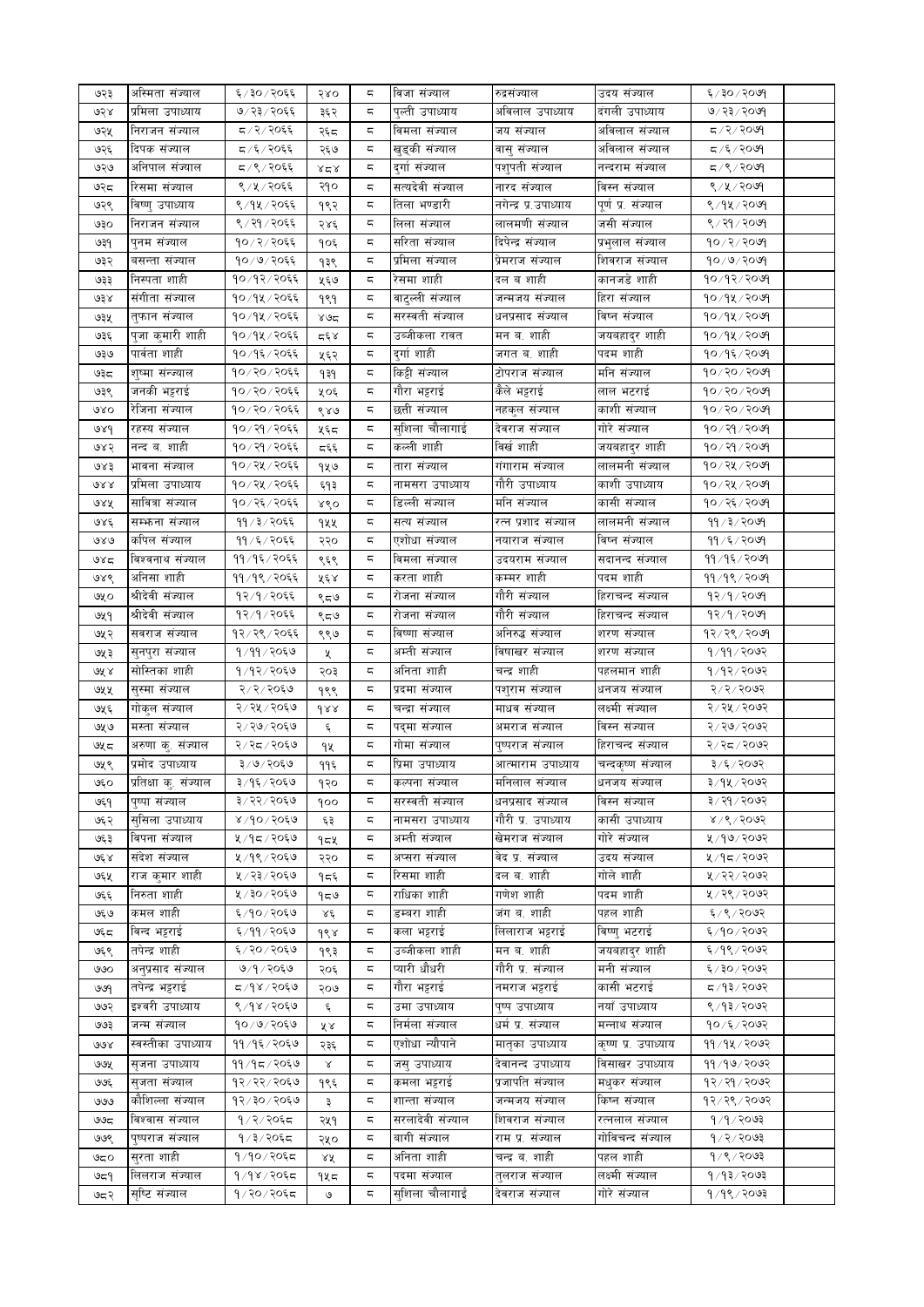| ७२३ | अस्मिता संज्याल | ६/३०/२०६६ | २४० | ८ | विजा संज्याल | रुद्रसंज्याल | उदय संज्याल | ६/३०/२०७१ | |
|---|---|---|---|---|---|---|---|---|---|
| ७२४ | प्रमिला उपाध्याय | ७/२३/२०६६ | ३६२ | ८ | पुल्ती उपाध्याय | अविलाल उपाध्याय | दंगली उपाध्याय | ७/२३/२०७१ | |
| ७२५ | निराजन संज्याल | ८/२/२०६६ | २६८ | ८ | विमला संज्याल | जय संज्याल | अविलाल संज्याल | ८/२/२०७१ | |
| ७२६ | दिपक संज्याल | ८/६/२०६६ | २६७ | ८ | खुड्की संज्याल | बासु संज्याल | अविलाल संज्याल | ८/६/२०७१ | |
| ७२७ | अनिपाल संज्याल | ८/९/२०६६ | ४८४ | ८ | दुर्गा संज्याल | पशुपती संज्याल | नन्दराम संज्याल | ८/९/२०७१ | |
| ७२८ | रिसमा संज्याल | ९/५/२०६६ | २१० | ८ | सत्यदेवी संज्याल | नारद संज्याल | विस्न संज्याल | ९/५/२०७१ | |
| ७२९ | विष्णु उपाध्याय | ९/१५/२०६६ | १९२ | ८ | तिला भण्डारी | नगेन्द्र प्र.उपाध्याय | पूर्ण प्र. संज्याल | ९/१५/२०७१ | |
| ७३० | निराजन संज्याल | ९/२१/२०६६ | २४६ | ८ | लिला संज्याल | लालमणी संज्याल | जसी संज्याल | ९/२१/२०७१ | |
| ७३१ | पुनम संज्याल | १०/२/२०६६ | १०६ | ८ | सरिता संज्याल | दिपेन्द्र संज्याल | प्रभुलाल संज्याल | १०/२/२०७१ | |
| ७३२ | बसन्ता संज्याल | १०/७/२०६६ | १३९ | ८ | प्रमिला संज्याल | प्रेमराज संज्याल | शिवराज संज्याल | १०/७/२०७१ | |
| ७३३ | निस्पता शाही | १०/१२/२०६६ | ५६७ | ८ | रेसमा शाही | दल ब शाही | कानजडे शाही | १०/१२/२०७१ | |
| ७३४ | संगीता संज्याल | १०/१५/२०६६ | १९१ | ८ | बाटुल्ली संज्याल | जन्मजय संज्याल | हिरा संज्याल | १०/१५/२०७१ | |
| ७३५ | तुफान संज्याल | १०/१५/२०६६ | ४७८ | ८ | सरस्वती संज्याल | धनप्रसाद संज्याल | विष्न संज्याल | १०/१५/२०७१ | |
| ७३६ | पुजा कुमारी शाही | १०/१५/२०६६ | ८६४ | ८ | उज्जीकला रावत | मन ब. शाही | जयबहादुर शाही | १०/१५/२०७१ | |
| ७३७ | पार्वता शाही | १०/१६/२०६६ | ५६२ | ८ | दुर्गा शाही | जगत ब. शाही | पदम शाही | १०/१६/२०७१ | |
| ७३८ | शुष्मा सन्ज्याल | १०/२०/२०६६ | १३१ | ८ | किट्टी संज्याल | टीपराज संज्याल | मनि संज्याल | १०/२०/२०७१ | |
| ७३९ | जनकी भट्टराई | १०/२०/२०६६ | ५०६ | ८ | गौरा भट्टराई | कैले भट्टराई | लाल भटराई | १०/२०/२०७१ | |
| ७४० | रेजिना संज्याल | १०/२०/२०६६ | ९४७ | ८ | छती संज्याल | नहकुल संज्याल | काशी संज्याल | १०/२०/२०७१ | |
| ७४१ | रहस्य संज्याल | १०/२१/२०६६ | ५६८ | ८ | सुशिला चौलागाई | देवराज संज्याल | गोरे संज्याल | १०/२१/२०७१ | |
| ७४२ | नन्द ब. शाही | १०/२१/२०६६ | ८६६ | ८ | कल्ली शाही | विर्ख शाही | जयबहादुर शाही | १०/२१/२०७१ | |
| ७४३ | भावना संज्याल | १०/२५/२०६६ | १५७ | ८ | तारा संज्याल | गंगाराम संज्याल | लालमनी संज्याल | १०/२५/२०७१ | |
| ७४४ | प्रमिला उपाध्याय | १०/२५/२०६६ | ६१३ | ८ | नामसरा उपाध्याय | गौरी उपाध्याय | काशी उपाध्याय | १०/२५/२०७१ | |
| ७४५ | सावित्रा संज्याल | १०/२६/२०६६ | ४९० | ८ | डिल्ली संज्याल | मनि संज्याल | कासी संज्याल | १०/२६/२०७१ | |
| ७४६ | सम्फना संज्याल | ११/३/२०६६ | १५५ | ८ | सत्य संज्याल | रत्न प्रशाद संज्याल | लालमनी संज्याल | ११/३/२०७१ | |
| ७४७ | कपिल संज्याल | ११/६/२०६६ | २२० | ८ | एशोधा संज्याल | नयाराज संज्याल | विष्न संज्याल | ११/६/२०७१ | |
| ७४८ | विश्वनाथ संज्याल | ११/१६/२०६६ | ९६९ | ८ | विमला संज्याल | उदयराम संज्याल | सदानन्द संज्याल | ११/१६/२०७१ | |
| ७४९ | अनिसा शाही | ११/१९/२०६६ | ५६४ | ८ | करता शाही | कम्मर शाही | पदम शाही | ११/१९/२०७१ | |
| ७५० | श्रीदेवी संज्याल | १२/१/२०६६ | ९८७ | ८ | रोजना संज्याल | गौरी संज्याल | हिराचन्द संज्याल | १२/१/२०७१ | |
| ७५१ | श्रीदेवी संज्याल | १२/१/२०६६ | ९८७ | ८ | रोजना संज्याल | गौरी संज्याल | हिराचन्द संज्याल | १२/१/२०७१ | |
| ७५२ | सवराज संज्याल | १२/२९/२०६६ | ९९७ | ८ | विष्णा संज्याल | अनिरुद्ध संज्याल | शरण संज्याल | १२/२९/२०७१ | |
| ७५३ | सुनपुरा संज्याल | १/११/२०६७ | ५ | ८ | अस्नी संज्याल | विषाखर संज्याल | शरण संज्याल | १/११/२०७२ | |
| ७५४ | सोस्तिका शाही | १/१२/२०६७ | २०३ | ८ | अनिता शाही | चन्द्र शाही | पहलमान शाही | १/१२/२०७२ | |
| ७५५ | सुस्मा संज्याल | २/२/२०६७ | १९९ | ८ | प्रदमा संज्याल | पशुराम संज्याल | धनजय संज्याल | २/२/२०७२ | |
| ७५६ | गोकुल संज्याल | २/२५/२०६७ | १४४ | ८ | चन्द्रा संज्याल | माधव संज्याल | लक्ष्मी संज्याल | २/२५/२०७२ | |
| ७५७ | मस्ता संज्याल | २/२७/२०६७ | ६ | ८ | पद्मा संज्याल | अमराज संज्याल | विस्न संज्याल | २/२७/२०७२ | |
| ७५८ | अरुणा कु. संज्याल | २/२८/२०६७ | १५ | ८ | गोमा संज्याल | पुष्पराज संज्याल | हिराचन्द संज्याल | २/२८/२०७२ | |
| ७५९ | प्रमोद उपाध्याय | ३/७/२०६७ | ११६ | ८ | पिमा उपाध्याय | आत्माराम उपाध्याय | चन्दकृष्ण संज्याल | ३/६/२०७२ | |
| ७६० | प्रतिक्षा कु. संज्याल | ३/१६/२०६७ | १२० | ८ | कल्पना संज्याल | मनिलाल संज्याल | धनजय संज्याल | ३/१५/२०७२ | |
| ७६१ | पुष्पा संज्याल | ३/२२/२०६७ | १०० | ८ | सरस्वती संज्याल | धनप्रसाद संज्याल | विस्न संज्याल | ३/२१/२०७२ | |
| ७६२ | सुसिला उपाध्याय | ४/१०/२०६७ | ६३ | ८ | नामसरा उपाध्याय | गौरी प्र. उपाध्याय | कासी उपाध्याय | ४/९/२०७२ | |
| ७६३ | विपना संज्याल | ५/१८/२०६७ | १८५ | ८ | अस्नी संज्याल | खेमराज संज्याल | गोरे संज्याल | ५/१७/२०७२ | |
| ७६४ | संदेश संज्याल | ५/१९/२०६७ | २२० | ८ | अप्सरा संज्याल | वेद प्र. संज्याल | उदय संज्याल | ५/१८/२०७२ | |
| ७६५ | राज कुमार शाही | ५/२३/२०६७ | १८६ | ८ | रिसमा शाही | दल ब. शाही | गोले शाही | ५/२२/२०७२ | |
| ७६६ | निरुता शाही | ५/३०/२०६७ | १८७ | ८ | राधिका शाही | गणेश शाही | पदम शाही | ५/२९/२०७२ | |
| ७६७ | कमल शाही | ६/१०/२०६७ | ४६ | ८ | डम्बरा शाही | जंग ब. शाही | पहल शाही | ६/९/२०७२ | |
| ७६८ | बिन्द भट्टराई | ६/११/२०६७ | १९४ | ८ | कला भट्टराई | लिलाराज भट्टराई | विष्णु भटराई | ६/१०/२०७२ | |
| ७६९ | तपेन्द्र शाही | ६/२०/२०६७ | १९३ | ८ | उज्जीकला शाही | मन ब. शाही | जयबहादुर शाही | ६/१९/२०७२ | |
| ७७० | अनुप्रसाद संज्याल | ७/१/२०६७ | २०६ | ८ | प्यारी धौधरी | गौरी प्र. संज्याल | मनी संज्याल | ६/३०/२०७२ | |
| ७७१ | तपेन्द्र भट्टराई | ८/१४/२०६७ | २०७ | ८ | गौरा भट्टराई | नमराज भट्टराई | कासी भटराई | ८/१३/२०७२ | |
| ७७२ | इश्वरी उपाध्याय | ९/१४/२०६७ | ६ | ८ | उमा उपाध्याय | पुष्प उपाध्याय | नयाँ उपाध्याय | ९/१३/२०७२ | |
| ७७३ | जन्म संज्याल | १०/७/२०६७ | ५४ | ८ | निर्मला संज्याल | धर्म प्र. संज्याल | मन्नाथ संज्याल | १०/६/२०७२ | |
| ७७४ | स्वस्तीका उपाध्याय | ११/१६/२०६७ | २३६ | ८ | एशोधा त्यौपाने | मातृका उपाध्याय | कृष्ण प्र. उपाध्याय | ११/१५/२०७२ | |
| ७७५ | सुजना उपाध्याय | ११/१८/२०६७ | ४ | ८ | जसु उपाध्याय | देवानन्द उपाध्याय | विसाखर उपाध्याय | ११/१७/२०७२ | |
| ७७६ | सुजता संज्याल | १२/२२/२०६७ | १९६ | ८ | कमला भट्टराई | प्रजापति संज्याल | मधुकर संज्याल | १२/२१/२०७२ | |
| ७७७ | कौशिल्ला संज्याल | १२/३०/२०६७ | ३ | ८ | शान्ता संज्याल | जन्मजय संज्याल | किष्न संज्याल | १२/२९/२०७२ | |
| ७७८ | विश्वास संज्याल | १/२/२०६८ | २५१ | ८ | सरलादेवी संज्याल | शिवराज संज्याल | रत्नलाल संज्याल | १/१/२०७३ | |
| ७७९ | पुष्पराज संज्याल | १/३/२०६८ | २५० | ८ | बागी संज्याल | राम प्र. संज्याल | गोविन्द संज्याल | १/२/२०७३ | |
| ७८० | सुरता शाही | १/१०/२०६८ | ४५ | ८ | अनिता शाही | चन्द्र ब. शाही | पहल शाही | १/९/२०७३ | |
| ७८१ | लिलराज संज्याल | १/१४/२०६८ | १५८ | ८ | पदमा संज्याल | तुलराज संज्याल | लक्ष्मी संज्याल | १/१३/२०७३ | |
| ७८२ | सृष्टि संज्याल | १/२०/२०६८ | ७ | ८ | सुशिला चौलागाई | देवराज संज्याल | गोरे संज्याल | १/१९/२०७३ | |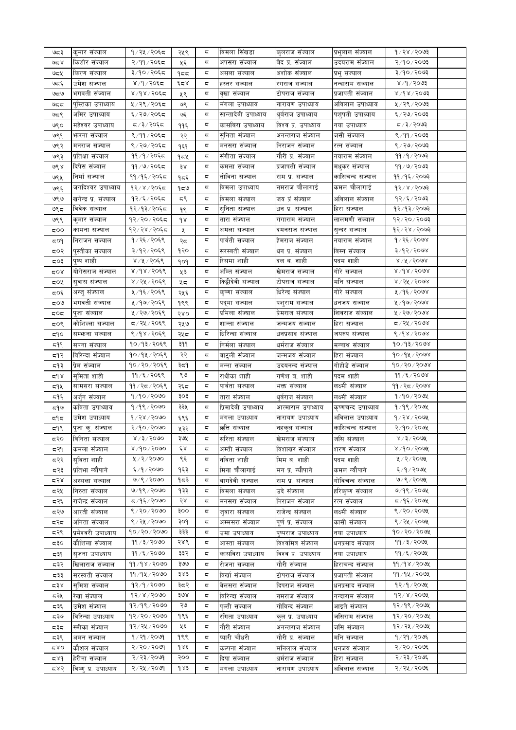| | | | | | | | | | |
|---|---|---|---|---|---|---|---|---|---|
| ७८३ | कुमार संज्याल | १/२५/२०६८ | २४९ | ८ | बिमला सिंखडा | कुलराज संज्याल | प्रभुलाल संज्याल | १/२४/२०७३ | |
| ७८४ | किशोर संज्याल | २/११/२०६८ | ५६ | ८ | अपसरा संज्याल | बेद प्र. संज्याल | उदयराम संज्याल | २/१०/२०७३ | |
| ७८५ | किरण संज्याल | ३/१०/२०६८ | १८८ | ८ | असला संज्याल | अशोक संज्याल | प्रभु संज्याल | ३/१०/२०७३ | |
| ७८६ | उमेश संज्याल | ४/१/२०६८ | ६८४ | ८ | हस्तर संज्याल | रंगराज संज्याल | नन्दाराम संज्याल | ४/१/२०७३ | |
| ७८७ | भगवती संज्याल | ४/१४/२०६८ | ५९ | ८ | बृखा संज्याल | टीपराज संज्याल | प्रजापती संज्याल | ४/१४/२०७३ | |
| ७८८ | पुस्तिका उपाध्याय | ५/२९/२०६८ | ७९ | ८ | मंगला उपाध्याय | नारायण उपाध्याय | अबिलाल उपाध्याय | ५/२९/२०७३ | |
| ७८९ | अमिर उपाध्याय | ६/२७/२०६८ | ७६ | ८ | सान्तादेवी उपाध्याय | धुर्बराज उपाध्याय | पशुपती उपाध्याय | ६/२७/२०७३ | |
| ७९० | महेश्वर उपाध्याय | ८/३/२०६८ | ११६ | ८ | कासबिरा उपाध्याय | विश्व प्र. उपाध्याय | नया उपाध्याय | ८/३/२०७३ | |
| ७९१ | झरना संज्याल | ९/११/२०६८ | २२ | ८ | सुनिता संज्याल | अनन्तराज संज्याल | जसी संज्याल | ९/११/२०७३ | |
| ७९२ | मनराज संज्याल | ९/२७/२०६८ | १६१ | ८ | मनसरा संज्याल | निराजन संज्याल | रत्न संज्याल | ९/२७/२०७३ | |
| ७९३ | प्रतिक्षा संज्याल | ११/१/२०६८ | १८५ | ८ | संगीता संज्याल | गौरी प्र. संज्याल | नयाराम संज्याल | ११/१/२०७३ | |
| ७९४ | दिपेस संज्याल | ११/७/२०६८ | ३४ | ८ | कमला संज्याल | प्रजापती संज्याल | मधुकर संज्याल | ११/७/२०७३ | |
| ७९५ | निर्मा संज्याल | ११/१६/२०६८ | १८६ | ८ | तोबिना संज्याल | राम प्र. संज्याल | कासिचन्द संज्याल | ११/१६/२०७३ | |
| ७९६ | जगदिश्वर उपाध्याय | १२/४/२०६८ | १८७ | ८ | बिमला उपाध्याय | नमराज चौलागाई | कमल चौलागाई | १२/४/२०७३ | |
| ७९७ | खगेन्द्र प्र. संज्याल | १२/६/२०६८ | ८९ | ८ | बिमला संज्याल | जय प्र संज्याल | अबिलाल संज्याल | १२/६/२०७३ | |
| ७९८ | विवेक संज्याल | १२/१३/२०६८ | १९ | ८ | सुनिता संज्याल | धन प्र. संज्याल | हिरा संज्याल | १२/१३/२०७३ | |
| ७९९ | कुमार संज्याल | १२/२०/२०६८ | १४ | ८ | तारा संज्याल | गंगाराम संज्याल | लालमणी संज्याल | १२/२०/२०७३ | |
| ८०० | कामना संज्याल | १२/२४/२०६८ | ५ | ८ | अमला संज्याल | दमनराज संज्याल | सुन्दर संज्याल | १२/२४/२०७३ | |
| ८०१ | निराजन संज्याल | १/२६/२०६९ | २८ | ८ | पार्वती संज्याल | हेमराज संज्याल | नयाराम संज्याल | १/२६/२०७४ | |
| ८०२ | पुस्तीका संज्याल | ३/१२/२०६९ | १२० | ८ | सरस्वती संज्याल | धन प्र. संज्याल | विस्न संज्याल | ३/१२/२०७४ | |
| ८०३ | पुष्प शाही | ४/५/२०६९ | १०१ | ८ | रिसमा शाही | दल ब. शाही | पदम शाही | ४/५/२०७४ | |
| ८०४ | योगेसराज संज्याल | ४/१४/२०६९ | ५३ | ८ | अमित संज्याल | खेमराज संज्याल | गोरे संज्याल | ४/१४/२०७४ | |
| ८०५ | सुवास संज्याल | ४/२५/२०६९ | ५८ | ८ | किट्टीदेवी संज्याल | टोपराज संज्याल | मनि संज्याल | ४/२५/२०७४ | |
| ८०६ | अन्जु संज्याल | ५/१६/२०६९ | २५६ | ८ | कृष्णा संज्याल | धिरेन्द्र संज्याल | गोरे संज्याल | ५/१६/२०७४ | |
| ८०७ | भगवती संज्याल | ५/१७/२०६९ | ११९ | ८ | पद्मा संज्याल | पशुराम संज्याल | धनजय संज्याल | ५/१७/२०७४ | |
| ८०८ | पुजा संज्याल | ५/२७/२०६९ | २४० | ८ | प्रमिला संज्याल | प्रेमराज संज्याल | शिवराज संज्याल | ५/२७/२०७४ | |
| ८०९ | कौशिल्ला संज्याल | ८/२५/२०६९ | २५७ | ८ | शान्ता संज्याल | जन्मजय संज्याल | हिरा संज्याल | ८/२५/२०७४ | |
| ८१० | सम्भना संज्याल | ९/१४/२०६९ | २५८ | ८ | धिरिन्दा संज्याल | धनप्रसाद संज्याल | जयरुप संज्याल | ९/१४/२०७४ | |
| ८११ | सपना संज्याल | १०/१३/२०६९ | ३११ | ८ | निर्मला संज्याल | धर्मराज संज्याल | मन्नाथ संज्याल | १०/१३/२०७४ | |
| ८१२ | बिरिन्दा संज्याल | १०/१५/२०६९ | २२ | ८ | बाटुली संज्याल | जन्मजय संज्याल | हिरा संज्याल | १०/१५/२०७४ | |
| ८१३ | प्रेम संज्याल | १०/२०/२०६९ | ३८१ | ८ | मन्ना संज्याल | उदयनन्द संज्याल | गोहोडे संज्याल | १०/२०/२०७४ | |
| ८१४ | सुमिता शाही | ११/६/२०६९ | ९७ | ८ | राधीका शाही | गणेश ब. शाही | पदम शाही | ११/६/२०७४ | |
| ८१५ | सामसरा संज्याल | ११/२८/२०६९ | २६८ | ८ | पार्वता संज्याल | भक्त संज्याल | लक्ष्मी संज्याल | ११/२८/२०७४ | |
| ८१६ | अर्जुन संज्याल | १/१०/२०७० | ३०३ | ८ | तारा संज्याल | धुर्वराज संज्याल | लक्ष्मी संज्याल | १/१०/२०७५ | |
| ८१७ | कविता उपाध्याय | १/१९/२०७० | ३३५ | ८ | प्रिमादेवी उपाध्याय | आत्माराम उपाध्याय | कृष्णचन्द उपाध्याय | १/१९/२०७५ | |
| ८१८ | उमेश उपाध्याय | १/२४/२०७० | ६९६ | ८ | मंगला उपाध्याय | नारायण उपाध्याय | अबिलाल उपाध्याय | १/२४/२०७५ | |
| ८१९ | पुजा कु. संज्याल | २/१०/२०७० | ५३२ | ८ | छत्ति संज्याल | नहकुल संज्याल | कासिचन्द संज्याल | २/१०/२०७५ | |
| ८२० | बिनिता संज्याल | ४/३/२०७० | ३७५ | ८ | सरिता संज्याल | खेमराज संज्याल | जसि संज्याल | ४/३/२०७५ | |
| ८२१ | कमला संज्याल | ४/१०/२०७० | ६४ | ८ | अम्ती संज्याल | बिशाखर संज्याल | शरण संज्याल | ४/१०/२०७५ | |
| ८२२ | सुविता शाही | ५/२/२०७० | ९६ | ८ | नविता शाही | मिम ब. शाही | पदम शाही | ५/२/२०७५ | |
| ८२३ | प्रतिभा न्यौपाने | ६/१/२०७० | १६३ | ८ | मिना चौलागाई | मन प्र. न्यौपाने | कमल न्यौपाने | ६/१/२०७५ | |
| ८२४ | अस्सला संज्याल | ७/९/२०७० | १८३ | ८ | बागदेवी संज्याल | राम प्र. संज्याल | गोविचन्द संज्याल | ७/९/२०७५ | |
| ८२५ | निरुता संज्याल | ७/१९/२०७० | १३३ | ८ | बिमला संज्याल | उदे संज्याल | हरिकृष्ण संज्याल | ७/१९/२०७५ | |
| ८२६ | राजेन्द्र संज्याल | ८/१६/२०७० | २४ | ८ | मनसरा संज्याल | निराजन संज्याल | रत्न संज्याल | ८/१६/२०७५ | |
| ८२७ | आरती संज्याल | ९/२०/२०७० | ३०० | ८ | जुवारा संज्याल | राजेन्द्र संज्याल | लक्ष्मी संज्याल | ९/२०/२०७५ | |
| ८२८ | अनिता संज्याल | ९/२५/२०७० | ३०१ | ८ | अम्मसरा संज्याल | पूर्ण प्र. संज्याल | कासी संज्याल | ९/२५/२०७५ | |
| ८२९ | प्रमेश्वरी उपाध्याय | १०/२०/२०७० | ३३३ | ८ | उमा उपाध्याय | पुष्पराज उपाध्याय | नया उपाध्याय | १०/२०/२०७५ | |
| ८३० | कौशिला संज्याल | ११/३/२०७० | २४९ | ८ | आस्ता संज्याल | विश्वमित्र संज्याल | धनप्रसाद संज्याल | ११/३/२०७५ | |
| ८३१ | सृजना उपाध्याय | ११/६/२०७० | ३३२ | ८ | कासविरा उपाध्याय | विश्व प्र. उपाध्याय | नया उपाध्याय | ११/६/२०७५ | |
| ८३२ | खिलाराज संज्याल | ११/१४/२०७० | ३७७ | ८ | रोजना संज्याल | गौरी संज्याल | हिराचन्द संज्याल | ११/१४/२०७५ | |
| ८३३ | सरस्वती संज्याल | ११/१५/२०७० | ३४३ | ८ | बिर्खा संज्याल | टोपराज संज्याल | प्रजापती संज्याल | ११/१५/२०७५ | |
| ८३४ | सुमित्रा संज्याल | १२/१/२०७० | ३८२ | ८ | बेलसरा संज्याल | दिपराज संज्याल | धनप्रसाद संज्याल | १२/१/२०७५ | |
| ८३५ | रेखा संज्याल | १२/४/२०७० | ३७४ | ८ | बिरिन्दा संज्याल | नमराज संज्याल | नन्दाराम संज्याल | १२/४/२०७५ | |
| ८३६ | उमेश संज्याल | १२/१९/२०७० | २७ | ८ | पुल्ती संज्याल | गोबिन्द संज्याल | आइते संज्याल | १२/१९/२०७५ | |
| ८३७ | बिरिन्दा उपाध्याय | १२/२०/२०७० | ११६ | ८ | रंगिता उपाध्याय | कुल प्र. उपाध्याय | जसिराम संज्याल | १२/२०/२०७५ | |
| ८३८ | स्मीका संज्याल | १२/२५/२०७० | ५६ | ८ | गौरी संज्याल | अनन्तराज संज्याल | जसि संज्याल | १२/२५/२०७५ | |
| ८३९ | अमन संज्याल | १/२१/२०७१ | ११९ | ८ | प्यारी चौधरी | गौरी प्र. संज्याल | मनि संज्याल | १/२१/२०७६ | |
| ८४० | कौशल संज्याल | २/२०/२०७१ | १४६ | ८ | कल्पना संज्याल | मनिलाल संज्याल | धनजय संज्याल | २/२०/२०७६ | |
| ८४१ | हेरीना संज्याल | २/२३/२०७१ | २०० | ८ | दिपा संज्याल | धर्मराज संज्याल | हिरा संज्याल | २/२३/२०७६ | |
| ८४२ | बिष्णु प्र. उपाध्याय | २/२५/२०७१ | १४३ | ८ | मंगला उपाध्याय | नारायण उपाध्याय | अबिलाल संज्याल | २/२५/२०७६ | |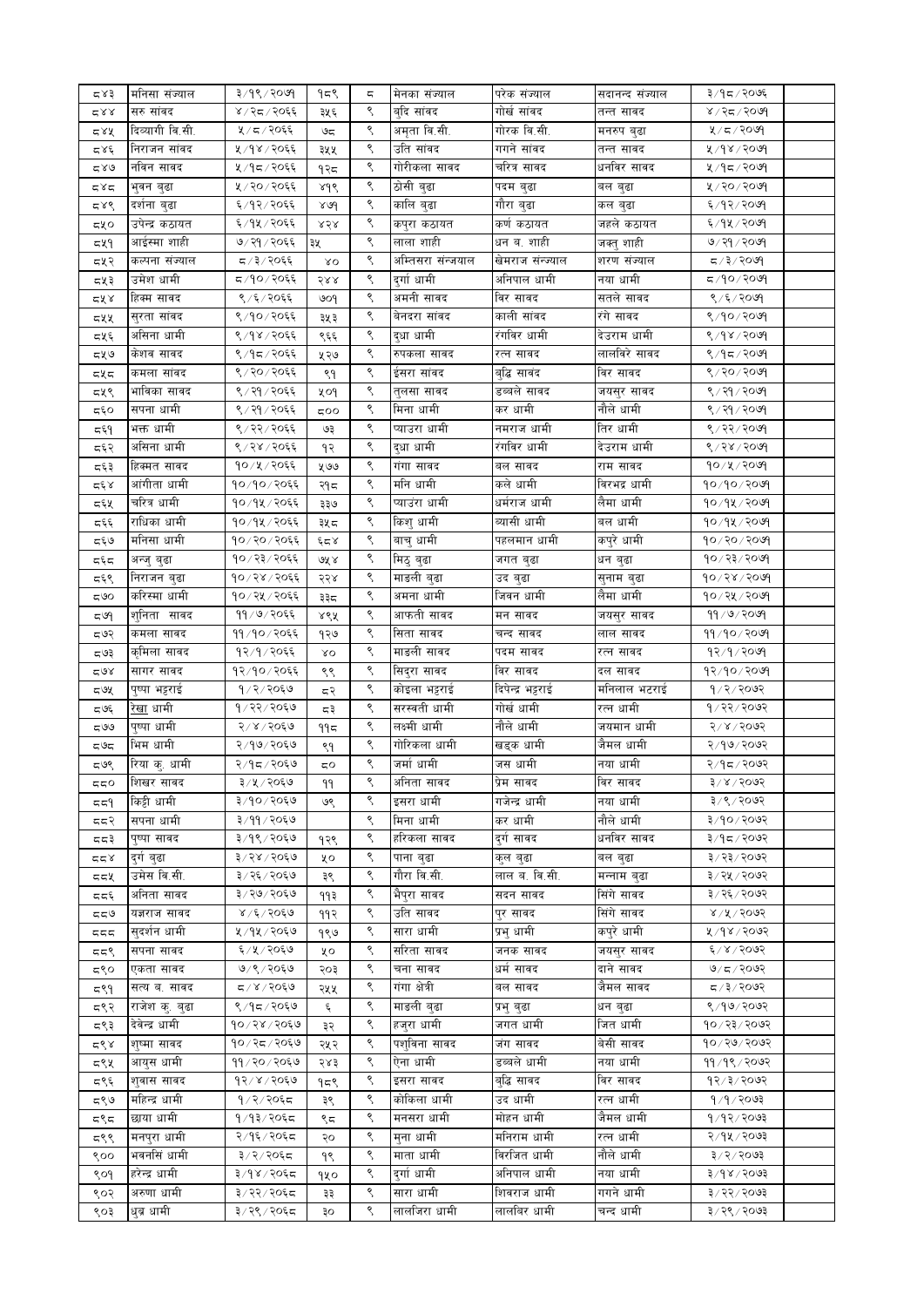| | | | | | | | | |
|---|---|---|---|---|---|---|---|---|
| ८४३ | मनिसा संज्याल | ३/१९/२०७१ | १८९ | ८ | मेनका संज्याल | परेक संज्याल | सदानन्द संज्याल | ३/१८/२०७६ |
| ८४४ | सरु सांवद | ४/२८/२०६६ | ३५६ | ९ | बुदि सांवद | गोर्ख सांवद | तन्त सावद | ४/२८/२०७१ |
| ८४५ | दिव्यागी वि.सी. | ५/८/२०६६ | ७८ | ९ | अमृता वि.सी. | गोरक वि.सी. | मनरुप बुढा | ५/८/२०७१ |
| ८४६ | निराजन सांवद | ५/१४/२०६६ | ३५५ | ९ | उति सांवद | गगने सांवद | तन्त सावद | ५/१४/२०७१ |
| ८४७ | नविन सावद | ५/१८/२०६६ | १२८ | ९ | गोरीकला सावद | चरित्र सावद | धनविर सावद | ५/१८/२०७१ |
| ८४८ | भुवन बुढा | ५/२०/२०६६ | ४१९ | ९ | ठोसी बुढा | पदम बुढा | बल बुढा | ५/२०/२०७१ |
| ८४९ | दर्शना बुढा | ६/१२/२०६६ | ४७१ | ९ | कालि बुढा | गौरा बुढा | कल बुढा | ६/१२/२०७१ |
| ८५० | उपेन्द्र कठायत | ६/१५/२०६६ | ४२४ | ९ | कपुरा कठायत | कर्ण कठायत | जहले कठायत | ६/१५/२०७१ |
| ८५१ | आईस्मा शाही | ७/२१/२०६६ | ३५ | ९ | लाला शाही | धन ब. शाही | जक्त शाही | ७/२१/२०७१ |
| ८५२ | कल्पना संज्याल | ८/३/२०६६ | ४० | ९ | अम्तिसरा सन्जयाल | खेमराज सन्ज्याल | शरण संज्याल | ८/३/२०७१ |
| ८५३ | उमेश धामी | ८/१०/२०६६ | २४४ | ९ | दुर्गा धामी | अनिपाल धामी | नया धामी | ८/१०/२०७१ |
| ८५४ | हिक्म सावद | ९/६/२०६६ | ७०१ | ९ | अमनी सावद | विर सावद | सतले सावद | ९/६/२०७१ |
| ८५५ | सुरता सांवद | ९/१०/२०६६ | ३५३ | ९ | बेनदरा सांवद | काली सांवद | रंगे सावद | ९/१०/२०७१ |
| ८५६ | असिना धामी | ९/१४/२०६६ | ९६६ | ९ | दुधा धामी | रंगविर धामी | देउराम धामी | ९/१४/२०७१ |
| ८५७ | केशव सावद | ९/१८/२०६६ | ५२७ | ९ | रुपकला सावद | रत्न सावद | लालविरे सावद | ९/१८/२०७१ |
| ८५८ | कमला सांवद | ९/२०/२०६६ | ९१ | ९ | ईसरा सांवद | बुद्धि सांवद | विर सावद | ९/२०/२०७१ |
| ८५९ | भाविका सावद | ९/२१/२०६६ | ५०१ | ९ | तुलसा सावद | डब्बले सावद | जयसुर सावद | ९/२१/२०७१ |
| ८६० | सपना धामी | ९/२१/२०६६ | ८०० | ९ | मिना धामी | कर धामी | नौले धामी | ९/२१/२०७१ |
| ८६१ | भक्त धामी | ९/२२/२०६६ | ७३ | ९ | प्याउरा धामी | नमराज धामी | तिर धामी | ९/२२/२०७१ |
| ८६२ | असिना धामी | ९/२४/२०६६ | १२ | ९ | दुधा धामी | रंगविर धामी | देउराम धामी | ९/२४/२०७१ |
| ८६३ | हिक्मत सावद | १०/५/२०६६ | ५७७ | ९ | गंगा सावद | बल सावद | राम सावद | १०/५/२०७१ |
| ८६४ | आंगीता धामी | १०/१०/२०६६ | २१८ | ९ | मनि धामी | कले धामी | विरभद्र धामी | १०/१०/२०७१ |
| ८६५ | चरित्र धामी | १०/१५/२०६६ | ३३७ | ९ | प्याउंरा धामी | धर्मराज धामी | लैमा धामी | १०/१५/२०७१ |
| ८६६ | राधिका धामी | १०/१५/२०६६ | ३५८ | ९ | किशु धामी | ब्यासी धामी | बल धामी | १०/१५/२०७१ |
| ८६७ | मनिसा धामी | १०/२०/२०६६ | ६८४ | ९ | बाचु धामी | पहलमान धामी | कपुरे धामी | १०/२०/२०७१ |
| ८६८ | अन्जु बुढा | १०/२३/२०६६ | ७५४ | ९ | मिठु बुढा | जगत बुढा | धन बुढा | १०/२३/२०७१ |
| ८६९ | निराजन बुढा | १०/२४/२०६६ | २२४ | ९ | माडली बुढा | उद बुढा | सुनाम बुढा | १०/२४/२०७१ |
| ८७० | करिस्मा धामी | १०/२५/२०६६ | ३३८ | ९ | अमना धामी | जिवन धामी | लैमा धामी | १०/२५/२०७१ |
| ८७१ | शुनिता सावद | ११/७/२०६६ | ४९५ | ९ | आफती सावद | मन सावद | जयसुर सावद | ११/७/२०७१ |
| ८७२ | कमला सावद | ११/१०/२०६६ | १२७ | ९ | सिता सावद | चन्द सावद | लाल सावद | ११/१०/२०७१ |
| ८७३ | कृमिला सावद | १२/१/२०६६ | ४० | ९ | माडली सावद | पदम सावद | रत्न सावद | १२/१/२०७१ |
| ८७४ | सागर सावद | १२/१०/२०६६ | ९९ | ९ | सिदुरा सावद | विर सावद | दल सावद | १२/१०/२०७१ |
| ८७५ | पुष्पा भट्टराई | १/२/२०६७ | ८२ | ९ | कोइला भट्टराई | दिपेन्द्र भट्टराई | मनिलाल भटराई | १/२/२०७२ |
| ८७६ | रेखा धामी | १/२२/२०६७ | ८३ | ९ | सरस्वती धामी | गोर्ख धामी | रत्न धामी | १/२२/२०७२ |
| ८७७ | पुष्पा धामी | २/४/२०६७ | ११८ | ९ | लक्ष्मी धामी | नौले धामी | जयमान धामी | २/४/२०७२ |
| ८७८ | भिम धामी | २/१७/२०६७ | ९१ | ९ | गोरिकला धामी | खड्क धामी | जैमल धामी | २/१७/२०७२ |
| ८७९ | रिया कु. धामी | २/१८/२०६७ | ८० | ९ | जर्मा धामी | जस धामी | नया धामी | २/१८/२०७२ |
| ८८० | शिखर सावद | ३/५/२०६७ | ११ | ९ | अनिता सावद | प्रेम सावद | विर सावद | ३/४/२०७२ |
| ८८१ | किट्टी धामी | ३/१०/२०६७ | ७९ | ९ | इसरा धामी | गजेन्द्र धामी | नया धामी | ३/९/२०७२ |
| ८८२ | सपना धामी | ३/११/२०६७ | | ९ | मिना धामी | कर धामी | नौले धामी | ३/१०/२०७२ |
| ८८३ | पुष्पा सावद | ३/१९/२०६७ | १२९ | ९ | हरिकला सावद | दुर्ग सावद | धनविर सावद | ३/१८/२०७२ |
| ८८४ | दुर्ग बुढा | ३/२४/२०६७ | ५० | ९ | पाना बुढा | कुल बुढा | बल बुढा | ३/२३/२०७२ |
| ८८५ | उमेस वि.सी. | ३/२६/२०६७ | ३९ | ९ | गौरा वि.सी. | लाल ब. वि.सी. | मन्नाम बुढा | ३/२५/२०७२ |
| ८८६ | अनिता सावद | ३/२७/२०६७ | ११३ | ९ | भैपुरा सावद | सदन सावद | सिंगे सावद | ३/२६/२०७२ |
| ८८७ | यज्ञराज सावद | ४/६/२०६७ | ११२ | ९ | उति सावद | पुर सावद | सिंगे सावद | ४/५/२०७२ |
| ८८८ | सुदर्शन धामी | ५/१५/२०६७ | ११७ | ९ | सारा धामी | प्रभु धामी | कपुरे धामी | ५/१४/२०७२ |
| ८८९ | सपना सावद | ६/५/२०६७ | ५० | ९ | सरिता सावद | जनक सावद | जयसुर सावद | ६/४/२०७२ |
| ८९० | एकता सावद | ७/९/२०६७ | २०३ | ९ | चना सावद | धर्म सावद | दाने सावद | ७/८/२०७२ |
| ८९१ | सत्य ब. सावद | ८/४/२०६७ | २५५ | ९ | गंगा क्षेत्री | बल सावद | जैमल सावद | ८/३/२०७२ |
| ८९२ | राजेश कु. बुढा | ९/१८/२०६७ | ६ | ९ | माडली बुढा | प्रभु बुढा | धन बुढा | ९/१७/२०७२ |
| ८९३ | देवेन्द्र धामी | १०/२४/२०६७ | ३२ | ९ | हजुरा धामी | जगत धामी | जित धामी | १०/२३/२०७२ |
| ८९४ | शुष्मा सावद | १०/२८/२०६७ | २५२ | ९ | पशुविना सावद | जंग सावद | बेसी सावद | १०/२७/२०७२ |
| ८९५ | आयुस धामी | ११/२०/२०६७ | २४३ | ९ | ऐना धामी | डब्बले धामी | नया धामी | ११/१९/२०७२ |
| ८९६ | शुवास सावद | १२/४/२०६७ | १८९ | ९ | इसरा सावद | बुद्धि सावद | विर सावद | १२/३/२०७२ |
| ८९७ | महिन्द्र धामी | १/२/२०६८ | ३९ | ९ | कोकिला धामी | उद धामी | रत्न धामी | १/१/२०७३ |
| ८९८ | छाया धामी | १/१३/२०६८ | ९८ | ९ | मनसरा धामी | मोहन धामी | जैमल धामी | १/१२/२०७३ |
| ८९९ | मनपुरा धामी | २/१६/२०६८ | २० | ९ | मुना धामी | मनिराम धामी | रत्न धामी | २/१५/२०७३ |
| ९०० | भवनसिं धामी | ३/२/२०६८ | १९ | ९ | माता धामी | विरजित धामी | नौले धामी | ३/२/२०७३ |
| ९०१ | हरेन्द्र धामी | ३/१४/२०६८ | १५० | ९ | दुर्गा धामी | अनिपाल धामी | नया धामी | ३/१४/२०७३ |
| ९०२ | अरुणा धामी | ३/२२/२०६८ | ३३ | ९ | सारा धामी | शिवराज धामी | गगने धामी | ३/२२/२०७३ |
| ९०३ | ध्रुब धामी | ३/२९/२०६८ | ३० | ९ | लालजिरा धामी | लालविर धामी | चन्द धामी | ३/२९/२०७३ |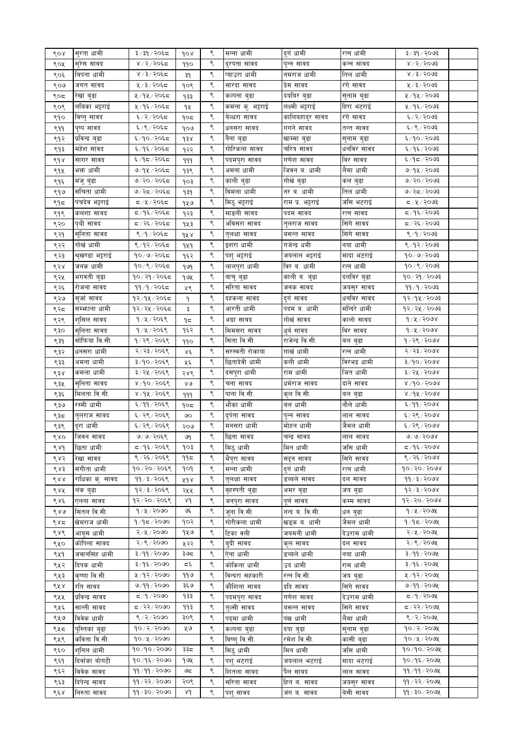| | | | | | | | |
|---|---|---|---|---|---|---|---|
| ९०४ | सुरता धामी | ३/३१/२०६८ | १०४ | ९ | मन्ना धामी | दुर्ग धामी | रत्न धामी | ३/३१/२०७३ |
| ९०५ | सुरेस सावद | ४/२/२०६८ | ११० | ९ | दुरपता सावद | पुन्न सावद | कन्न सावद | ४/२/२०७३ |
| ९०६ | बिपना धामी | ४/३/२०६८ | ३१ | ९ | प्याउरा धामी | नमराज धामी | तिल धामी | ४/३/२०७३ |
| ९०७ | जगत सावद | ५/३/२०६८ | १०९ | ९ | सारदा सावद | प्रेम सावद | रंगे सावद | ५/३/२०७३ |
| ९०८ | रेखा बुढा | ५/१५/२०६८ | १३३ | ९ | कल्पना बुढा | दयविर बुढा | सुनाम बुढा | ५/१५/२०७३ |
| ९०९ | लविका भट्टराई | ५/१६/२०६८ | १५ | ९ | कमला कु. भट्टराई | लक्ष्मी भट्टराई | हिरा भटराई | ५/१६/२०७३ |
| ९१० | बिष्नु सावद | ६/२/२०६८ | १०८ | ९ | बेल्धरा सावद | कालिबहादुर सावद | रंगे सावद | ६/२/२०७३ |
| ९११ | पुष्प सावद | ६/९/२०६८ | १०७ | ९ | धनसरा सावद | गगने सावद | तन्त सावद | ६/९/२०७३ |
| ९१२ | प्रविन्द्र बुढा | ६/१०/२०६८ | १३४ | ९ | नैना बुढा | खाम्मा बुढा | सुनाम बुढा | ६/१०/२०७३ |
| ९१३ | महेश सावद | ६/१६/२०६८ | १२२ | ९ | गोरिकला सावद | चरित्र सावद | धनविर सावद | ६/१६/२०७३ |
| ९१४ | सागर सावद | ६/१८/२०६८ | १११ | ९ | पदमपुरा सावद | गणेश सावद | विर सावद | ६/१८/२०७३ |
| ९१५ | भक्त धामी | ७/१५/२०६८ | १३९ | ९ | अमना धामी | जिवन ब. धामी | लैमा धामी | ७/१५/२०७३ |
| ९१६ | मंजु बुढा | ७/२०/२०६८ | १०३ | ९ | काली बुढा | गोर्ख बुढा | कल बुढा | ७/२०/२०७३ |
| ९१७ | संचिता धामी | ७/२८/२०६८ | १३१ | ९ | बिमला धामी | नर ब. धामी | तिल धामी | ७/२८/२०७३ |
| ९१८ | पंचदेव भट्टराई | ८/५/२०६८ | १५७ | ९ | मिठ्ठ भट्टराई | राम प्र. भट्टराई | जसि भटराई | ८/५/२०७३ |
| ९१९ | कलशा सावद | ८/१६/२०६८ | १२३ | ९ | माडली सावद | पदम सावद | रत्न सावद | ८/१६/२०७३ |
| ९२० | पृथी सावद | ८/२६/२०६८ | १५३ | ९ | अविसरा सावद | तुलराज सावद | सिंगे सावद | ८/२६/२०७३ |
| ९२१ | सुनिता सावद | ९/१/२०६८ | १५४ | ९ | तुलक्षा सावद | बसन्त सावद | सिंगे सावद | ९/१/२०७३ |
| ९२२ | गोर्ख धामी | ९/१२/२०६८ | १५१ | ९ | इशरा धामी | गजेन्द्र धमी | नया धामी | ९/१२/२०७३ |
| ९२३ | श्रुखण्डा भट्टराई | १०/७/२०६८ | १६२ | ९ | पशु भट्टराई | जयलाल भट्टराई | मादा भटराई | १०/७/२०७३ |
| ९२४ | जनक धामी | १०/९/२०६८ | १७१ | ९ | लालपुरा धामी | विर ब. धामी | रत्न धामी | १०/९/२०७३ |
| ९२५ | भगवती बुढा | १०/२१/२०६८ | १७५ | ९ | बाचु बुढा | काली ब. बुढा | दलविर बुढा | १०/२१/२०७३ |
| ९२६ | रोजना सावद | ११/१/२०६८ | ४९ | ९ | सरिता सावद | जनक सावद | जयसुर सावद | ११/१/२०७३ |
| ९२७ | सुर्जा सावद | १२/१५/२०६८ | १ | ९ | दहकला सावद | दुर्ग सावद | धनविर सावद | १२/१५/२०७३ |
| ९२८ | सम्फाना धामी | १२/२५/२०६८ | ३ | ९ | आरती धामी | पदम ब. धामी | मन्दिरे धामी | १२/२५/२०७३ |
| ९२९ | शुसिल सावद | १/५/२०६९ | १८ | ९ | अग्रा सावद | गोर्ख सावद | कालो सावद | १/५/२०७४ |
| ९३० | सुनिता सावद | १/५/२०६९ | १६२ | ९ | मिमसरा सावद | धुर्ब सावद | विर सावद | १/५/२०७४ |
| ९३१ | सोफिया बि.सी. | १/२९/२०६९ | ११० | ९ | सिता बि.सी. | राजेन्द्र बि.सी. | बल बुढा | १/२९/२०७४ |
| ९३२ | धनसरा धामी | २/२३/२०६९ | ४६ | ९ | सरस्वती रोकाया | गार्ख धामी | रत्न धामी | २/२३/२०७४ |
| ९३३ | अमना धामी | ३/१०/२०६९ | ५६ | ९ | छितादेवी धामी | कली धामी | बिरभद्र धामी | ३/१०/२०७४ |
| ९३४ | कमला धामी | ३/२५/२०६९ | २४९ | ९ | दसपुरा धामी | राम धामी | जित धामी | ३/२५/२०७४ |
| ९३५ | सुनिता सावद | ४/१०/२०६९ | ४७ | ९ | चना सावद | धर्मराज सावद | दाने सावद | ४/१०/२०७४ |
| ९३६ | मिलता बि.सी. | ४/१५/२०६९ | १११ | ९ | पाना बि.सी. | कुल बि.सी. | बल बुढा | ४/१५/२०७४ |
| ९३७ | रस्मी धामी | ६/११/२०६९ | १०८ | ९ | भौका धामी | बल धामी | नौले धामी | ६/११/२०७४ |
| ९३८ | तुलराज सावद | ६/२९/२०६९ | ७० | ९ | दुर्पता सावद | पुन्न सावद | लाल सावद | ६/२९/२०७४ |
| ९३९ | दुरा धामी | ६/२९/२०६९ | २०७ | ९ | मनसरा धामी | मोहन धामी | जैमल धामी | ६/२९/२०७४ |
| ९४० | जिवन सावद | ७/७/२०६९ | ७१ | ९ | छिता सावद | चन्द्र सावद | लाल सावद | ७/७/२०७४ |
| ९४१ | छिता धामी | ८/१६/२०६९ | १०३ | ९ | मिठु धामी | मिन धामी | जसि धामी | ८/१६/२०७४ |
| ९४२ | रेखा सावद | ९/२६/२०६९ | ११८ | ९ | भैपुरा सावद | सदृन सावद | सिंगे सावद | ९/२६/२०७४ |
| ९४३ | संगीता धामी | १०/२०/२०६९ | १०१ | ९ | मन्ना धामी | दुर्ग धामी | रत्न धामी | १०/२०/२०७४ |
| ९४४ | राधिका कु. सावद | ११/३/२०६९ | ५१४ | ९ | तुलक्षा सावद | डब्बले सावद | दल सावद | ११/३/२०७४ |
| ९४५ | लंक बुढा | १२/३/२०६९ | २५५ | ९ | बृहस्पती बुढा | अमर बुढा | जय बुढा | १२/३/२०७४ |
| ९४६ | एलना सावद | १२/२०/२०६९ | ४१ | ९ | जनपुरा सावद | पूर्ण सावद | कम्म सावद | १२/२०/२०७४ |
| ९४७ | सितल बि.सी. | १/५/२०७० | ७६ | ९ | जुना बि.सी. | नन्द ब. बि.सी. | धन बुढा | १/५/२०७५ |
| ९४८ | खेमराज धामी | १/१८/२०७० | १०२ | ९ | गोरीकला धामी | खड्क ब. धामी | जैमल धामी | १/१८/२०७५ |
| ९४९ | आयुस धामी | २/५/२०७० | १५७ | ९ | टिका वली | जयमनी धामी | देउराम धामी | २/५/२०७५ |
| ९५० | कोपिला सावद | २/९/२०७० | ५२२ | ९ | बुदी सावद | कुल सावद | दल सावद | २/९/२०७५ |
| ९५१ | जवानसिंह धामी | ३/११/२०७० | ३७८ | ९ | ऐना धामी | डब्बले धामी | नया धामी | ३/११/२०७५ |
| ९५२ | दिपक धामी | ३/१६/२०७० | ८६ | ९ | कोकिला धामी | उद धामी | राम धामी | ३/१६/२०७५ |
| ९५३ | कृष्णा बि.सी. | ५/१२/२०७० | ११७ | ९ | बिन्दरा सहकारी | रत्न बि.सी. | जय बुढा | ५/१२/२०७५ |
| ९५४ | रति सावद | ७/११/२०७० | ३६७ | ९ | कौशिला सावद | ददि सावद | सिंगे सावद | ७/११/२०७५ |
| ९५५ | प्रविन्द्र सावद | ८/१/२०७० | १३३ | ९ | पदमपुरा सावद | गणेश सावद | देउराम धामी | ८/१/२०७५ |
| ९५६ | सान्ती सावद | ८/२२/२०७० | ११३ | ९ | तुल्सी सावद | बसन्त सावद | सिंगे सावद | ८/२२/२०७५ |
| ९५७ | विवेक धामी | ९/२/२०७० | ३०९ | ९ | पद्मा धामी | पंख धामी | लैमा धामी | ९/२/२०७५ |
| ९५८ | पुस्तिका बुढा | १०/२/२०७० | ५७ | ९ | कल्पना बुढा | दया बुढा | सुनाम बुढा | १०/२/२०७५ |
| ९५९ | कविता बि.सी. | १०/५/२०७० | | ९ | विष्णु बि.सी. | रमेश बि.सी. | कासी बुढा | १०/५/२०७५ |
| ९६० | शुनिल धामी | १०/१०/२०७० | ३३८ | ९ | मिठु धामी | मिन धामी | जसि धामी | १०/१०/२०७५ |
| ९६१ | दिर्वाका बोगटी | १०/१६/२०७० | १७५ | ९ | पशु भटराई | जयलाल भटराई | मादा भटराई | १०/१६/२०७५ |
| ९६२ | विवेक सावद | ११/११/२०७० | ७८ | ९ | शितला सावद | पैल सावद | लाल सावद | ११/११/२०७५ |
| ९६३ | दिपेन्द्र सावद | ११/२२/२०७० | २०९ | ९ | सरिता सावद | हित ब. सावद | जयसुर सावद | ११/२२/२०७५ |
| ९६४ | निरुता सावद | ११/३०/२०७० | ४१ | ९ | पशु सावद | जंग ब. सावद | बेसी सावद | ११/३०/२०७५ |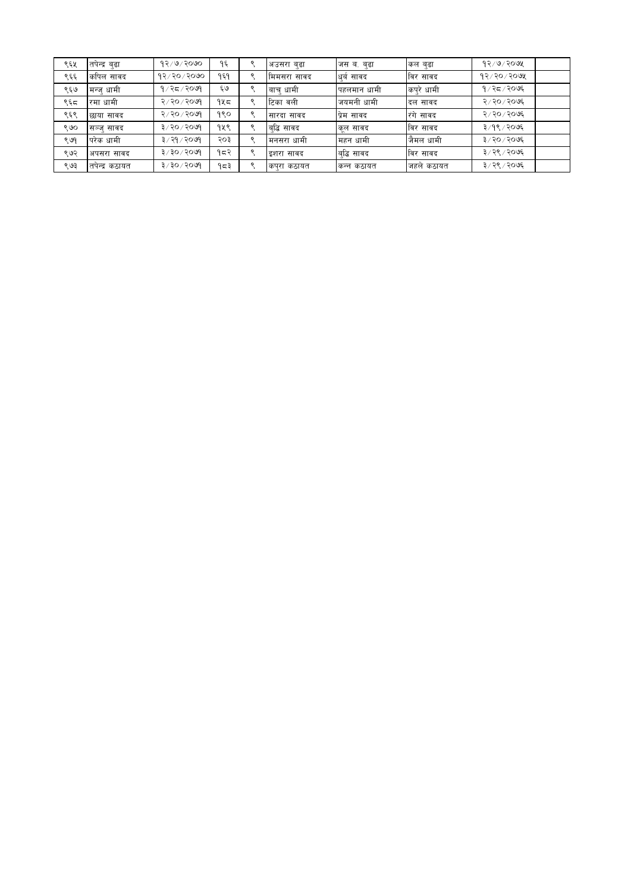| ९६५ | तपेन्द्र बुढा | १२/७/२०७० | १६ | ९ | अउसरा बुढा | जस ब. बुढा | कल बुढा | १२/७/२०७५ | |
|---|---|---|---|---|---|---|---|---|---|
| ९६६ | कपिल सावद | १२/२०/२०७० | १६१ | ९ | मिमसरा सावद | धुर्ब सावद | विर सावद | १२/२०/२०७५ | |
| ९६७ | मन्जु धामी | १/२८/२०७१ | ६७ | ९ | बाचु धामी | पहलमान धामी | कपुरे धामी | १/२८/२०७६ | |
| ९६८ | रमा धामी | २/२०/२०७१ | १५८ | ९ | टिका वली | जयमनी धामी | दल सावद | २/२०/२०७६ | |
| ९६९ | छाया सावद | २/२०/२०७१ | १९० | ९ | सारदा सावद | प्रेम सावद | रंगे सावद | २/२०/२०७६ | |
| ९७० | सञ्जु सावद | ३/२०/२०७१ | १५९ | ९ | बुद्धि सावद | कूल सावद | विर सावद | ३/१९/२०७६ | |
| ९७१ | परेक धामी | ३/२१/२०७१ | २०३ | ९ | मनसरा धामी | महन धामी | जैमल धामी | ३/२०/२०७६ | |
| ९७२ | अपसरा सावद | ३/३०/२०७१ | १८२ | ९ | इशरा सावद | बुद्धि सावद | विर सावद | ३/२९/२०७६ | |
| ९७३ | तपेन्द्र कठायत | ३/३०/२०७१ | १८३ | ९ | कपुरा कठायत | कन्न कठायत | जहले कठायत | ३/२९/२०७६ | |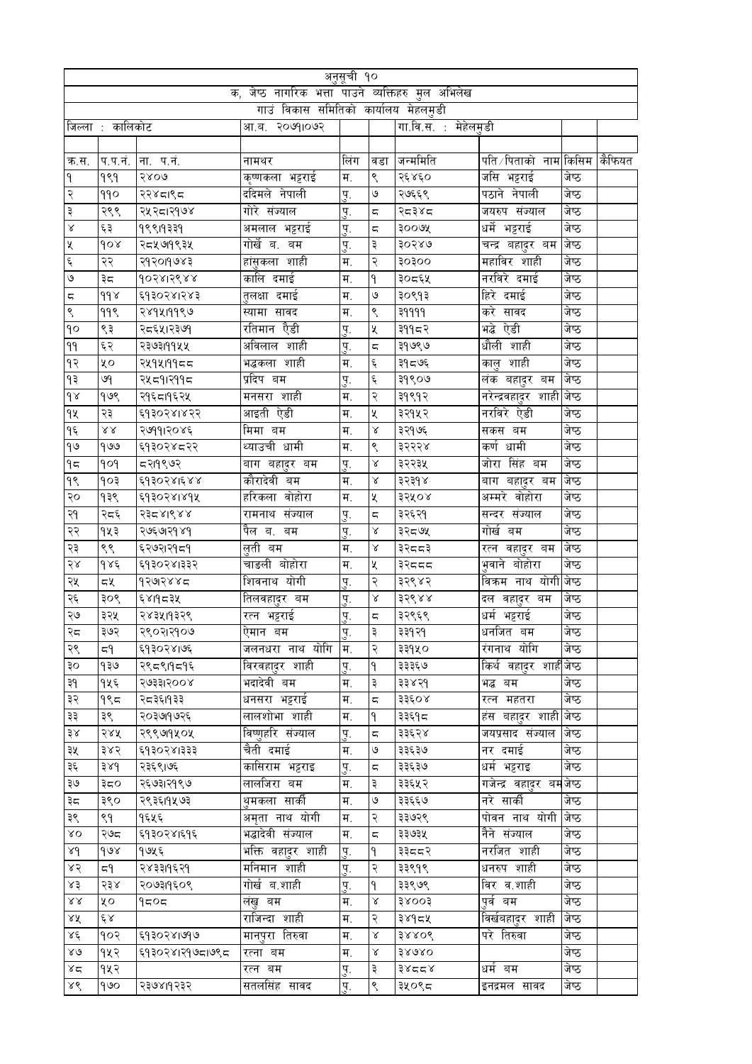| अनुसूची १० | | | | | | | | | |
|---|---|---|---|---|---|---|---|---|---|
| क, जेष्ठ नागरिक भत्ता पाउने व्यक्तिहरु मुल अभिलेख | | | | | | | | | |
| गाउं विकास समितिको कार्यालय मेहलमुडी | | | | | | | | | |
| जिल्ला : कालिकोट | | | आ.व. २०७१।०७२ | | | गा.वि.स. : मेहेलमुडी | | | |
| | | | | | | | | | |
| क्र.स. | प.प.नं. | ना. प.नं. | नामथर | लिंग | वडा | जन्ममिति | पति/पिताको नाम | किसिम | कैफियत |
| १ | १९१ | २४०७ | कृष्णकला भट्टराई | म. | ९ | २६४६० | जसि भट्टराई | जेष्ठ | |
| २ | ११० | २२४८।९८ | ददिमले नेपाली | पु. | ७ | २७६६९ | पठाने नेपाली | जेष्ठ | |
| ३ | २९९ | २५२८।२१७४ | गोरे संज्याल | पु. | ८ | २८३४८ | जयरुप संज्याल | जेष्ठ | |
| ४ | ६३ | १९९।१३३१ | अमलाल भट्टराई | पु. | ८ | ३००७५ | धर्मे भट्टराई | जेष्ठ | |
| ५ | १०४ | २८५७।१९३५ | गोर्खे ब. बम | पु. | ३ | ३०२४७ | चन्द्र बहादुर बम | जेष्ठ | |
| ६ | २२ | २१२०।१७४३ | हासुकला शाही | म. | २ | ३०३०० | महाविर शाही | जेष्ठ | |
| ७ | ३८ | १०२४।२९४४ | कालि दमाई | म. | १ | ३०८६५ | नरविरे दमाई | जेष्ठ | |
| ८ | ११४ | ६१३०२४।२४३ | तुलक्षा दमाई | म. | ७ | ३०९१३ | हिरे दमाई | जेष्ठ | |
| ९ | ११९ | २४१५।११९७ | स्यामा सावद | म. | ९ | ३१११९ | करे सावद | जेष्ठ | |
| १० | ९३ | २८६५।२३७१ | रतिमान ऐडी | पु. | ५ | ३११८२ | भद्धे ऐडी | जेष्ठ | |
| ११ | ६२ | २३७३।११५५ | अविलाल शाही | पु. | ८ | ३१७९७ | धौली शाही | जेष्ठ | |
| १२ | ५० | २५१५।११८८ | भद्धकला शाही | म. | ६ | ३१८७६ | कालु शाही | जेष्ठ | |
| १३ | ७१ | २५८१।२११८ | प्रदिप बम | पु. | ६ | ३१९०७ | लंक बहादुर बम | जेष्ठ | |
| १४ | १७९ | २१६८।१६२५ | मनसरा शाही | म. | २ | ३१९१२ | नरेन्द्रवहादुर शाही | जेष्ठ | |
| १५ | २३ | ६१३०२४।४२२ | आइती ऐडी | म. | ५ | ३२१५२ | नरविरे ऐडी | जेष्ठ | |
| १६ | ४४ | २७११।२०४६ | मिमा बम | म. | ४ | ३२१७६ | सकस बम | जेष्ठ | |
| १७ | १७७ | ६१३०२४८२२ | थ्याउची धामी | म. | ९ | ३२२२४ | कर्ण धामी | जेष्ठ | |
| १८ | १०१ | ८२।१९७२ | बाग बहादुर बम | पु. | ४ | ३२२३५ | जोरा सिंह बम | जेष्ठ | |
| १९ | १०३ | ६१३०२४।६४४ | कौरादेवी बम | म. | ४ | ३२३१४ | बाग बहादुर बम | जेष्ठ | |
| २० | १३९ | ६१३०२४।४१५ | हरिकला वोहोरा | म. | ५ | ३२५०४ | अम्मरे वोहोरा | जेष्ठ | |
| २१ | २८६ | २३८४।९४४ | रामनाथ संज्याल | पु. | ८ | ३२६२१ | सन्दर संज्याल | जेष्ठ | |
| २२ | १५३ | २७६७।२१४१ | पैल ब. बम | पु. | ४ | ३२८७५ | गोर्ख बम | जेष्ठ | |
| २३ | ९९ | ६२७२।२१८१ | लुती बम | म. | ४ | ३२८८३ | रत्न वहादुर बम | जेष्ठ | |
| २४ | १४६ | ६१३०२४।३३२ | चाङली वोहोरा | म. | ५ | ३२८८८ | भुवाने वोहोरा | जेष्ठ | |
| २५ | ८५ | १२७।२४४८ | शिवनाथ योगी | पु. | २ | ३२९४२ | विक्रम नाथ योगी | जेष्ठ | |
| २६ | ३०९ | ६४१।८३५ | तिलवहादुर बम | पु. | ४ | ३२९४४ | दल वहादुर बम | जेष्ठ | |
| २७ | ३२५ | २४३५।१३२९ | रत्न भट्टराई | पु. | ८ | ३२९६९ | धर्म भट्टराई | जेष्ठ | |
| २८ | ३७२ | २९०२।२१०७ | ऐमान बम | पु. | ३ | ३३१२१ | धनजित बम | जेष्ठ | |
| २९ | ८१ | ६१३०२४।७६ | जलनधरा नाथ योगि | म. | २ | ३३१५० | रंगनाथ योगि | जेष्ठ | |
| ३० | १३७ | २९८९।१८१६ | विरवहादुर शाही | पु. | १ | ३३३६७ | किर्थ वहादुर शाही | जेष्ठ | |
| ३१ | १५६ | २७३३।२००४ | भदादेवी बम | म. | ३ | ३३४२१ | भद्ध बम | जेष्ठ | |
| ३२ | १९८ | २८३६।१३३ | धनसरा भट्टराई | म. | ८ | ३३६०४ | रत्न महतरा | जेष्ठ | |
| ३३ | ३९ | २०३७।१७२६ | लालशोभा शाही | म. | १ | ३३६१८ | हंस बहादुर शाही | जेष्ठ | |
| ३४ | २४५ | २९९७।१५०५ | विष्णुहरि संज्याल | पु. | ८ | ३३६२४ | जयप्रसाद संज्याल | जेष्ठ | |
| ३५ | ३४२ | ६१३०२४।३३३ | चैती दमाई | म. | ७ | ३३६३७ | नर दमाई | जेष्ठ | |
| ३६ | ३४१ | २३६९।७६ | कासिराम भट्टराइ | पु. | ८ | ३३६३७ | धर्म भट्टराइ | जेष्ठ | |
| ३७ | ३८० | २६७३।२१९७ | लालजिरा बम | म. | ३ | ३३६५२ | गजेन्द्र वहादुर बम | जेष्ठ | |
| ३८ | ३९० | २९३६।१५७३ | थुमकला सार्की | म. | ७ | ३३६६७ | नरे सार्की | जेष्ठ | |
| ३९ | ९१ | १६५६ | अमृता नाथ योगी | म. | २ | ३३७२९ | पोवन नाथ योगी | जेष्ठ | |
| ४० | २७८ | ६१३०२४।६१६ | भद्धादेवी संज्याल | म. | ८ | ३३७३५ | नैने संज्याल | जेष्ठ | |
| ४१ | १७४ | १७५६ | भक्ति वहादुर शाही | पु. | १ | ३३८८२ | नरजित शाही | जेष्ठ | |
| ४२ | ८१ | २४३३।१६२१ | मनिमान शाही | पु. | २ | ३३९१९ | धनरुप शाही | जेष्ठ | |
| ४३ | २३४ | २०७३।१६०९ | गोर्ख ब.शाही | पु. | १ | ३३९७९ | विर ब.शाही | जेष्ठ | |
| ४४ | ५० | १८०८ | लखु बम | म. | ४ | ३४००३ | पुर्व बम | जेष्ठ | |
| ४५ | ६४ | | राजिन्दा शाही | म. | २ | ३४१८५ | विर्खवहादुर शाही | जेष्ठ | |
| ४६ | १०२ | ६१३०२४।७१७ | मानपुरा तिरुवा | म. | ४ | ३४४०९ | परे तिरुवा | जेष्ठ | |
| ४७ | १५२ | ६१३०२४।२१७८।७९८ | रत्ना बम | म. | ४ | ३४७४० | | जेष्ठ | |
| ४८ | १५२ | | रत्न बम | पु. | ३ | ३४८८४ | धर्म बम | जेष्ठ | |
| ४९ | १७० | २३७४।१२३२ | सतलसिंह सावद | पु. | ९ | ३५०९८ | इनद्रमल सावद | जेष्ठ | |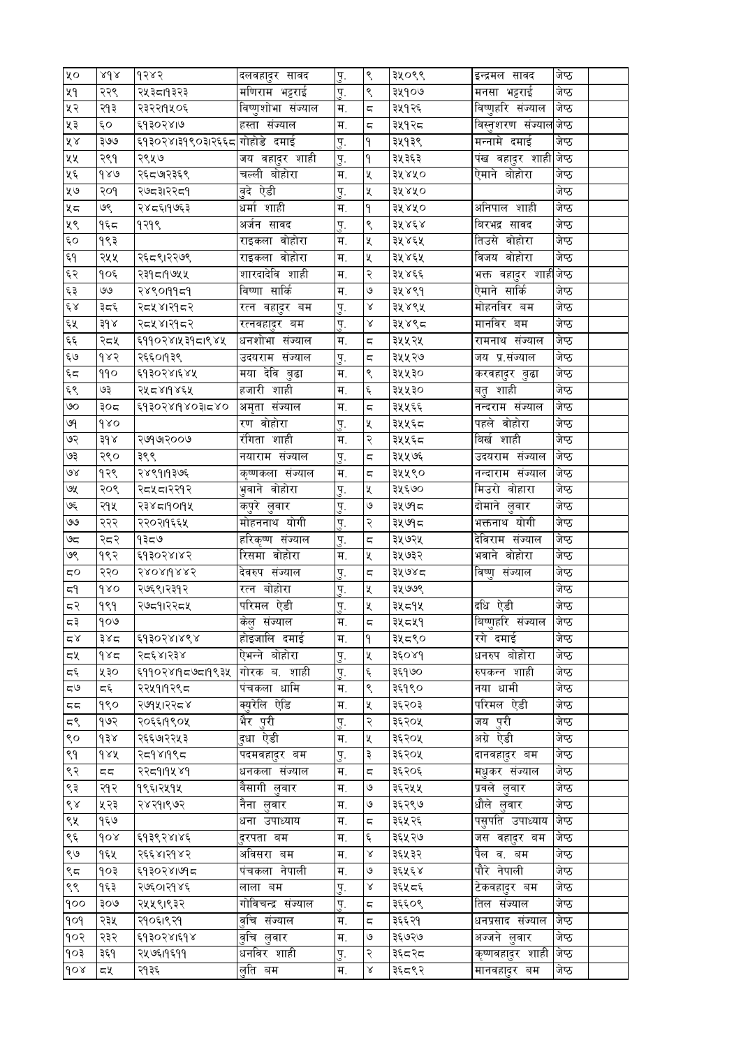| ५० | ४१४ | १२४२ | दलवहादुर सावद | पु. | ९ | ३५०९९ | इन्द्रमल सावद | जेष्ठ | |
|---|---|---|---|---|---|---|---|---|---|
| ५१ | २२९ | २५३८१३२३ | मणिराम भट्टराई | पु. | ९ | ३५१०७ | मनसा भट्टराई | जेष्ठ | |
| ५२ | २१३ | २३२२१५०६ | विष्णुशोभा संज्याल | म. | ८ | ३५१२६ | विष्णुहरि संज्याल | जेष्ठ | |
| ५३ | ६० | ६१३०२४१७ | हस्ता संज्याल | म. | ८ | ३५१२८ | विस्नुशरण संज्याल | जेष्ठ | |
| ५४ | ३७७ | ६१३०२४।३१९०३।२६६८ | गोहोडे दमाई | पु. | १ | ३५१३९ | मन्नामे दमाई | जेष्ठ | |
| ५५ | २९१ | २९५७ | जय वहादुर शाही | पु. | १ | ३५३६३ | पंख वहादुर शाही | जेष्ठ | |
| ५६ | १४७ | २६८७२३६९ | चल्ली वोहोरा | म. | ५ | ३५४५० | ऐमाने वोहोरा | जेष्ठ | |
| ५७ | २०१ | २७८३।२२८१ | वुदे ऐडी | पु. | ५ | ३५४५० | | जेष्ठ | |
| ५८ | ७९ | २४८६।१७६३ | धर्मा शाही | म. | १ | ३५४५० | अनिपाल शाही | जेष्ठ | |
| ५९ | १६८ | १२१९ | अर्जन सावद | पु. | ९ | ३५४६४ | विरभद्र सावद | जेष्ठ | |
| ६० | १९३ | | राइकला वोहोरा | म. | ५ | ३५४६५ | तिउसे वोहोरा | जेष्ठ | |
| ६१ | २५५ | २६८९।२२७९ | राइकला वोहोरा | म. | ५ | ३५४६५ | विजय वोहोरा | जेष्ठ | |
| ६२ | १०६ | २३१८।१७५५ | शारदादेवि शाही | म. | २ | ३५४६६ | भक्त वहादुर शाही | जेष्ठ | |
| ६३ | ७७ | २४९०।११८१ | विष्णा सार्कि | म. | ७ | ३५४९१ | ऐमाने सार्कि | जेष्ठ | |
| ६४ | ३८६ | २८५४।२१८२ | रत्न वहादुर बम | पु. | ४ | ३५४९५ | मोहनविर बम | जेष्ठ | |
| ६५ | ३१४ | २८५४।२१८२ | रत्नवहादुर बम | पु. | ४ | ३५४९८ | मानविर बम | जेष्ठ | |
| ६६ | २८५ | ६११०२४।५३१८।९४५ | धनशोभा संज्याल | म. | ८ | ३५५२५ | रामनाथ संज्याल | जेष्ठ | |
| ६७ | १४२ | २६६०।१३९ | उदयराम संज्याल | पु. | ८ | ३५५२७ | जय प्र.संज्याल | जेष्ठ | |
| ६८ | ११० | ६१३०२४।६४५ | मया देवि बुढा | म. | ९ | ३५५३० | करवहादुर बुढा | जेष्ठ | |
| ६९ | ७३ | २५८४।१४६५ | हजारी शाही | म. | ६ | ३५५३० | वतु शाही | जेष्ठ | |
| ७० | ३०८ | ६१३०२४।१४०३।८४० | अमृता संज्याल | म. | ८ | ३५५६६ | नन्दराम संज्याल | जेष्ठ | |
| ७१ | १४० | | रण वोहोरा | पु. | ५ | ३५५६८ | पहले वोहोरा | जेष्ठ | |
| ७२ | ३१४ | २७१७।२००७ | रंगिता शाही | म. | २ | ३५५६८ | विर्ख शाही | जेष्ठ | |
| ७३ | २९० | ३९९ | नयाराम संज्याल | पु. | ८ | ३५५७६ | उदयराम संज्याल | जेष्ठ | |
| ७४ | १२९ | २४९१।१३७६ | कृष्णकला संज्याल | म. | ८ | ३५५९० | नन्दाराम संज्याल | जेष्ठ | |
| ७५ | २०९ | २८५८।२१२ | भुवाने वोहोरा | पु. | ५ | ३५६७० | मिउरो वोहारा | जेष्ठ | |
| ७६ | २१५ | २३४८।१०।१५ | कपुरे लुवार | पु. | ७ | ३५७१८ | दोमाने लुवार | जेष्ठ | |
| ७७ | २२२ | २२०२।१६६५ | मोहननाथ योगी | पु. | २ | ३५७१८ | भक्तनाथ योगी | जेष्ठ | |
| ७८ | २८२ | १३८७ | हरिकृष्ण संज्याल | पु. | ८ | ३५७२५ | देविराम संज्याल | जेष्ठ | |
| ७९ | १९२ | ६१३०२४।४२ | रिसमा वोहोरा | म. | ५ | ३५७३२ | भवाने वोहोरा | जेष्ठ | |
| ८० | २२० | २४०४।१४४२ | देवरुप संज्याल | पु. | ८ | ३५७४८ | विष्णु संज्याल | जेष्ठ | |
| ८१ | १४० | २७६९।२३१२ | रत्न वोहोरा | पु. | ५ | ३५७७९ | | जेष्ठ | |
| ८२ | ११९ | २७८१।२२८५ | परिमल ऐडी | पु. | ५ | ३५८१५ | दधि ऐडी | जेष्ठ | |
| ८३ | १०७ | | केलु संज्याल | म. | ८ | ३५८५१ | विष्णुहरि संज्याल | जेष्ठ | |
| ८४ | ३४८ | ६१३०२४।४९४ | होइजालि दमाई | म. | १ | ३५८९० | रंगे दमाई | जेष्ठ | |
| ८५ | १४८ | २८६४।२३४ | ऐभन्ने वोहोरा | पु. | ५ | ३६०४१ | धनरुप वोहोरा | जेष्ठ | |
| ८६ | ५३० | ६११०२४।१८७८।१९३५ | गोरक व. शाही | पु. | ६ | ३६१७० | रुपकन्न शाही | जेष्ठ | |
| ८७ | ८६ | २२५१।१२९८ | पंचकला धामि | म. | ९ | ३६१९० | नया धामी | जेष्ठ | |
| ८८ | १९० | २७१५।२२८४ | क्युरेलि ऐडि | म. | ५ | ३६२०३ | परिमल ऐडी | जेष्ठ | |
| ८९ | १७२ | २०६६।१९०५ | भैर पुरी | पु. | २ | ३६२०५ | जय पुरी | जेष्ठ | |
| ९० | १३४ | २६६७।२२५३ | दुधा ऐडी | म. | ५ | ३६२०५ | अग्रे ऐडी | जेष्ठ | |
| ९१ | १४५ | २८१४।१९८ | पदमवहादुर बम | पु. | ३ | ३६२०५ | दानवहादुर बम | जेष्ठ | |
| ९२ | ८८ | २२८१।१५४१ | धनकला संज्याल | म. | ८ | ३६२०६ | मधुकर संज्याल | जेष्ठ | |
| ९३ | २१२ | १९६।२५१५ | वैसागी लुवार | म. | ७ | ३६२५५ | प्रवले लुवार | जेष्ठ | |
| ९४ | ५२३ | २४२१।९७२ | नैना लुवार | म. | ७ | ३६२९७ | धौले लुवार | जेष्ठ | |
| ९५ | १६७ | | धना उपाध्याय | म. | ८ | ३६५२६ | पसुपति उपाध्याय | जेष्ठ | |
| ९६ | १०४ | ६१३९२४।४६ | दुरपता बम | म. | ६ | ३६५२७ | जस वहादुर बम | जेष्ठ | |
| ९७ | १६५ | २६६४।२१४२ | अविसरा बम | म. | ४ | ३६५३२ | पैल व. बम | जेष्ठ | |
| ९८ | १०३ | ६१३०२४।७१८ | पंचकला नेपाली | म. | ७ | ३६५६४ | पौरे नेपाली | जेष्ठ | |
| ९९ | १६३ | २७६०।२१४६ | लाला बम | पु. | ४ | ३६५८६ | टेकवहादुर बम | जेष्ठ | |
| १०० | ३०७ | २५५९।९३२ | गोविचन्द्र संज्याल | पु. | ८ | ३६६०९ | तिल संज्याल | जेष्ठ | |
| १०१ | २३५ | २१०६।९२१ | वुचि संज्याल | म. | ८ | ३६६२१ | धनप्रसाद संज्याल | जेष्ठ | |
| १०२ | २३२ | ६१३०२४।६१४ | वुचि लुवार | म. | ७ | ३६७२७ | अज्जने लुवार | जेष्ठ | |
| १०३ | ३६१ | २५७६।१६११ | धनविर शाही | पु. | २ | ३६८२८ | कृष्णवहादुर शाही | जेष्ठ | |
| १०४ | ८५ | २१३६ | लुति बम | म. | ४ | ३६८९२ | मानवहादुर बम | जेष्ठ | |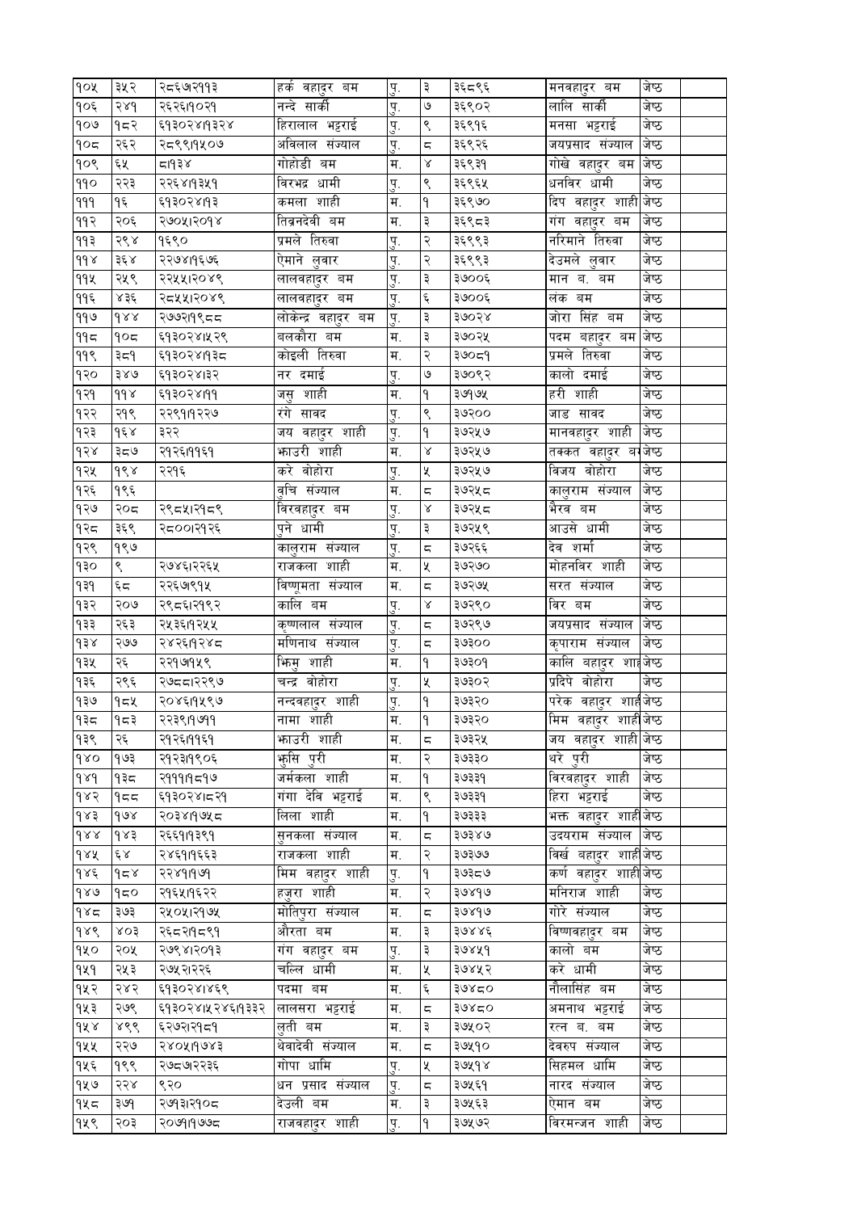| १०५ | ३५२ | २८६७२११३ | हर्क वहादुर बम | पु. | ३ | ३६८९६ | मनवहादुर बम | जेष्ठ | |
|---|---|---|---|---|---|---|---|---|---|
| १०६ | २४१ | २६२६।१०२१ | नन्दे सार्की | पु. | ७ | ३६९०२ | लालि सार्की | जेष्ठ | |
| १०७ | १८२ | ६१३०२४।१३२४ | हिरालाल भट्टराई | पु. | ९ | ३६९१६ | मनसा भट्टराई | जेष्ठ | |
| १०८ | २६२ | २८९९।१५०७ | अविलाल संज्याल | पु. | ८ | ३६९२६ | जयप्रसाद संज्याल | जेष्ठ | |
| १०९ | ६५ | ८।१३४ | गोहोडी बम | म. | ४ | ३६९३१ | गोखे वहादुर बम | जेष्ठ | |
| ११० | २२३ | २२६४।१३५१ | विरभद्र धामी | पु. | ९ | ३६९६५ | धनविर धामी | जेष्ठ | |
| १११ | १६ | ६१३०२४।१३ | कमला शाही | म. | १ | ३६९७० | दिप वहादुर शाही | जेष्ठ | |
| ११२ | २०६ | २७०५।२०१४ | तिव्रनदेवी बम | म. | ३ | ३६९८३ | गंग वहादुर बम | जेष्ठ | |
| ११३ | २९४ | १६९० | प्रमले तिरुवा | पु. | २ | ३६९९३ | नरिमाने तिरुवा | जेष्ठ | |
| ११४ | ३६४ | २२७४।१६७६ | ऐमाने लुवार | पु. | २ | ३६९९३ | देउमले लुवार | जेष्ठ | |
| ११५ | २५९ | २२५५।२०४९ | लालवहादुर बम | पु. | ३ | ३७००६ | मान ब. बम | जेष्ठ | |
| ११६ | ४३६ | २८५५।२०४९ | लालवहादुर बम | पु. | ६ | ३७००६ | लंक बम | जेष्ठ | |
| ११७ | १४४ | २७७२।१९८८ | लोकेन्द्र वहादुर बम | पु. | ३ | ३७०२४ | जोरा सिंह बम | जेष्ठ | |
| ११८ | १०८ | ६१३०२४।५२९ | बलकौरा बम | म. | ३ | ३७०२५ | पदम बहादुर बम | जेष्ठ | |
| ११९ | ३८१ | ६१३०२४।१३८ | कोइली तिरुवा | म. | २ | ३७०८१ | प्रमले तिरुवा | जेष्ठ | |
| १२० | ३४७ | ६१३०२४।३२ | नर दमाई | पु. | ७ | ३७०९२ | कालो दमाई | जेष्ठ | |
| १२१ | ११४ | ६१३०२४।११ | जसु शाही | म. | १ | ३७१७५ | हरी शाही | जेष्ठ | |
| १२२ | २१९ | २२९१।१२२७ | रंगे सावद | पु. | ९ | ३७२०० | जाड सावद | जेष्ठ | |
| १२३ | १६४ | ३२२ | जय वहादुर शाही | पु. | १ | ३७२५७ | मानवहादुर शाही | जेष्ठ | |
| १२४ | ३८७ | २१२६।११६१ | भाउरी शाही | म. | ४ | ३७२५७ | तक्कत वहादुर व | जेष्ठ | |
| १२५ | १९४ | २२१६ | करे वोहोरा | पु. | ५ | ३७२५७ | विजय वोहोरा | जेष्ठ | |
| १२६ | १९६ | | वुचि संज्याल | म. | ८ | ३७२५८ | कालुराम संज्याल | जेष्ठ | |
| १२७ | २०८ | २९८५।२१८९ | विरवहादुर बम | पु. | ४ | ३७२५८ | भैरव बम | जेष्ठ | |
| १२८ | ३६९ | २८००।२१२६ | पुने धामी | पु. | ३ | ३७२५९ | आउसे धामी | जेष्ठ | |
| १२९ | १९७ | | कालुराम संज्याल | पु. | ८ | ३७२६६ | देव शर्मा | जेष्ठ | |
| १३० | ९ | २७४६।२२६५ | राजकला शाही | म. | ५ | ३७२७० | मोहनविर शाही | जेष्ठ | |
| १३१ | ६८ | २२६७।९१५ | विष्णुमता संज्याल | म. | ८ | ३७२७५ | सरत संज्याल | जेष्ठ | |
| १३२ | २०७ | २९८६।२१९२ | कालि बम | पु. | ४ | ३७२९० | विर बम | जेष्ठ | |
| १३३ | २६३ | २५३६।१२५५ | कृष्णलाल संज्याल | पु. | ८ | ३७२९७ | जयप्रसाद संज्याल | जेष्ठ | |
| १३४ | २७७ | २४२६।१२४८ | मणिनाथ संज्याल | पु. | ८ | ३७३०० | कृपाराम संज्याल | जेष्ठ | |
| १३५ | २६ | २२१७।१५९ | भिमु शाही | म. | १ | ३७३०१ | कालि बहादुर शाह | जेष्ठ | |
| १३६ | २९६ | २७८८।२२९७ | चन्द्र वोहोरा | पु. | ५ | ३७३०२ | प्रदिपे वोहोरा | जेष्ठ | |
| १३७ | १८५ | २०४६।१५९७ | नन्दवहादुर शाही | पु. | १ | ३७३२० | परेक वहादुर शाही | जेष्ठ | |
| १३८ | १८३ | २२३९।१७११ | नामा शाही | म. | १ | ३७३२० | मिम वहादुर शाही | जेष्ठ | |
| १३९ | २६ | २१२६।११६१ | भाउरी शाही | म. | ८ | ३७३२५ | जय वहादुर शाही | जेष्ठ | |
| १४० | १७३ | २१२३।१९०६ | भुसि पुरी | म. | २ | ३७३३० | थरे पुरी | जेष्ठ | |
| १४१ | १३८ | २१११।१८१७ | जर्मकला शाही | म. | १ | ३७३३१ | विरवहादुर शाही | जेष्ठ | |
| १४२ | १८८ | ६१३०२४।८२१ | गंगा देवि भट्टराई | म. | ९ | ३७३३१ | हिरा भट्टराई | जेष्ठ | |
| १४३ | १७४ | २०३४।१७५८ | लिला शाही | म. | १ | ३७३३३ | भक्त वहादुर शाही | जेष्ठ | |
| १४४ | १४३ | २६६१।१३९१ | सुनकला संज्याल | म. | ८ | ३७३४७ | उदयराम संज्याल | जेष्ठ | |
| १४५ | ६४ | २४६१।१६६३ | राजकला शाही | म. | २ | ३७३७७ | विर्ख बहादुर शाही | जेष्ठ | |
| १४६ | १८४ | २२४१।१७१ | मिम वहादुर शाही | पु. | १ | ३७३८७ | कर्ण वहादुर शाही | जेष्ठ | |
| १४७ | १८० | २१६५।१६२२ | हजुरा शाही | म. | २ | ३७४१७ | मनिराज शाही | जेष्ठ | |
| १४८ | ३७३ | २५०५।२१७५ | मोतिपुरा संज्याल | म. | ८ | ३७४१७ | गोरे संज्याल | जेष्ठ | |
| १४९ | ४०३ | २६८२।१८९१ | औरता बम | म. | ३ | ३७४४६ | विष्णवहादुर बम | जेष्ठ | |
| १५० | २०५ | २७९४।२०१३ | गंग वहादुर बम | पु. | ३ | ३७४५१ | कालो बम | जेष्ठ | |
| १५१ | २५३ | २७५२।२२६ | चल्लि धामी | म. | ५ | ३७४५२ | करे धामी | जेष्ठ | |
| १५२ | २४२ | ६१३०२४।४६९ | पदमा बम | म. | ६ | ३७४८० | नौलासिंह बम | जेष्ठ | |
| १५३ | २७९ | ६१३०२४।५२४६।१३३२ | लालसरा भट्टराई | म. | ८ | ३७४८० | अमनाथ भट्टराई | जेष्ठ | |
| १५४ | ४९९ | ६२७२।२१८१ | लुती बम | म. | ३ | ३७५०२ | रत्न ब. बम | जेष्ठ | |
| १५५ | २२७ | २४०५।१७४३ | थेवादेवी संज्याल | म. | ८ | ३७५१० | देवरुप संज्याल | जेष्ठ | |
| १५६ | १९९ | २७८७।२२३६ | गोपा धामि | पु. | ५ | ३७५१४ | सिहमल धामि | जेष्ठ | |
| १५७ | २२४ | ९२० | धन प्रसाद संज्याल | पु. | ८ | ३७५६१ | नारद संज्याल | जेष्ठ | |
| १५८ | ३७१ | २७१३।२१०८ | देउली बम | म. | ३ | ३७५६३ | ऐमान बम | जेष्ठ | |
| १५९ | २०३ | २०७१।१७७८ | राजवहादुर शाही | पु. | १ | ३७५७२ | विरमन्जन शाही | जेष्ठ | |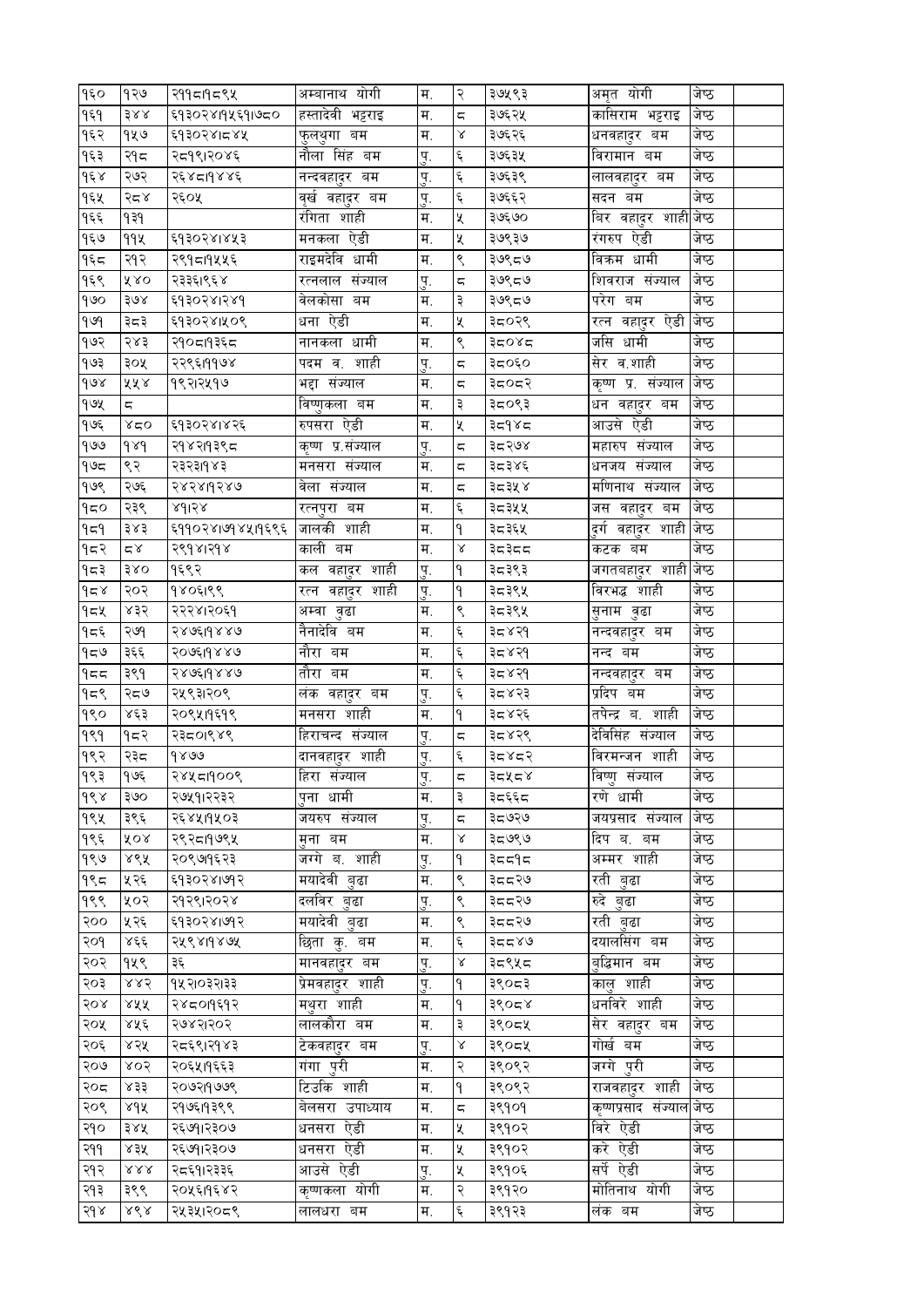| | | | | | | | | | |
|---|---|---|---|---|---|---|---|---|---|
| १६० | १२७ | २११८।१८९५ | अम्बानाथ योगी | म. | २ | ३७५९३ | अमृत योगी | जेष्ठ | |
| १६१ | ३४४ | ६१३०२४।१५६१।७८० | हस्तादेवी भट्टराइ | म. | ८ | ३७६२५ | कासिराम भट्टराइ | जेष्ठ | |
| १६२ | १५७ | ६१३०२४।८४५ | फुलथुगा बम | म. | ४ | ३७६२६ | धनवहादुर बम | जेष्ठ | |
| १६३ | २१८ | २८१९।२०४६ | नौला सिंह बम | पु. | ६ | ३७६३५ | विरामान बम | जेष्ठ | |
| १६४ | २७२ | २६४८।१४४६ | नन्दवहादुर बम | पु. | ६ | ३७६३९ | लालवहादुर बम | जेष्ठ | |
| १६५ | २८४ | २६०५ | वुर्ख वहादुर बम | पु. | ६ | ३७६६२ | सदन बम | जेष्ठ | |
| १६६ | १३१ | | रंगिता शाही | म. | ५ | ३७६७० | बिर वहादुर शाही | जेष्ठ | |
| १६७ | ११५ | ६१३०२४।४५३ | मनकला ऐडी | म. | ५ | ३७९३७ | रंगरुप ऐडी | जेष्ठ | |
| १६८ | २१२ | २९१८।१५५६ | राइमदेवि धामी | म. | ९ | ३७९८७ | विक्रम धामी | जेष्ठ | |
| १६९ | ५४० | २३३६।९६४ | रत्नलाल संज्याल | पु. | ८ | ३७९८७ | शिवराज संज्याल | जेष्ठ | |
| १७० | ३७४ | ६१३०२४।२४१ | वेलकोसा बम | म. | ३ | ३७९८७ | परेग बम | जेष्ठ | |
| १७१ | ३८३ | ६१३०२४।५०९ | धना ऐडी | म. | ५ | ३८०२९ | रत्न वहादुर ऐडी | जेष्ठ | |
| १७२ | २४३ | २१०८।१३६८ | नानकला धामी | म. | ९ | ३८०४८ | जसि धामी | जेष्ठ | |
| १७३ | ३०५ | २२९६।११७४ | पदम व. शाही | पु. | ८ | ३८०६० | सेर व.शाही | जेष्ठ | |
| १७४ | ५५४ | १९२।२५१७ | भद्रा संज्याल | म. | ८ | ३८०८२ | कृष्ण प्र. संज्याल | जेष्ठ | |
| १७५ | ८ | | विष्णुकला बम | म. | ३ | ३८०९३ | धन वहादुर बम | जेष्ठ | |
| १७६ | ४८० | ६१३०२४।४२६ | रुपसरा ऐडी | म. | ५ | ३८१४८ | आउसे ऐडी | जेष्ठ | |
| १७७ | १४१ | २१४२।१३९८ | कृष्ण प्र.संज्याल | पु. | ८ | ३८२७४ | महारुप संज्याल | जेष्ठ | |
| १७८ | ९२ | २३२३।१४३ | मनसरा संज्याल | म. | ८ | ३८३४६ | धनजय संज्याल | जेष्ठ | |
| १७९ | २७६ | २४२४।१२४७ | वेला संज्याल | म. | ८ | ३८३५४ | मणिनाथ संज्याल | जेष्ठ | |
| १८० | २३९ | ४१।२४ | रत्नपुरा बम | म. | ६ | ३८३५५ | जस वहादुर बम | जेष्ठ | |
| १८१ | ३४३ | ६११०२४।७१४५।१६९६ | जालकी शाही | म. | १ | ३८३६५ | दुर्ग वहादुर शाही | जेष्ठ | |
| १८२ | ८४ | २९१४।२१४ | काली बम | म. | ४ | ३८३८८ | कटक बम | जेष्ठ | |
| १८३ | ३४० | १६९२ | कल वहादुर शाही | पु. | १ | ३८३९३ | जगतबहादुर शाही | जेष्ठ | |
| १८४ | २०२ | १४०६।९९ | रत्न वहादुर शाही | पु. | १ | ३८३९५ | विरभद्र शाही | जेष्ठ | |
| १८५ | ४३२ | २२२४।२०६१ | अम्बा वुढा | म. | ९ | ३८३९५ | सुनाम वुढा | जेष्ठ | |
| १८६ | २७१ | २४७६।१४४७ | नैनादेवि बम | म. | ६ | ३८४२१ | नन्दवहादुर बम | जेष्ठ | |
| १८७ | ३६६ | २०७६।१४४७ | नौरा बम | म. | ६ | ३८४२१ | नन्द बम | जेष्ठ | |
| १८८ | ३९१ | २४७६।१४४७ | तौरा बम | म. | ६ | ३८४२१ | नन्दवहादुर बम | जेष्ठ | |
| १८९ | २८७ | २५९३।२०९ | लंक वहादुर बम | पु. | ६ | ३८४२३ | प्रदिप बम | जेष्ठ | |
| १९० | ४६३ | २०९५।६१९ | मनसरा शाही | म. | १ | ३८४२६ | तपेन्द्र व. शाही | जेष्ठ | |
| १९१ | १८२ | २३८०।९४९ | हिराचन्द संज्याल | पु. | ८ | ३८४२९ | देविसिंह संज्याल | जेष्ठ | |
| १९२ | २३८ | १४७७ | दानवहादुर शाही | पु. | ६ | ३८४८२ | विरमन्जन शाही | जेष्ठ | |
| १९३ | १७६ | २४५८।१००९ | हिरा संज्याल | पु. | ८ | ३८५८४ | विष्णु संज्याल | जेष्ठ | |
| १९४ | ३७० | २७५१।२२३२ | पुना धामी | म. | ३ | ३८६६८ | रणे धामी | जेष्ठ | |
| १९५ | ३९६ | २६४५।१५०३ | जयरुप संज्याल | पु. | ८ | ३८७२७ | जयप्रसाद संज्याल | जेष्ठ | |
| १९६ | ५०४ | २९२८।१७९५ | मुना बम | म. | ४ | ३८७९७ | दिप ब. बम | जेष्ठ | |
| १९७ | ४९५ | २०९७।६२३ | जग्गे ब. शाही | पु. | १ | ३८८१८ | अम्मर शाही | जेष्ठ | |
| १९८ | ५२६ | ६१३०२४।७१२ | मयादेवी वुढा | म. | ९ | ३८८२७ | रती वुढा | जेष्ठ | |
| १९९ | ५०२ | २१२९।२०२४ | दलविर वुढा | पु. | ९ | ३८८२७ | रुदे वुढा | जेष्ठ | |
| २०० | ५२६ | ६१३०२४।७१२ | मयादेवी वुढा | म. | ९ | ३८८२७ | रती वुढा | जेष्ठ | |
| २०१ | ४६६ | २५९४।१४७५ | छिता कु. बम | म. | ६ | ३८८४७ | दयालसिंग बम | जेष्ठ | |
| २०२ | १५९ | ३६ | मानवहादुर बम | पु. | ४ | ३८९५८ | वुद्धिमान बम | जेष्ठ | |
| २०३ | ४४२ | १५२।०३२।३३ | प्रेमवहादुर शाही | पु. | १ | ३९०८३ | कालु शाही | जेष्ठ | |
| २०४ | ४५५ | २४८०।१६१२ | मथुरा शाही | म. | १ | ३९०८४ | धनविरे शाही | जेष्ठ | |
| २०५ | ४५६ | २७४२।२०२ | लालकौरा बम | म. | ३ | ३९०८५ | सेर वहादुर बम | जेष्ठ | |
| २०६ | ४२५ | २८६९।२१४३ | टेकवहादुर बम | पु. | ४ | ३९०८५ | गोर्ख बम | जेष्ठ | |
| २०७ | ४०२ | २०६५।१६६३ | गंगा पुरी | म. | २ | ३९०९२ | जग्गे पुरी | जेष्ठ | |
| २०८ | ४३३ | २०७२।१७७९ | टिउकि शाही | म. | १ | ३९०९२ | राजवहादुर शाही | जेष्ठ | |
| २०९ | ४१५ | २१७६।१३९९ | वेलसरा उपाध्याय | म. | ८ | ३९१०१ | कृष्णप्रसाद संज्याल | जेष्ठ | |
| २१० | ३४५ | २६७१।२३०७ | धनसरा ऐडी | म. | ५ | ३९१०२ | विरे ऐडी | जेष्ठ | |
| २११ | ४३५ | २६७१।२३०७ | धनसरा ऐडी | म. | ५ | ३९१०२ | करे ऐडी | जेष्ठ | |
| २१२ | ४४४ | २८६१।२३३६ | आउसे ऐडी | पु. | ५ | ३९१०६ | सर्पे ऐडी | जेष्ठ | |
| २१३ | ३९९ | २०५६।१६४२ | कृष्णकला योगी | म. | २ | ३९१२० | मोतिनाथ योगी | जेष्ठ | |
| २१४ | ४९४ | २५३५।२०८९ | लालधरा बम | म. | ६ | ३९१२३ | लंक बम | जेष्ठ | |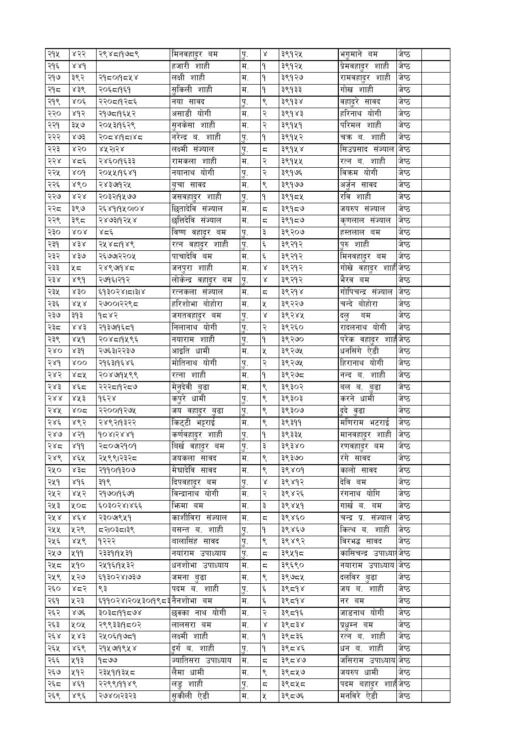| २१५ | ४२२ | २९४८८।१७८९ | मिनवहादुर बम | पु. | ४ | ३९१२५ | भगुमाने बम | जेष्ठ | |
|---|---|---|---|---|---|---|---|---|---|
| २१६ | ४४१ | | हजारी शाही | म. | १ | ३९१२५ | प्रेमबहादुर शाही | जेष्ठ | |
| २१७ | ३९२ | २१८०।१८५४ | लक्षी शाही | म. | १ | ३९१२७ | रामवहादुर शाही | जेष्ठ | |
| २१८ | ४३९ | २०६८।१६१ | सुकिली शाही | म. | १ | ३९१३३ | गोख शाही | जेष्ठ | |
| २१९ | ४०६ | २२०८।१२८६ | नया सावद | पु. | ९ | ३९१३४ | वहादुरे सावद | जेष्ठ | |
| २२० | ४१२ | २१७८।१६५२ | असाडी योगी | म. | २ | ३९१४३ | हरिनाथ योगी | जेष्ठ | |
| २२१ | ३५७ | २०५३।१६२९ | सुनकेसा शाही | म. | २ | ३९१५१ | परिमल शाही | जेष्ठ | |
| २२२ | ४७३ | २०८४।१८।४८ | नरेन्द्र ब. शाही | पु. | १ | ३९१५२ | चक्र ब. शाही | जेष्ठ | |
| २२३ | ४२० | ४५२।२४ | लक्ष्मी संज्याल | पु. | ८ | ३९१५४ | सिउप्रसाद संज्याल | जेष्ठ | |
| २२४ | ४८६ | २४६०।१६३३ | रामकला शाही | म. | २ | ३९१५५ | रत्न ब. शाही | जेष्ठ | |
| २२५ | ४०१ | २०५५।१६४१ | नयानाथ योगी | पु. | २ | ३९१७६ | विक्रम योगी | जेष्ठ | |
| २२६ | ४९० | २४३७।१२५ | बुचा सावद | म. | ९ | ३९१७७ | अर्जुन सावद | जेष्ठ | |
| २२७ | ४२४ | २०३२।१५७७ | जसवहादुर शाही | पु. | १ | ३९१८५ | रवि शाही | जेष्ठ | |
| २२८ | ३९७ | २६४१।१५०।०४ | छितादेवि संज्याल | म. | ८ | ३९१८७ | जयरुप संज्याल | जेष्ठ | |
| २२९ | ३९८ | २४७३।१२५४ | छत्तिदेवि संज्याल | म. | ८ | ३९१८७ | कृणलाल संज्याल | जेष्ठ | |
| २३० | ४०४ | ४८६ | विष्ण वहादुर बम | पु. | ३ | ३९२०७ | हस्तलाल बम | जेष्ठ | |
| २३१ | ४३४ | २५४८।१४९ | रत्न वहादुर शाही | पु. | ६ | ३९२१२ | पुरु शाही | जेष्ठ | |
| २३२ | ४३७ | २६७७।२२०५ | पाचादेवि बम | म. | ६ | ३९२१२ | मिनवहादुर बम | जेष्ठ | |
| २३३ | ५८ | २४९७।१४८ | जनपुरा शाही | म. | ४ | ३९२१२ | गोखे वहादुर शाही | जेष्ठ | |
| २३४ | ४९१ | २७१६।२१२ | लोकेन्द्र वहादुर बम | पु. | ४ | ३९२१२ | भैरव बम | जेष्ठ | |
| २३५ | ४३० | ६१३०२४।८।३।४ | रत्नकला संज्याल | म. | ८ | ३९२१४ | गोपिचन्द्र संज्याल | जेष्ठ | |
| २३६ | ४५४ | २७००।२२९८ | हरिशोभा बोहोरा | म. | ५ | ३९२२७ | चन्दे बोहोरा | जेष्ठ | |
| २३७ | ३१३ | १८४२ | जगतवहादुर बम | पु. | ४ | ३९२४५ | दलु बम | जेष्ठ | |
| २३८ | ४४३ | २१३७।१६८१ | निलानाथ योगी | पु. | २ | ३९२६० | रादलनाथ योगी | जेष्ठ | |
| २३९ | ४५१ | २०४८।१५९६ | नयाराम शाही | पु. | १ | ३९२७० | परेक वहादुर शाही | जेष्ठ | |
| २४० | ४३१ | २७६३।२२३७ | आइति धामी | म. | ५ | ३९२७५ | धनसिंगे ऐडी | जेष्ठ | |
| २४१ | ४०० | २१६३।१६४६ | मोतिनाथ योगी | पु. | २ | ३९२७५ | हिरानाथ योगी | जेष्ठ | |
| २४२ | ४८५ | २०४७।१५९९ | रत्ना शाही | म. | १ | ३९२७८ | नन्द ब. शाही | जेष्ठ | |
| २४३ | ४६८ | २२२८।१२८७ | मेनुदेवी बुढा | म. | ९ | ३९३०२ | वल ब. बुढा | जेष्ठ | |
| २४४ | ४५३ | १६२४ | कपुरे धामी | पु. | ९ | ३९३०३ | करने धामी | जेष्ठ | |
| २४५ | ४०८ | २२००।१२७५ | जय वहादुर बुढा | पु. | ९ | ३९३०७ | दुदे बुढा | जेष्ठ | |
| २४६ | ४९२ | २४९२।१३२२ | किट्टी भट्टराई | म. | ९ | ३९३११ | मणिराम भटराई | जेष्ठ | |
| २४७ | ४२१ | १०४।२४४१ | कर्णवहादुर शाही | पु. | १ | ३९३३५ | मानवहादुर शाही | जेष्ठ | |
| २४८ | ४११ | २८०७।२१०१ | बिर्ख वहादुर बम | पु. | ३ | ३९३४० | रणवहादुर बम | जेष्ठ | |
| २४९ | ४६५ | २५९९।२३२८ | जयकला सावद | म. | ९ | ३९३७० | रंगे सावद | जेष्ठ | |
| २५० | ४३८ | २११०।१३०७ | मेघादेवि सावद | म. | ९ | ३९४०१ | कालो सावद | जेष्ठ | |
| २५१ | ४१६ | ३१९ | दिपवहादुर बम | पु. | ४ | ३९४१२ | देवि बम | जेष्ठ | |
| २५२ | ४५२ | २१७०।१६७१ | विन्द्रानाथ योगी | म. | २ | ३९४२६ | रंगनाथ योगि | जेष्ठ | |
| २५३ | ५०८ | ६०३०२४।४६६ | झिमा बम | म. | ३ | ३९४५१ | गार्ख ब. बम | जेष्ठ | |
| २५४ | ४६४ | २३०७।९५१ | काशीविरा संज्याल | म. | ८ | ३९४६० | चन्द्र प्र. संज्याल | जेष्ठ | |
| २५५ | ५२९ | ८२।०३८।३९ | बसन्त ब. शाही | पु. | १ | ३९४६७ | कित्थ ब. शाही | जेष्ठ | |
| २५६ | ४५९ | १२२२ | बालासिंह सावद | पु. | ९ | ३९४९२ | विरभद्ध सावद | जेष्ठ | |
| २५७ | ५११ | २३३१।१५३१ | नयाराम उपाध्याय | पु. | ८ | ३९५१८ | कासिचन्द्र उपाध्याय | जेष्ठ | |
| २५८ | ५१० | २५१६।१५३२ | धनशोभा उपाध्याय | म. | ८ | ३९६९० | नयाराम उपाध्याय | जेष्ठ | |
| २५९ | ५२७ | ६१३०२४।७३७ | जमना बुढा | म. | ९ | ३९७८५ | दलविर बुढा | जेष्ठ | |
| २६० | ४८२ | ९३ | पदम ब. शाही | पु. | ६ | ३९८१४ | जय ब. शाही | जेष्ठ | |
| २६१ | ५२३ | ६११०२४।२०५३०।१९८३ | नैनशोभा बम | म. | ६ | ३९८१४ | नर बम | जेष्ठ | |
| २६२ | ४७६ | ३०३८।११८७४ | छक्का नाथ योगी | म. | २ | ३९८१६ | जाङनाथ योगी | जेष्ठ | |
| २६३ | ५०५ | २९९३३।१८०२ | लालसरा बम | म. | ४ | ३९८३४ | प्रधुम्न बम | जेष्ठ | |
| २६४ | ५४३ | २५०६।१७८१ | लक्ष्मी शाही | म. | १ | ३९८३६ | रत्न ब. शाही | जेष्ठ | |
| २६५ | ४६९ | २१५७।१९५४ | दुर्ग ब. शाही | पु. | १ | ३९८४६ | धन ब. शाही | जेष्ठ | |
| २६६ | ५१३ | १८७७ | ज्यातिसरा उपाध्याय | म. | ८ | ३९८४७ | जसिराम उपाध्याय | जेष्ठ | |
| २६७ | ५१२ | २३५११।१३५८ | लैमा धामी | म. | ९ | ३९८५७ | जयरुप धामी | जेष्ठ | |
| २६८ | ४६१ | २२९९।११४९ | लडु शाही | पु. | ८ | ३९८५८ | पदम बहादुर शाही | जेष्ठ | |
| २६९ | ४९६ | २७४०।२३२३ | सुकीली ऐडी | म. | ५ | ३९८७६ | मनविरे ऐडी | जेष्ठ | |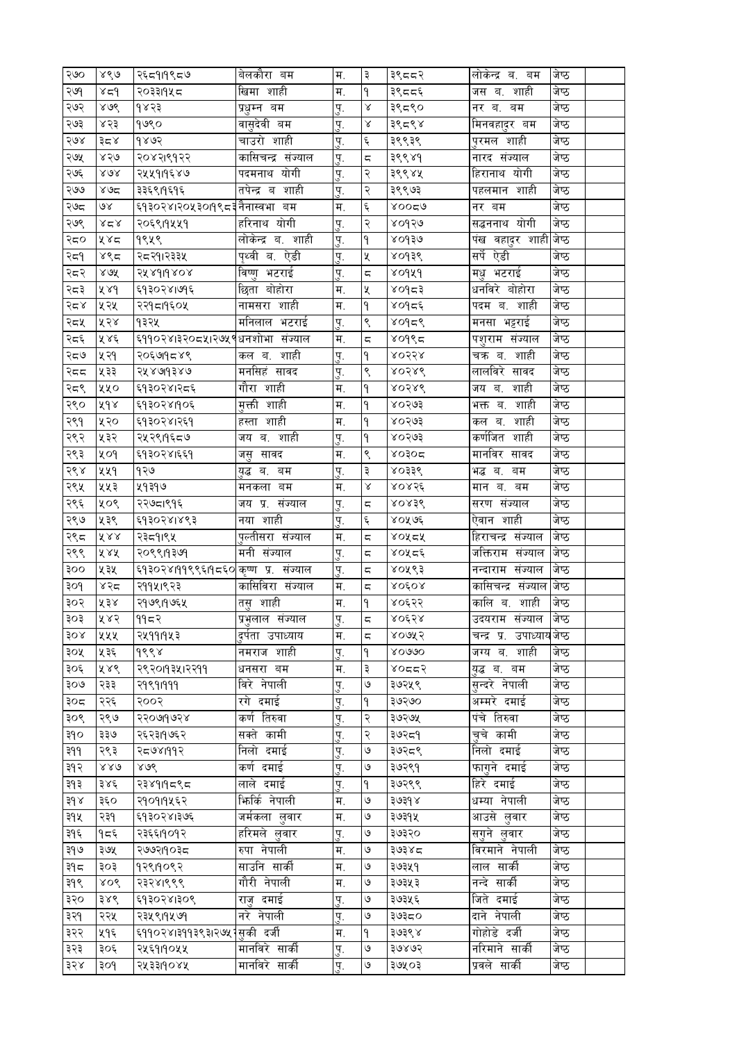| | | | | | | | | | |
|---|---|---|---|---|---|---|---|---|---|
| २७० | ४९७ | २६८१।१९८७ | बेलकौरा बम | म. | ३ | ३९८८२ | लोकेन्द्र ब. बम | जेष्ठ | |
| २७१ | ४८१ | २०३३।१५८ | खिमा शाही | म. | १ | ३९८८६ | जस ब. शाही | जेष्ठ | |
| २७२ | ४७९ | १४२३ | प्रधुम्न बम | पु. | ४ | ३९८९० | नर ब. बम | जेष्ठ | |
| २७३ | ४२३ | १७९० | वासुदेवी बम | पु. | ४ | ३९८९४ | मिनवहादुर बम | जेष्ठ | |
| २७४ | ३८४ | १४७२ | चाउरो शाही | पु. | ६ | ३९९३९ | पुरमल शाही | जेष्ठ | |
| २७५ | ४२७ | २०४२।९१२२ | कासिचन्द्र संज्याल | पु. | ८ | ३९९४१ | नारद संज्याल | जेष्ठ | |
| २७६ | ४७४ | २५५१।९६४७ | पदमनाथ योगी | पु. | २ | ३९९४५ | हिरानाथ योगी | जेष्ठ | |
| २७७ | ४७८ | ३३६९।१६१६ | तपेन्द्र ब शाही | पु. | २ | ३९९७३ | पहलमान शाही | जेष्ठ | |
| २७८ | ७४ | ६१३०२४।२०५३०।१९८३ | नैनास्वभा बम | म. | ६ | ४००८७ | नर बम | जेष्ठ | |
| २७९ | ४८४ | २०६९।१५५१ | हरिनाथ योगी | पु. | २ | ४०१२७ | सद्धननाथ योगी | जेष्ठ | |
| २८० | ५४८ | १९५९ | लोकेन्द्र ब. शाही | पु. | १ | ४०१३७ | पंख वहादुर शाही | जेष्ठ | |
| २८१ | ४९८ | २८२१।२३३५ | पृथ्वी ब. ऐडी | पु. | ५ | ४०१३९ | सर्पे ऐडी | जेष्ठ | |
| २८२ | ४७५ | २५४१।१४०४ | विष्णु भटराई | पु. | ८ | ४०१५१ | मधु भटराई | जेष्ठ | |
| २८३ | ५४१ | ६१३०२४।७१६ | छिता बोहोरा | म. | ५ | ४०१८३ | धनविरे बोहोरा | जेष्ठ | |
| २८४ | ५२५ | २२१८।१६०५ | नामसरा शाही | म. | १ | ४०१८६ | पदम ब. शाही | जेष्ठ | |
| २८५ | ५२४ | १३२५ | मनिलाल भटराई | पु. | ९ | ४०१८९ | मनसा भट्टराई | जेष्ठ | |
| २८६ | ५४६ | ६११०२४।३२०८५।२७५९ | धनशोभा संज्याल | म. | ८ | ४०१९८ | पशुराम संज्याल | जेष्ठ | |
| २८७ | ५२१ | २०६७।१८४९ | कल ब. शाही | पु. | १ | ४०२२४ | चक्र ब. शाही | जेष्ठ | |
| २८८ | ५३३ | २५४७।१३४७ | मनसिहं सावद | पु. | ९ | ४०२४९ | लालविरे सावद | जेष्ठ | |
| २८९ | ५५० | ६१३०२४।२८६ | गौरा शाही | म. | १ | ४०२४९ | जय ब. शाही | जेष्ठ | |
| २९० | ५१४ | ६१३०२४।१०६ | मुक्ती शाही | म. | १ | ४०२७३ | भक्त ब. शाही | जेष्ठ | |
| २९१ | ५२० | ६१३०२४।२६१ | हस्ता शाही | म. | १ | ४०२७३ | कल ब. शाही | जेष्ठ | |
| २९२ | ५३२ | २५२९।१६८७ | जय ब. शाही | पु. | १ | ४०२७३ | कर्णजित शाही | जेष्ठ | |
| २९३ | ५०१ | ६१३०२४।६६१ | जसु सावद | म. | ९ | ४०३०८ | मानविर सावद | जेष्ठ | |
| २९४ | ५५१ | १२७ | युद्ध ब. बम | पु. | ३ | ४०३३९ | भद्ध ब. बम | जेष्ठ | |
| २९५ | ५५३ | ५१३१७ | मनकला बम | म. | ४ | ४०४२६ | मान ब. बम | जेष्ठ | |
| २९६ | ५०९ | २२७८।९१६ | जय प्र. संज्याल | पु. | ८ | ४०४३९ | सरण संज्याल | जेष्ठ | |
| २९७ | ५३९ | ६१३०२४।४९३ | नया शाही | पु. | ६ | ४०५७६ | ऐवान शाही | जेष्ठ | |
| २९८ | ५४४ | २३८१।९५ | पुल्तीसरा संज्याल | म. | ८ | ४०५८५ | हिराचन्द्र संज्याल | जेष्ठ | |
| २९९ | ५४५ | २०९९।१३७१ | मनी संज्याल | पु. | ८ | ४०५८६ | जक्तिराम संज्याल | जेष्ठ | |
| ३०० | ५३५ | ६१३०२४।११९९६।१८६० | कृष्ण प्र. संज्याल | पु. | ८ | ४०५९३ | नन्दाराम संज्याल | जेष्ठ | |
| ३०१ | ४२८ | २११५।९२३ | कासिविरा संज्याल | म. | ८ | ४०६०४ | कासिचन्द्र संज्याल | जेष्ठ | |
| ३०२ | ५३४ | २१७९।१७६५ | तसु शाही | म. | १ | ४०६२२ | कालि ब. शाही | जेष्ठ | |
| ३०३ | ५४२ | ११८२ | प्रभुलाल संज्याल | पु. | ८ | ४०६२४ | उदयराम संज्याल | जेष्ठ | |
| ३०४ | ५५५ | २५११।१५३ | दुर्पता उपाध्याय | म. | ८ | ४०७५२ | चन्द्र प्र. उपाध्याय | जेष्ठ | |
| ३०५ | ५३६ | १९९४ | नमराज शाही | पु. | १ | ४०७७० | जग्य ब. शाही | जेष्ठ | |
| ३०६ | ५४९ | २९२०।१३५।२२११ | धनसरा बम | म. | ३ | ४०८८२ | युद्ध ब. बम | जेष्ठ | |
| ३०७ | २३३ | २१९१।१११ | विरे नेपाली | पु. | ७ | ३७२५९ | सुन्दरे नेपाली | जेष्ठ | |
| ३०८ | २२६ | २००२ | रगे दमाई | पु. | १ | ३७२७० | अम्मरे दमाई | जेष्ठ | |
| ३०९ | २९७ | २२०७।१७२४ | कर्ण तिरुवा | पु. | २ | ३७२७५ | पंचे तिरुवा | जेष्ठ | |
| ३१० | ३३७ | २६२३।१७६२ | सक्ते कामी | पु. | २ | ३७२८१ | चुचे कामी | जेष्ठ | |
| ३११ | २९३ | २८७४।११२ | निलो दमाई | पु. | ७ | ३७२८९ | निलो दमाई | जेष्ठ | |
| ३१२ | ४४७ | ४७९ | कर्ण दमाई | पु. | ७ | ३७२९१ | फागुने दमाई | जेष्ठ | |
| ३१३ | ३४६ | २३४१।१८९८ | लाले दमाई | पु. | १ | ३७२९९ | हिरे दमाई | जेष्ठ | |
| ३१४ | ३६० | २१०१।१५६२ | झिर्कि नेपाली | म. | ७ | ३७३१४ | धम्या नेपाली | जेष्ठ | |
| ३१५ | २३१ | ६१३०२४।३७६ | जर्मकला लुवार | म. | ७ | ३७३१५ | आउसे लुवार | जेष्ठ | |
| ३१६ | १८६ | २३६६।१०१२ | हरिमले लुवार | पु. | ७ | ३७३२० | सगुने लुवार | जेष्ठ | |
| ३१७ | ३७५ | २७७२।१०३८ | रुपा नेपाली | म. | ७ | ३७३४८ | विरमाने नेपाली | जेष्ठ | |
| ३१८ | ३०३ | १२९।१०९२ | साउनि सार्की | म. | ७ | ३७३५१ | लाल सार्की | जेष्ठ | |
| ३१९ | ४०९ | २३२४।९९९ | गौरी नेपाली | म. | ७ | ३७३५३ | नन्दे सार्की | जेष्ठ | |
| ३२० | ३४९ | ६१३०२४।३०९ | राजु दमाई | पु. | ७ | ३७३५६ | जिते दमाई | जेष्ठ | |
| ३२१ | २२५ | २३५९।१५७१ | नरे नेपाली | पु. | ७ | ३७३८० | दाने नेपाली | जेष्ठ | |
| ३२२ | ५१६ | ६११०२४।३११३९।३२०७५ | सुकी दर्जी | म. | १ | ३७३९४ | गोहोडे दर्जी | जेष्ठ | |
| ३२३ | ३०६ | २५६१।१०५५ | मानविरे सार्की | पु. | ७ | ३७४७२ | नरिमाने सार्की | जेष्ठ | |
| ३२४ | ३०१ | २५३३।१०४५ | मानविरे सार्की | पु. | ७ | ३७५०३ | प्रवले सार्की | जेष्ठ | |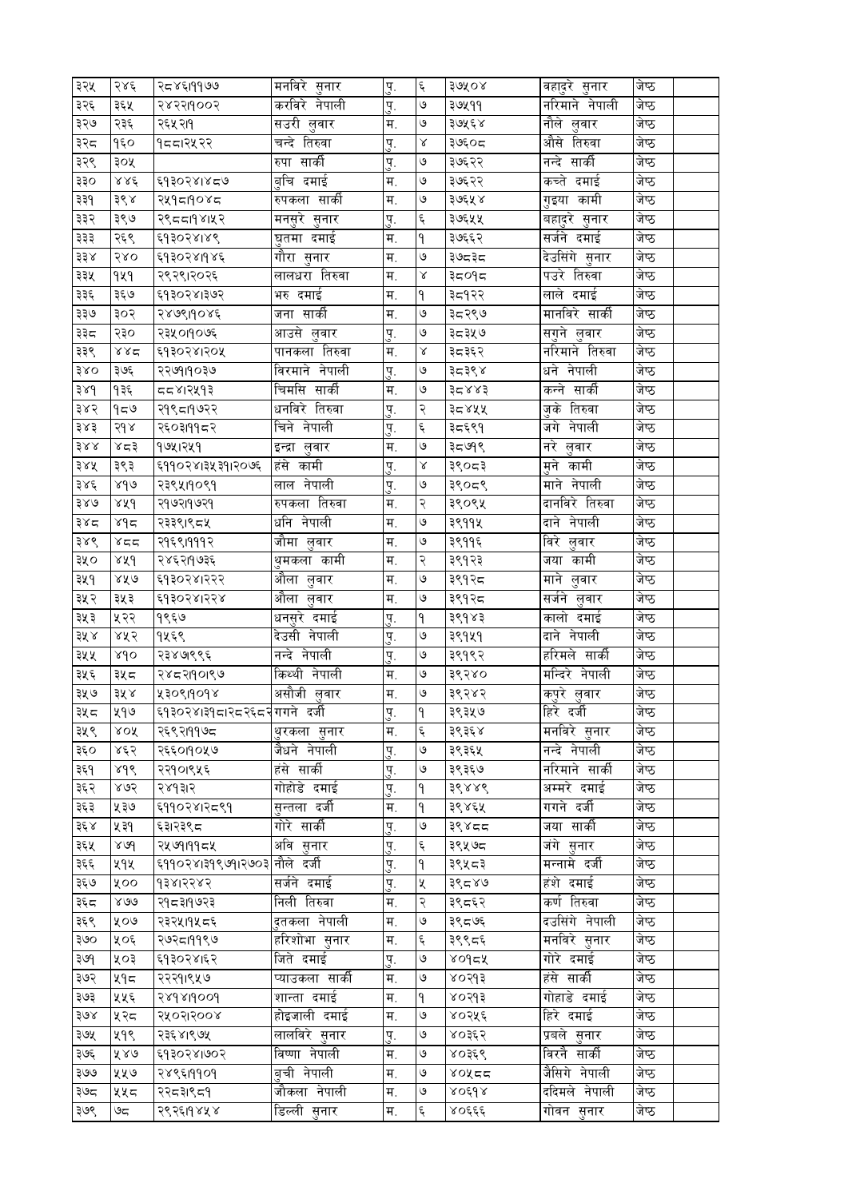| ३२५ | २४६ | २८४६।११७७ | मनविरे सुनार | पु. | ६ | ३७५०४ | वहादुरे सुनार | जेष्ठ | |
|---|---|---|---|---|---|---|---|---|---|
| ३२६ | ३६५ | २४२२।१००२ | करविरे नेपाली | पु. | ७ | ३७५११ | नरिमाने नेपाली | जेष्ठ | |
| ३२७ | २३६ | २६५२।१ | सउरी लुवार | म. | ७ | ३७५६४ | नौले लुवार | जेष्ठ | |
| ३२८ | १६० | १८८।२५२२ | चन्दे तिरुवा | पु. | ४ | ३७६०८ | औसे तिरुवा | जेष्ठ | |
| ३२९ | ३०५ | | रुपा सार्की | पु. | ७ | ३७६२२ | नन्दे सार्की | जेष्ठ | |
| ३३० | ४४६ | ६१३०२४।४८७ | बुचि दमाई | म. | ७ | ३७६२२ | कच्ते दमाई | जेष्ठ | |
| ३३१ | ३९४ | २५१८।१०४८ | रुपकला सार्की | म. | ७ | ३७६५४ | गुड्या कामी | जेष्ठ | |
| ३३२ | ३९७ | २९८८।१४।५२ | मनसुरे सुनार | पु. | ६ | ३७६५५ | बहादुरे सुनार | जेष्ठ | |
| ३३३ | २६९ | ६१३०२४।४९ | घुतमा दमाई | म. | १ | ३७६६२ | सर्जने दमाई | जेष्ठ | |
| ३३४ | २४० | ६१३०२४।१४६ | गौरा सुनार | म. | ७ | ३७८३८ | देउसिंगे सुनार | जेष्ठ | |
| ३३५ | १५१ | २९२९।२०२६ | लालधरा तिरुवा | म. | ४ | ३८०१८ | पउरे तिरुवा | जेष्ठ | |
| ३३६ | ३६७ | ६१३०२४।३७२ | भरु दमाई | म. | १ | ३८१२२ | लाले दमाई | जेष्ठ | |
| ३३७ | ३०२ | २४७९।१०४६ | जना सार्की | म. | ७ | ३८२९७ | मानविरे सार्की | जेष्ठ | |
| ३३८ | २३० | २३५०।१०७६ | आउसे लुवार | पु. | ७ | ३८३५७ | सगुने लुवार | जेष्ठ | |
| ३३९ | ४४८ | ६१३०२४।२०५ | पानकला तिरुवा | म. | ४ | ३८३६२ | नरिमाने तिरुवा | जेष्ठ | |
| ३४० | ३७६ | २२७१।१०३७ | विरमाने नेपाली | पु. | ७ | ३८३९४ | धने नेपाली | जेष्ठ | |
| ३४१ | १३६ | ८८४।२५१३ | चिमसि सार्की | म. | ७ | ३८४४३ | कन्ने सार्की | जेष्ठ | |
| ३४२ | १८७ | २१९८।१७२२ | धनविरे तिरुवा | पु. | २ | ३८४५५ | जुके तिरुवा | जेष्ठ | |
| ३४३ | २१४ | २६०३।११८२ | चिने नेपाली | पु. | ६ | ३८६९१ | जगे नेपाली | जेष्ठ | |
| ३४४ | ४८३ | १७५।२५१ | इन्द्रा लुवार | म. | ७ | ३८७१९ | नरे लुवार | जेष्ठ | |
| ३४५ | ३९३ | ६११०२४।३५३१।२०७६ | हंसे कामी | पु. | ४ | ३९०८३ | मुने कामी | जेष्ठ | |
| ३४६ | ४१७ | २३९५।१०९१ | लाल नेपाली | पु. | ७ | ३९०८९ | माने नेपाली | जेष्ठ | |
| ३४७ | ४५१ | २१७२।१७२१ | रुपकला तिरुवा | म. | २ | ३९०९५ | दानविरे तिरुवा | जेष्ठ | |
| ३४८ | ४१८ | २३३९।९८५ | धनि नेपाली | म. | ७ | ३९११५ | दाने नेपाली | जेष्ठ | |
| ३४९ | ४८८ | २१६९।१११२ | जौमा लुवार | म. | ७ | ३९११६ | विरे लुवार | जेष्ठ | |
| ३५० | ४५१ | २४६२।१७३६ | धुमकला कामी | म. | २ | ३९१२३ | जया कामी | जेष्ठ | |
| ३५१ | ४५७ | ६१३०२४।२२२ | औला लुवार | म. | ७ | ३९१२८ | माने लुवार | जेष्ठ | |
| ३५२ | ३५३ | ६१३०२४।२२४ | औला लुवार | म. | ७ | ३९१२८ | सर्जने लुवार | जेष्ठ | |
| ३५३ | ५२२ | १९६७ | धनसुरे दमाई | पु. | १ | ३९१४३ | कालो दमाई | जेष्ठ | |
| ३५४ | ४५२ | १५६९ | देउसी नेपाली | पु. | ७ | ३९१५१ | दाने नेपाली | जेष्ठ | |
| ३५५ | ४१० | २३४७९९६ | नन्दे नेपाली | पु. | ७ | ३९१९२ | हरिमले सार्की | जेष्ठ | |
| ३५६ | ३५८ | २४८२।१०९७ | किथ्थी नेपाली | म. | ७ | ३९२४० | मन्दिरे नेपाली | जेष्ठ | |
| ३५७ | ३५४ | ५३०९।१०१४ | असौजी लुवार | म. | ७ | ३९२४२ | कपुरे लुवार | जेष्ठ | |
| ३५८ | ५१७ | ६१३०२४।३१८।२८२६८२ | गगने दर्जी | पु. | १ | ३९३५७ | हिरे दर्जी | जेष्ठ | |
| ३५९ | ४०५ | २६९२।११७८ | थुरकला सुनार | म. | ६ | ३९३६४ | मनविरे सुनार | जेष्ठ | |
| ३६० | ४६२ | २६६०।१०५७ | जैधने नेपाली | पु. | ७ | ३९३६५ | नन्दे नेपाली | जेष्ठ | |
| ३६१ | ४१९ | २२१०।९५६ | हंसे सार्की | पु. | ७ | ३९३६७ | नरिमाने सार्की | जेष्ठ | |
| ३६२ | ४७२ | २४१३।२ | गोहोडे दमाई | पु. | १ | ३९४४९ | अम्मरे दमाई | जेष्ठ | |
| ३६३ | ५३७ | ६११०२४।२८९१ | सुन्तला दर्जी | म. | १ | ३९४६५ | गगने दर्जी | जेष्ठ | |
| ३६४ | ५३१ | ६३।२३९८ | गोरे सार्की | पु. | ७ | ३९४८८ | जया सार्की | जेष्ठ | |
| ३६५ | ४७१ | २५७१।११८५ | अवि सुनार | पु. | ६ | ३९५७८ | जंगे सुनार | जेष्ठ | |
| ३६६ | ५१५ | ६११०२४।३१९७१।२७०३ | नौले दर्जी | पु. | १ | ३९५८३ | मन्नामे दर्जी | जेष्ठ | |
| ३६७ | ५०० | १३४।२२४२ | सर्जने दमाई | पु. | ५ | ३९८४७ | हंशे दमाई | जेष्ठ | |
| ३६८ | ४७७ | २१८३।१७२३ | निली तिरुवा | म. | २ | ३९८६२ | कर्ण तिरुवा | जेष्ठ | |
| ३६९ | ५०७ | २३२५।१५८६ | दुतकला नेपाली | म. | ७ | ३९८७६ | दउसिंगे नेपाली | जेष्ठ | |
| ३७० | ५०६ | २७२८।११९७ | हरिशोभा सुनार | म. | ६ | ३९९८६ | मनविरे सुनार | जेष्ठ | |
| ३७१ | ५०३ | ६१३०२४।६२ | जिते दमाई | पु. | ७ | ४०१८५ | गोरे दमाई | जेष्ठ | |
| ३७२ | ५१८ | २२२१।९५७ | प्याउकला सार्की | म. | ७ | ४०२१३ | हंसे सार्की | जेष्ठ | |
| ३७३ | ५५६ | २४१४।१००१ | शान्ता दमाई | म. | १ | ४०२१३ | गोहाडे दमाई | जेष्ठ | |
| ३७४ | ५२८ | २५०२।२००४ | होइजाली दमाई | म. | ७ | ४०२५६ | हिरे दमाई | जेष्ठ | |
| ३७५ | ५१९ | २३६४।९७५ | लालविरे सुनार | पु. | ७ | ४०३६२ | प्रवले सुनार | जेष्ठ | |
| ३७६ | ५४७ | ६१३०२४।७०२ | विष्णा नेपाली | म. | ७ | ४०३६९ | विरनै सार्की | जेष्ठ | |
| ३७७ | ५५७ | २४९६।११०१ | बुची नेपाली | म. | ७ | ४०५८८ | जैसिगे नेपाली | जेष्ठ | |
| ३७८ | ५५८ | २२८३।९८१ | जौकला नेपाली | म. | ७ | ४०६१४ | ददिमले नेपाली | जेष्ठ | |
| ३७९ | ७८ | २९२६।१४५४ | डिल्ली सुनार | म. | ६ | ४०६६६ | गोवन सुनार | जेष्ठ | |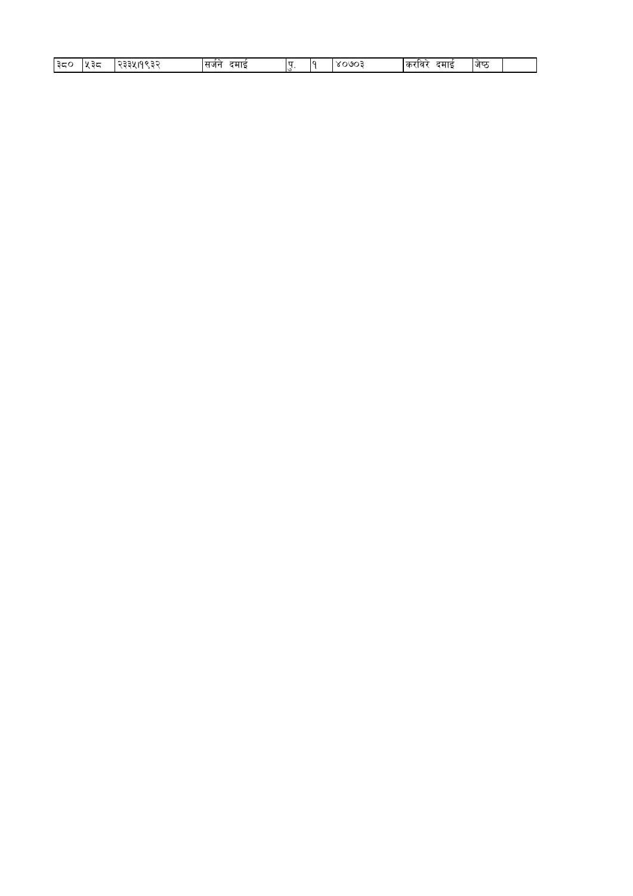| | | | | | | | | | |
|---|---|---|---|---|---|---|---|---|---|
| ३८० | ५३८ | २३३५।१९३२ | सर्जने दमाई | पु. | १ | ४०७०३ | करविरे दमाई | जेष्ठ | |